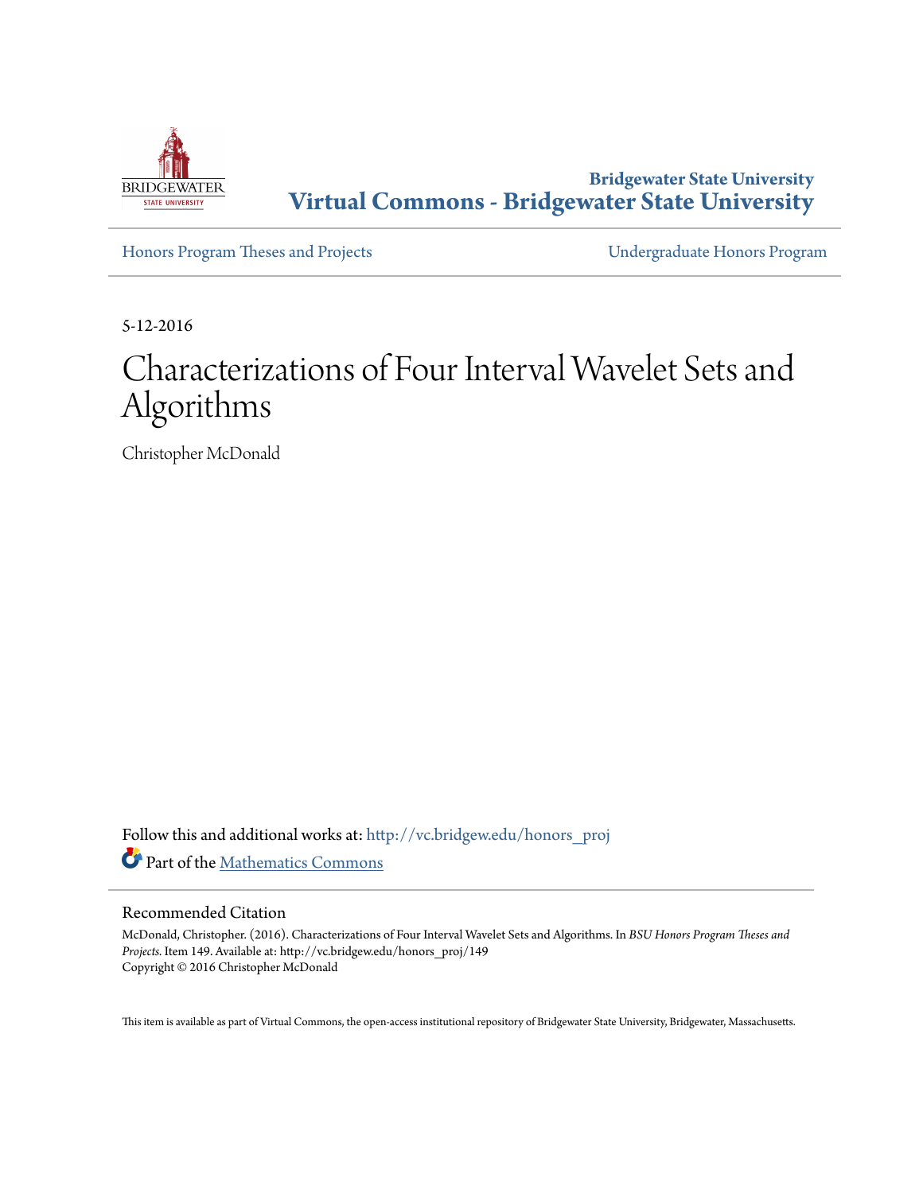Bridgewater State University
Virtual Commons - Bridgewater State University

Honors Program Theses and Projects | Undergraduate Honors Program

5-12-2016

# Characterizations of Four Interval Wavelet Sets and Algorithms

Christopher McDonald

Follow this and additional works at: http://vc.bridgew.edu/honors_proj

Part of the Mathematics Commons

## Recommended Citation

McDonald, Christopher. (2016). Characterizations of Four Interval Wavelet Sets and Algorithms. In *BSU Honors Program Theses and Projects.* Item 149. Available at: http://vc.bridgew.edu/honors_proj/149
Copyright © 2016 Christopher McDonald

This item is available as part of Virtual Commons, the open-access institutional repository of Bridgewater State University, Bridgewater, Massachusetts.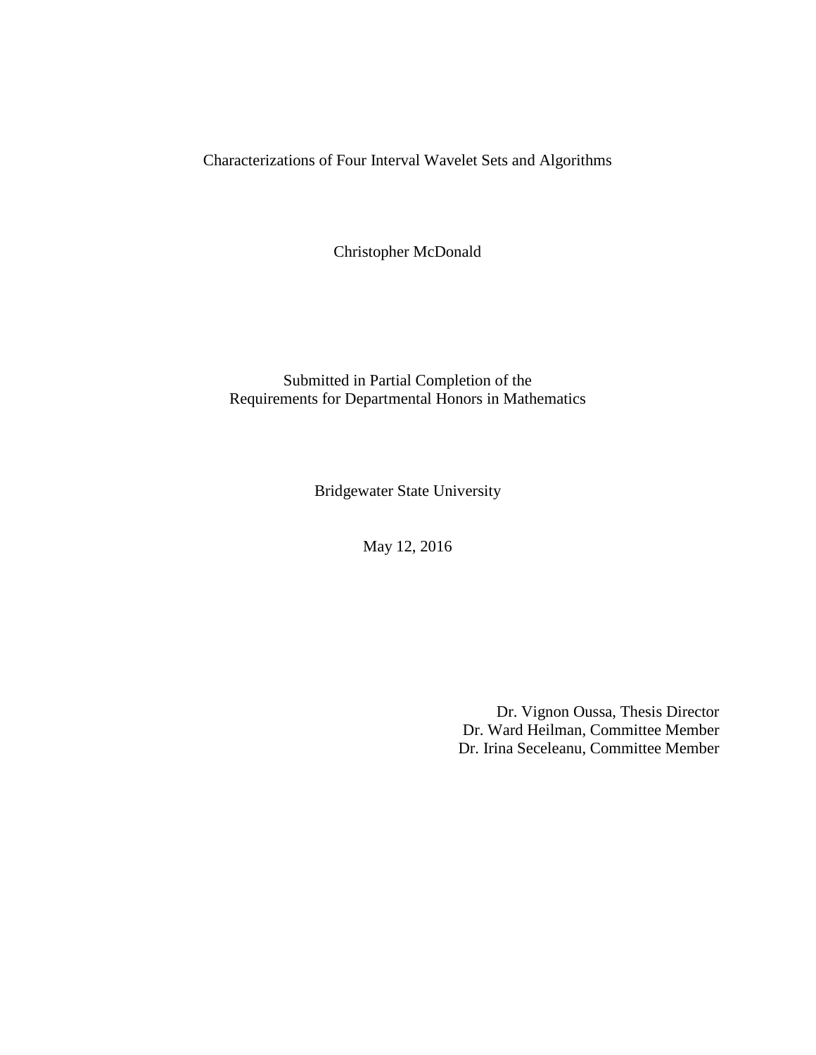# Characterizations of Four Interval Wavelet Sets and Algorithms

Christopher McDonald

Submitted in Partial Completion of the
Requirements for Departmental Honors in Mathematics

Bridgewater State University

May 12, 2016

Dr. Vignon Oussa, Thesis Director
Dr. Ward Heilman, Committee Member
Dr. Irina Seceleanu, Committee Member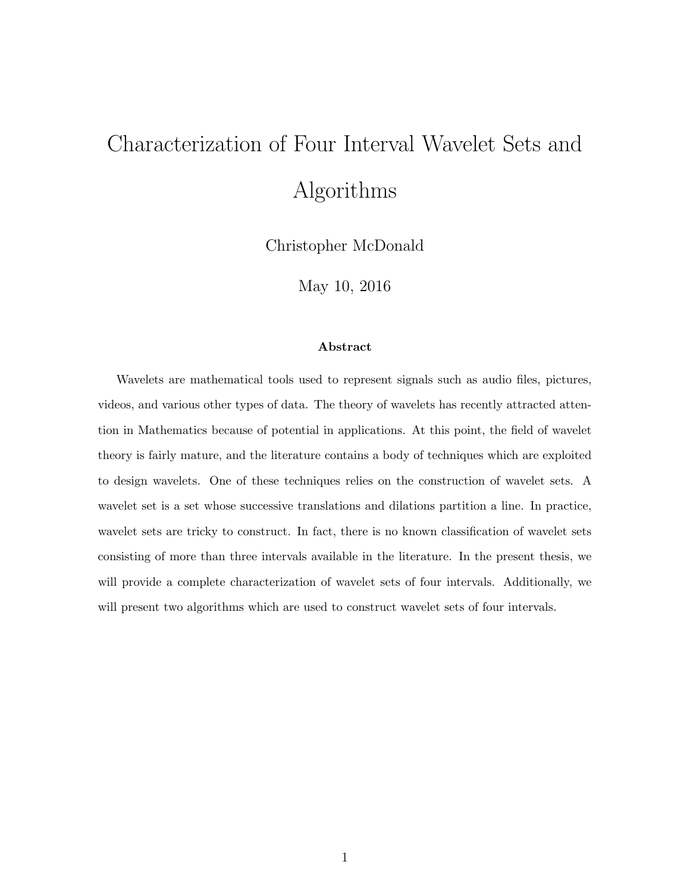# Characterization of Four Interval Wavelet Sets and Algorithms

Christopher McDonald

May 10, 2016

**Abstract**

Wavelets are mathematical tools used to represent signals such as audio files, pictures, videos, and various other types of data. The theory of wavelets has recently attracted attention in Mathematics because of potential in applications. At this point, the field of wavelet theory is fairly mature, and the literature contains a body of techniques which are exploited to design wavelets. One of these techniques relies on the construction of wavelet sets. A wavelet set is a set whose successive translations and dilations partition a line. In practice, wavelet sets are tricky to construct. In fact, there is no known classification of wavelet sets consisting of more than three intervals available in the literature. In the present thesis, we will provide a complete characterization of wavelet sets of four intervals. Additionally, we will present two algorithms which are used to construct wavelet sets of four intervals.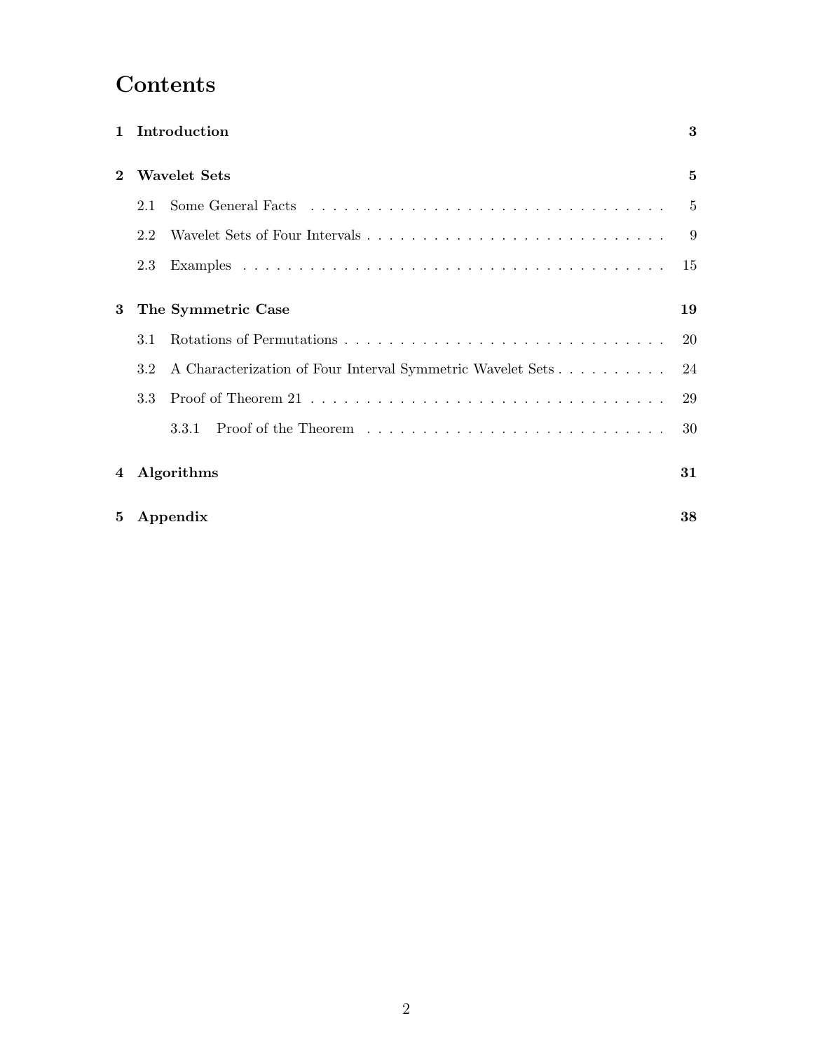# Contents

**1 Introduction** — **3**

**2 Wavelet Sets** — **5**

- 2.1 Some General Facts — 5
- 2.2 Wavelet Sets of Four Intervals — 9
- 2.3 Examples — 15

**3 The Symmetric Case** — **19**

- 3.1 Rotations of Permutations — 20
- 3.2 A Characterization of Four Interval Symmetric Wavelet Sets — 24
- 3.3 Proof of Theorem 21 — 29
  - 3.3.1 Proof of the Theorem — 30

**4 Algorithms** — **31**

**5 Appendix** — **38**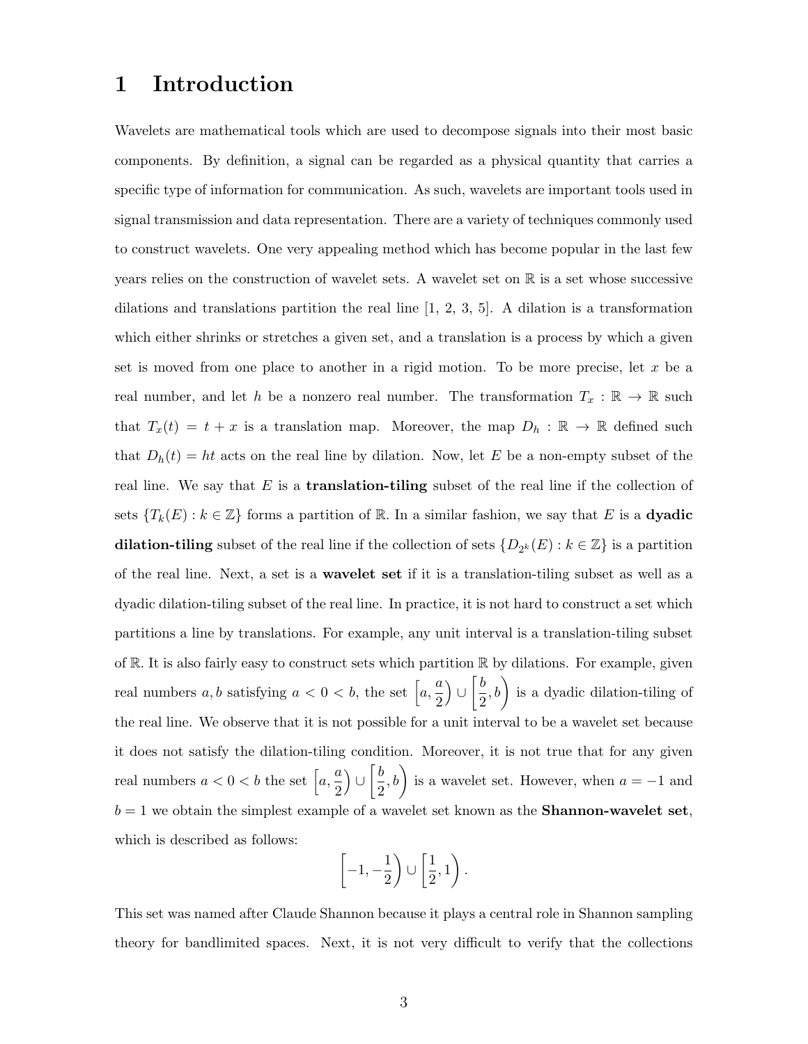# 1 Introduction

Wavelets are mathematical tools which are used to decompose signals into their most basic components. By definition, a signal can be regarded as a physical quantity that carries a specific type of information for communication. As such, wavelets are important tools used in signal transmission and data representation. There are a variety of techniques commonly used to construct wavelets. One very appealing method which has become popular in the last few years relies on the construction of wavelet sets. A wavelet set on $\mathbb{R}$ is a set whose successive dilations and translations partition the real line [1, 2, 3, 5]. A dilation is a transformation which either shrinks or stretches a given set, and a translation is a process by which a given set is moved from one place to another in a rigid motion. To be more precise, let $x$ be a real number, and let $h$ be a nonzero real number. The transformation $T_x : \mathbb{R} \to \mathbb{R}$ such that $T_x(t) = t + x$ is a translation map. Moreover, the map $D_h : \mathbb{R} \to \mathbb{R}$ defined such that $D_h(t) = ht$ acts on the real line by dilation. Now, let $E$ be a non-empty subset of the real line. We say that $E$ is a **translation-tiling** subset of the real line if the collection of sets $\{T_k(E) : k \in \mathbb{Z}\}$ forms a partition of $\mathbb{R}$. In a similar fashion, we say that $E$ is a **dyadic dilation-tiling** subset of the real line if the collection of sets $\{D_{2^k}(E) : k \in \mathbb{Z}\}$ is a partition of the real line. Next, a set is a **wavelet set** if it is a translation-tiling subset as well as a dyadic dilation-tiling subset of the real line. In practice, it is not hard to construct a set which partitions a line by translations. For example, any unit interval is a translation-tiling subset of $\mathbb{R}$. It is also fairly easy to construct sets which partition $\mathbb{R}$ by dilations. For example, given real numbers $a, b$ satisfying $a < 0 < b$, the set $\left[a, \frac{a}{2}\right) \cup \left[\frac{b}{2}, b\right)$ is a dyadic dilation-tiling of the real line. We observe that it is not possible for a unit interval to be a wavelet set because it does not satisfy the dilation-tiling condition. Moreover, it is not true that for any given real numbers $a < 0 < b$ the set $\left[a, \frac{a}{2}\right) \cup \left[\frac{b}{2}, b\right)$ is a wavelet set. However, when $a = -1$ and $b = 1$ we obtain the simplest example of a wavelet set known as the **Shannon-wavelet set**, which is described as follows:

$$\left[-1, -\frac{1}{2}\right) \cup \left[\frac{1}{2}, 1\right).$$

This set was named after Claude Shannon because it plays a central role in Shannon sampling theory for bandlimited spaces. Next, it is not very difficult to verify that the collections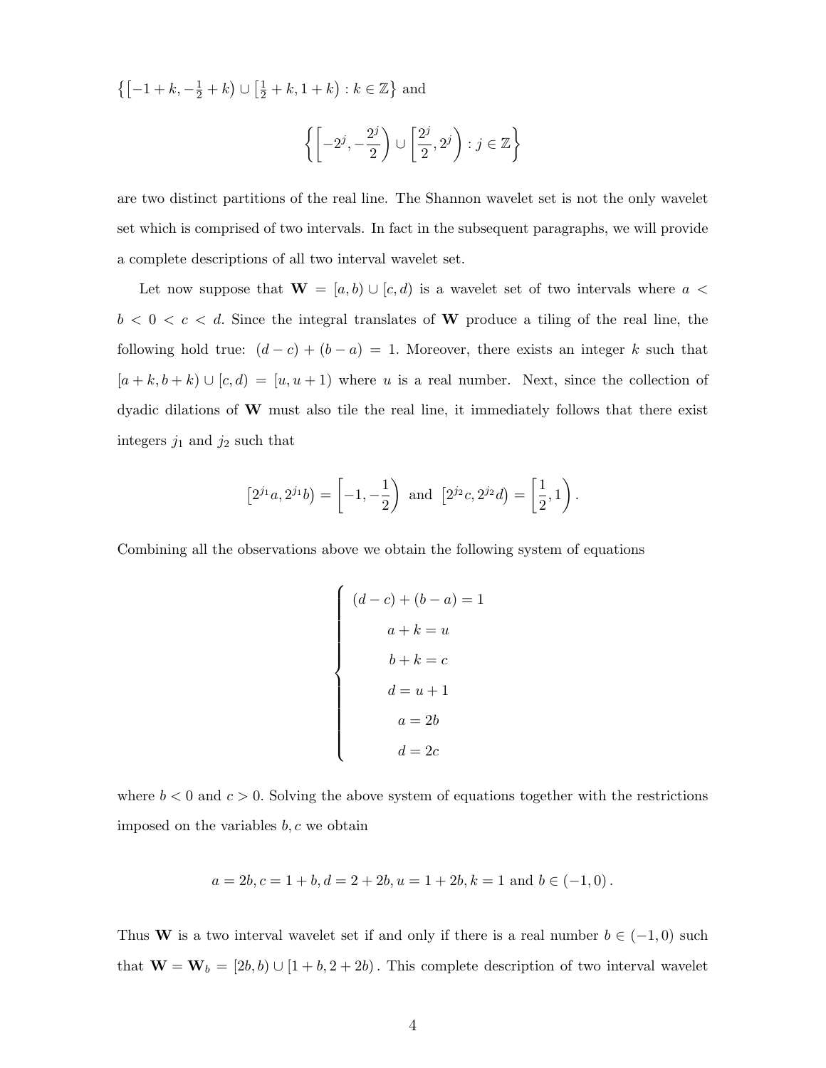$\left\{\left[-1+k,-\frac{1}{2}+k\right)\cup\left[\frac{1}{2}+k,1+k\right):k\in\mathbb{Z}\right\}$ and

$$\left\{\left[-2^{j},-\frac{2^{j}}{2}\right)\cup\left[\frac{2^{j}}{2},2^{j}\right):j\in\mathbb{Z}\right\}$$

are two distinct partitions of the real line. The Shannon wavelet set is not the only wavelet set which is comprised of two intervals. In fact in the subsequent paragraphs, we will provide a complete descriptions of all two interval wavelet set.

Let now suppose that $\mathbf{W}=[a,b)\cup[c,d)$ is a wavelet set of two intervals where $a<b<0<c<d$. Since the integral translates of $\mathbf{W}$ produce a tiling of the real line, the following hold true: $(d-c)+(b-a)=1$. Moreover, there exists an integer $k$ such that $[a+k,b+k)\cup[c,d)=[u,u+1)$ where $u$ is a real number. Next, since the collection of dyadic dilations of $\mathbf{W}$ must also tile the real line, it immediately follows that there exist integers $j_1$ and $j_2$ such that

$$\left[2^{j_1}a,2^{j_1}b\right)=\left[-1,-\frac{1}{2}\right)\text{ and }\left[2^{j_2}c,2^{j_2}d\right)=\left[\frac{1}{2},1\right).$$

Combining all the observations above we obtain the following system of equations

$$\begin{cases}(d-c)+(b-a)=1\\ a+k=u\\ b+k=c\\ d=u+1\\ a=2b\\ d=2c\end{cases}$$

where $b<0$ and $c>0$. Solving the above system of equations together with the restrictions imposed on the variables $b,c$ we obtain

$$a=2b,c=1+b,d=2+2b,u=1+2b,k=1\text{ and }b\in(-1,0).$$

Thus $\mathbf{W}$ is a two interval wavelet set if and only if there is a real number $b\in(-1,0)$ such that $\mathbf{W}=\mathbf{W}_b=[2b,b)\cup[1+b,2+2b)$. This complete description of two interval wavelet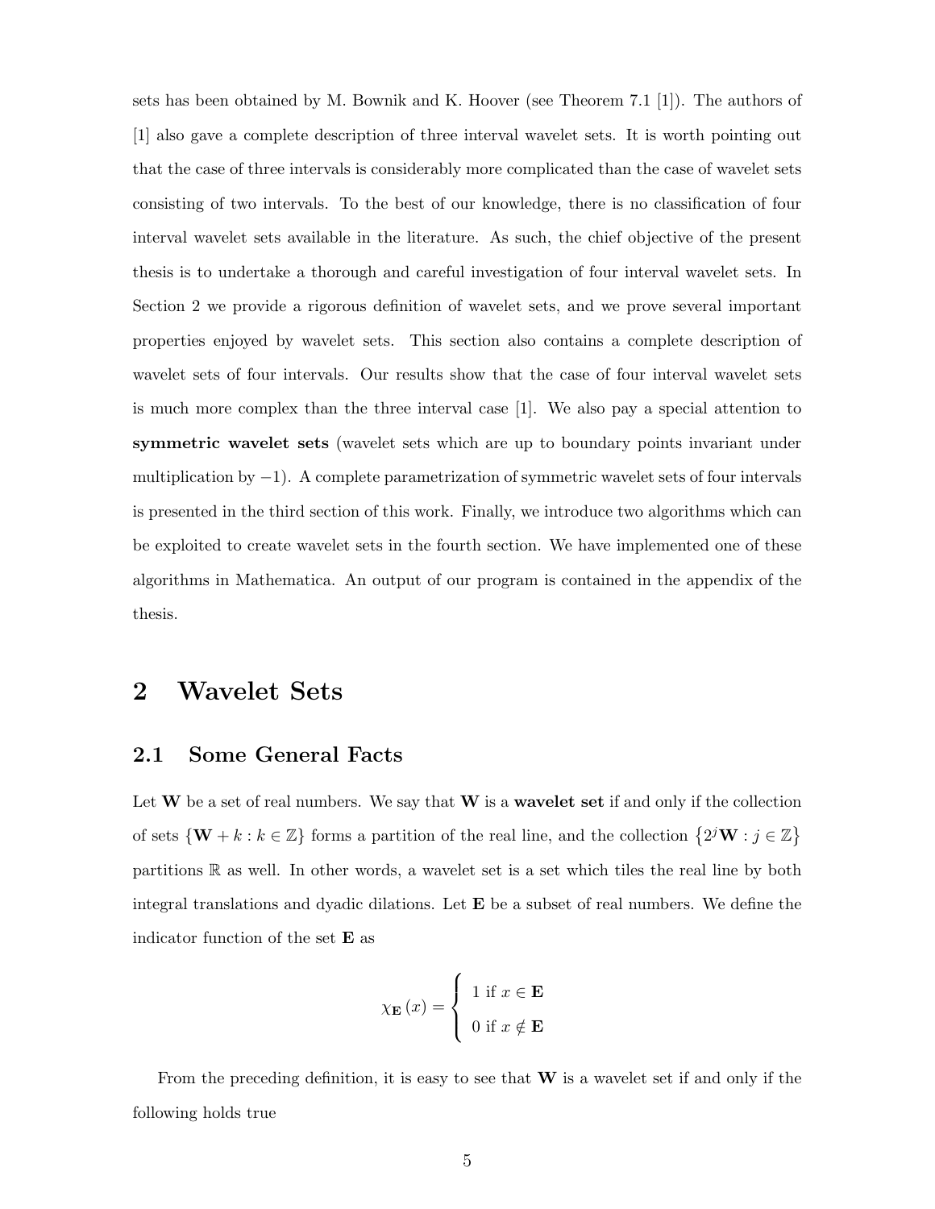sets has been obtained by M. Bownik and K. Hoover (see Theorem 7.1 [1]). The authors of [1] also gave a complete description of three interval wavelet sets. It is worth pointing out that the case of three intervals is considerably more complicated than the case of wavelet sets consisting of two intervals. To the best of our knowledge, there is no classification of four interval wavelet sets available in the literature. As such, the chief objective of the present thesis is to undertake a thorough and careful investigation of four interval wavelet sets. In Section 2 we provide a rigorous definition of wavelet sets, and we prove several important properties enjoyed by wavelet sets. This section also contains a complete description of wavelet sets of four intervals. Our results show that the case of four interval wavelet sets is much more complex than the three interval case [1]. We also pay a special attention to **symmetric wavelet sets** (wavelet sets which are up to boundary points invariant under multiplication by $-1$). A complete parametrization of symmetric wavelet sets of four intervals is presented in the third section of this work. Finally, we introduce two algorithms which can be exploited to create wavelet sets in the fourth section. We have implemented one of these algorithms in Mathematica. An output of our program is contained in the appendix of the thesis.

# 2 Wavelet Sets

## 2.1 Some General Facts

Let $\mathbf{W}$ be a set of real numbers. We say that $\mathbf{W}$ is a **wavelet set** if and only if the collection of sets $\{\mathbf{W}+k : k \in \mathbb{Z}\}$ forms a partition of the real line, and the collection $\{2^j\mathbf{W} : j \in \mathbb{Z}\}$ partitions $\mathbb{R}$ as well. In other words, a wavelet set is a set which tiles the real line by both integral translations and dyadic dilations. Let $\mathbf{E}$ be a subset of real numbers. We define the indicator function of the set $\mathbf{E}$ as

$$\chi_{\mathbf{E}}(x) = \begin{cases} 1 \text{ if } x \in \mathbf{E} \\ 0 \text{ if } x \notin \mathbf{E} \end{cases}$$

From the preceding definition, it is easy to see that $\mathbf{W}$ is a wavelet set if and only if the following holds true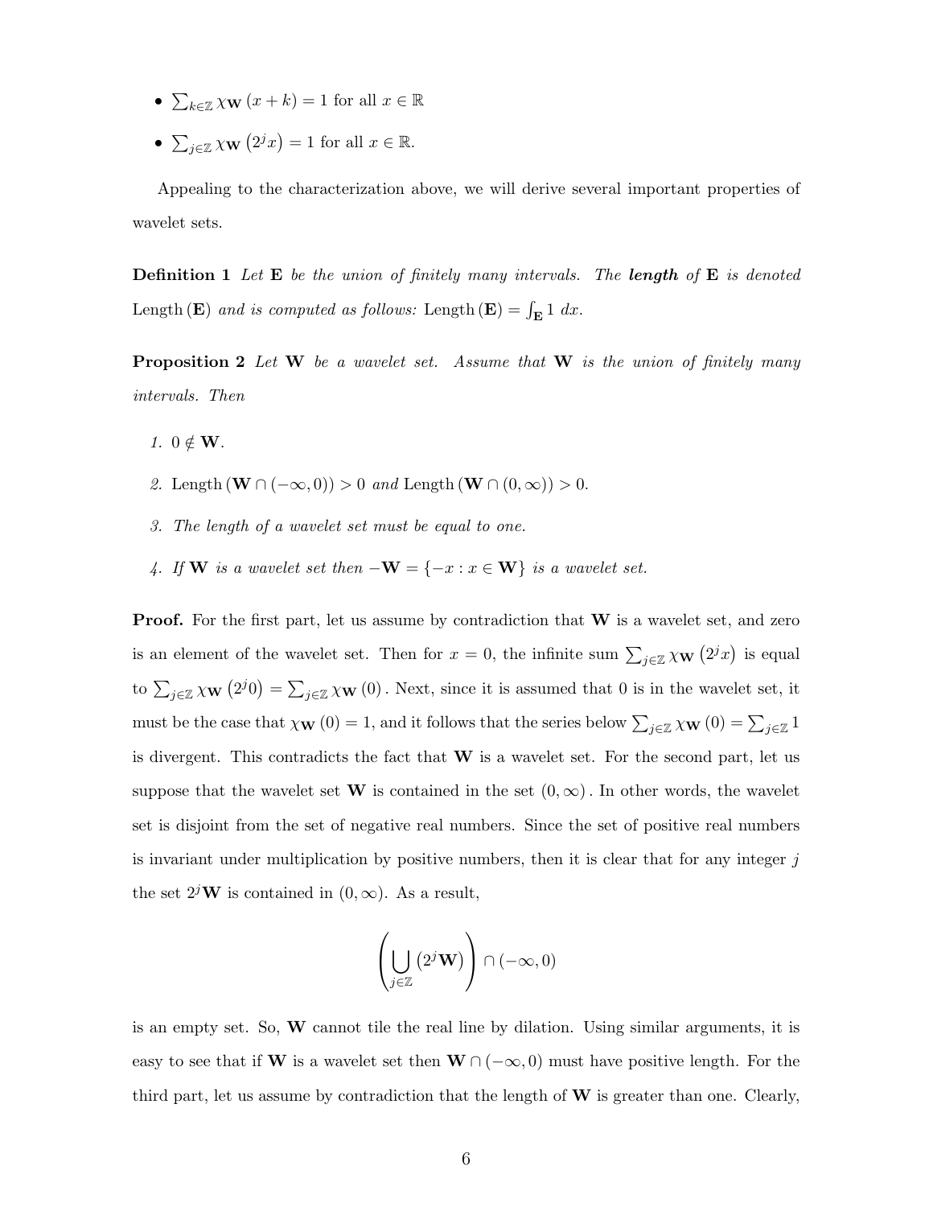- $\sum_{k\in\mathbb{Z}} \chi_{\mathbf{W}}(x+k) = 1$ for all $x \in \mathbb{R}$
- $\sum_{j\in\mathbb{Z}} \chi_{\mathbf{W}}(2^j x) = 1$ for all $x \in \mathbb{R}$.

Appealing to the characterization above, we will derive several important properties of wavelet sets.

**Definition 1** *Let* $\mathbf{E}$ *be the union of finitely many intervals. The* ***length*** *of* $\mathbf{E}$ *is denoted* $\text{Length}(\mathbf{E})$ *and is computed as follows:* $\text{Length}(\mathbf{E}) = \int_{\mathbf{E}} 1 \, dx$.

**Proposition 2** *Let* $\mathbf{W}$ *be a wavelet set. Assume that* $\mathbf{W}$ *is the union of finitely many intervals. Then*

1. $0 \notin \mathbf{W}$.
2. $\text{Length}(\mathbf{W} \cap (-\infty, 0)) > 0$ *and* $\text{Length}(\mathbf{W} \cap (0, \infty)) > 0$.
3. *The length of a wavelet set must be equal to one.*
4. *If* $\mathbf{W}$ *is a wavelet set then* $-\mathbf{W} = \{-x : x \in \mathbf{W}\}$ *is a wavelet set.*

**Proof.** For the first part, let us assume by contradiction that $\mathbf{W}$ is a wavelet set, and zero is an element of the wavelet set. Then for $x = 0$, the infinite sum $\sum_{j\in\mathbb{Z}} \chi_{\mathbf{W}}(2^j x)$ is equal to $\sum_{j\in\mathbb{Z}} \chi_{\mathbf{W}}(2^j 0) = \sum_{j\in\mathbb{Z}} \chi_{\mathbf{W}}(0)$. Next, since it is assumed that 0 is in the wavelet set, it must be the case that $\chi_{\mathbf{W}}(0) = 1$, and it follows that the series below $\sum_{j\in\mathbb{Z}} \chi_{\mathbf{W}}(0) = \sum_{j\in\mathbb{Z}} 1$ is divergent. This contradicts the fact that $\mathbf{W}$ is a wavelet set. For the second part, let us suppose that the wavelet set $\mathbf{W}$ is contained in the set $(0, \infty)$. In other words, the wavelet set is disjoint from the set of negative real numbers. Since the set of positive real numbers is invariant under multiplication by positive numbers, then it is clear that for any integer $j$ the set $2^j \mathbf{W}$ is contained in $(0, \infty)$. As a result,

$$\left( \bigcup_{j\in\mathbb{Z}} (2^j \mathbf{W}) \right) \cap (-\infty, 0)$$

is an empty set. So, $\mathbf{W}$ cannot tile the real line by dilation. Using similar arguments, it is easy to see that if $\mathbf{W}$ is a wavelet set then $\mathbf{W} \cap (-\infty, 0)$ must have positive length. For the third part, let us assume by contradiction that the length of $\mathbf{W}$ is greater than one. Clearly,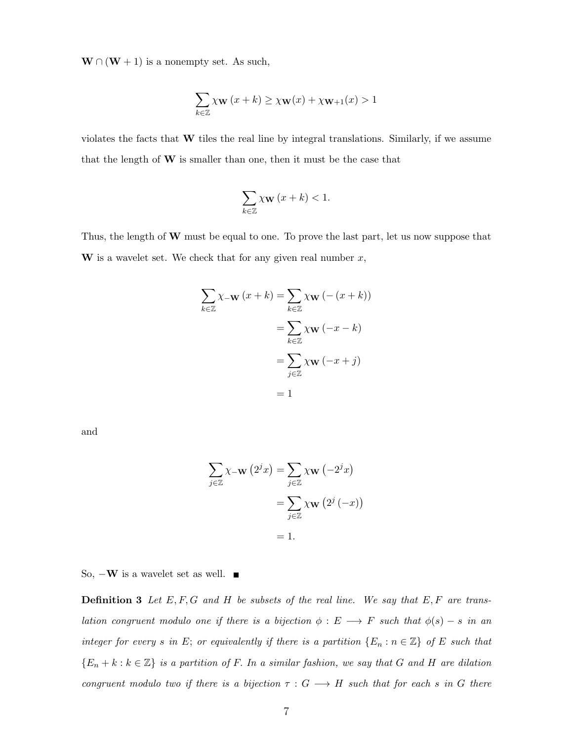$\mathbf{W} \cap (\mathbf{W}+1)$ is a nonempty set. As such,

$$\sum_{k\in\mathbb{Z}} \chi_{\mathbf{W}}\,(x+k) \geq \chi_{\mathbf{W}}(x) + \chi_{\mathbf{W}+1}(x) > 1$$

violates the facts that $\mathbf{W}$ tiles the real line by integral translations. Similarly, if we assume that the length of $\mathbf{W}$ is smaller than one, then it must be the case that

$$\sum_{k\in\mathbb{Z}} \chi_{\mathbf{W}}\,(x+k) < 1.$$

Thus, the length of $\mathbf{W}$ must be equal to one. To prove the last part, let us now suppose that $\mathbf{W}$ is a wavelet set. We check that for any given real number $x$,

$$\begin{aligned}
\sum_{k\in\mathbb{Z}} \chi_{-\mathbf{W}}\,(x+k) &= \sum_{k\in\mathbb{Z}} \chi_{\mathbf{W}}\,(-(x+k)) \\
&= \sum_{k\in\mathbb{Z}} \chi_{\mathbf{W}}\,(-x-k) \\
&= \sum_{j\in\mathbb{Z}} \chi_{\mathbf{W}}\,(-x+j) \\
&= 1
\end{aligned}$$

and

$$\begin{aligned}
\sum_{j\in\mathbb{Z}} \chi_{-\mathbf{W}}\left(2^j x\right) &= \sum_{j\in\mathbb{Z}} \chi_{\mathbf{W}}\left(-2^j x\right) \\
&= \sum_{j\in\mathbb{Z}} \chi_{\mathbf{W}}\left(2^j(-x)\right) \\
&= 1.
\end{aligned}$$

So, $-\mathbf{W}$ is a wavelet set as well. ■

**Definition 3** *Let $E, F, G$ and $H$ be subsets of the real line. We say that $E, F$ are translation congruent modulo one if there is a bijection $\phi : E \longrightarrow F$ such that $\phi(s) - s$ in an integer for every $s$ in $E$; or equivalently if there is a partition $\{E_n : n \in \mathbb{Z}\}$ of $E$ such that $\{E_n + k : k \in \mathbb{Z}\}$ is a partition of $F$. In a similar fashion, we say that $G$ and $H$ are dilation congruent modulo two if there is a bijection $\tau : G \longrightarrow H$ such that for each $s$ in $G$ there*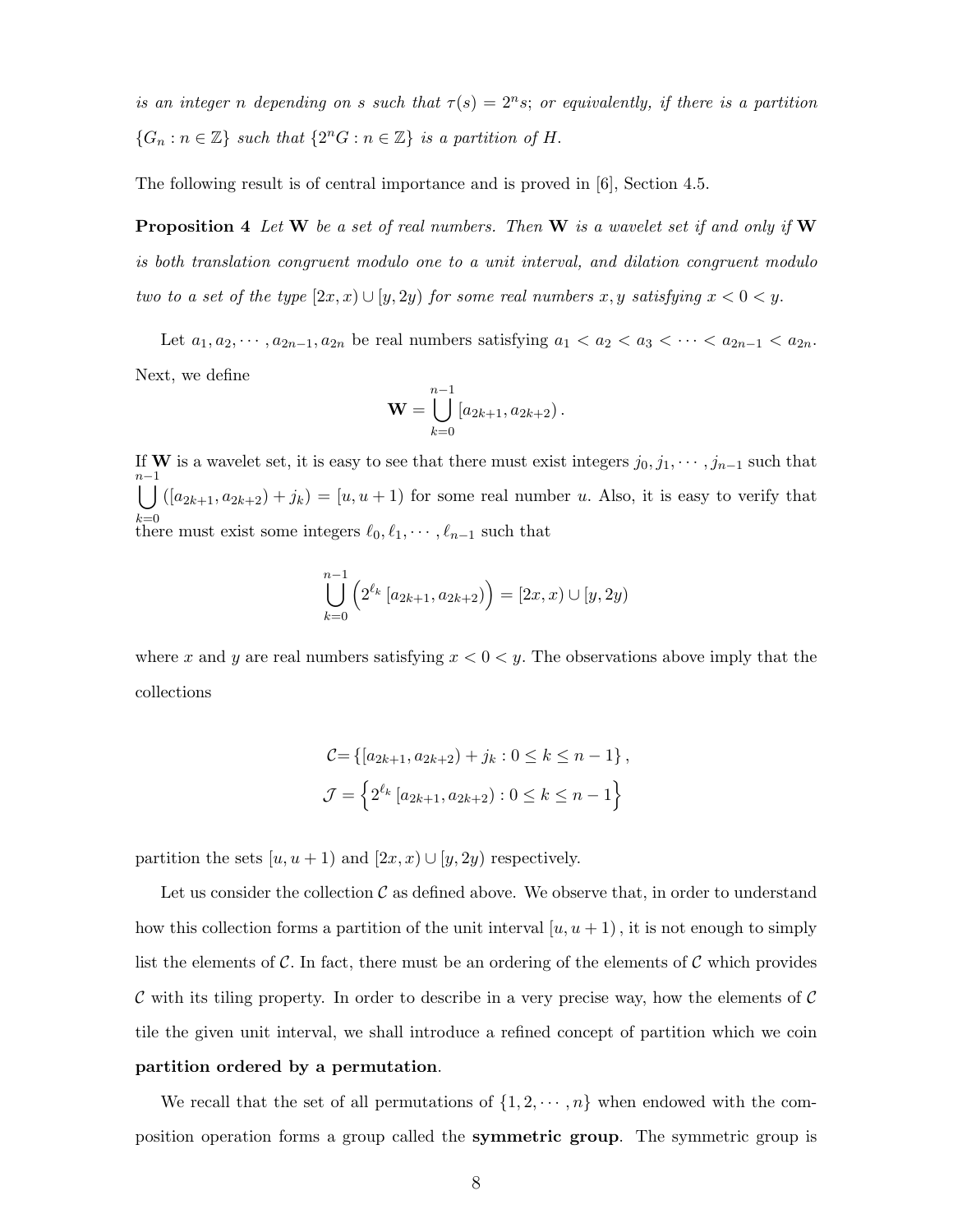*is an integer $n$ depending on $s$ such that $\tau(s) = 2^n s$; or equivalently, if there is a partition $\{G_n : n \in \mathbb{Z}\}$ such that $\{2^n G : n \in \mathbb{Z}\}$ is a partition of $H$.*

The following result is of central importance and is proved in [6], Section 4.5.

**Proposition 4** *Let $\mathbf{W}$ be a set of real numbers. Then $\mathbf{W}$ is a wavelet set if and only if $\mathbf{W}$ is both translation congruent modulo one to a unit interval, and dilation congruent modulo two to a set of the type $[2x, x) \cup [y, 2y)$ for some real numbers $x, y$ satisfying $x < 0 < y$.*

Let $a_1, a_2, \cdots, a_{2n-1}, a_{2n}$ be real numbers satisfying $a_1 < a_2 < a_3 < \cdots < a_{2n-1} < a_{2n}$. Next, we define

$$\mathbf{W} = \bigcup_{k=0}^{n-1} [a_{2k+1}, a_{2k+2}).$$

If $\mathbf{W}$ is a wavelet set, it is easy to see that there must exist integers $j_0, j_1, \cdots, j_{n-1}$ such that $\bigcup_{k=0}^{n-1} ([a_{2k+1}, a_{2k+2}) + j_k) = [u, u+1)$ for some real number $u$. Also, it is easy to verify that there must exist some integers $\ell_0, \ell_1, \cdots, \ell_{n-1}$ such that

$$\bigcup_{k=0}^{n-1} \left(2^{\ell_k} [a_{2k+1}, a_{2k+2})\right) = [2x, x) \cup [y, 2y)$$

where $x$ and $y$ are real numbers satisfying $x < 0 < y$. The observations above imply that the collections

$$\mathcal{C} = \{[a_{2k+1}, a_{2k+2}) + j_k : 0 \leq k \leq n-1\},$$
$$\mathcal{J} = \left\{2^{\ell_k} [a_{2k+1}, a_{2k+2}) : 0 \leq k \leq n-1\right\}$$

partition the sets $[u, u+1)$ and $[2x, x) \cup [y, 2y)$ respectively.

Let us consider the collection $\mathcal{C}$ as defined above. We observe that, in order to understand how this collection forms a partition of the unit interval $[u, u+1)$, it is not enough to simply list the elements of $\mathcal{C}$. In fact, there must be an ordering of the elements of $\mathcal{C}$ which provides $\mathcal{C}$ with its tiling property. In order to describe in a very precise way, how the elements of $\mathcal{C}$ tile the given unit interval, we shall introduce a refined concept of partition which we coin **partition ordered by a permutation**.

We recall that the set of all permutations of $\{1, 2, \cdots, n\}$ when endowed with the composition operation forms a group called the **symmetric group**. The symmetric group is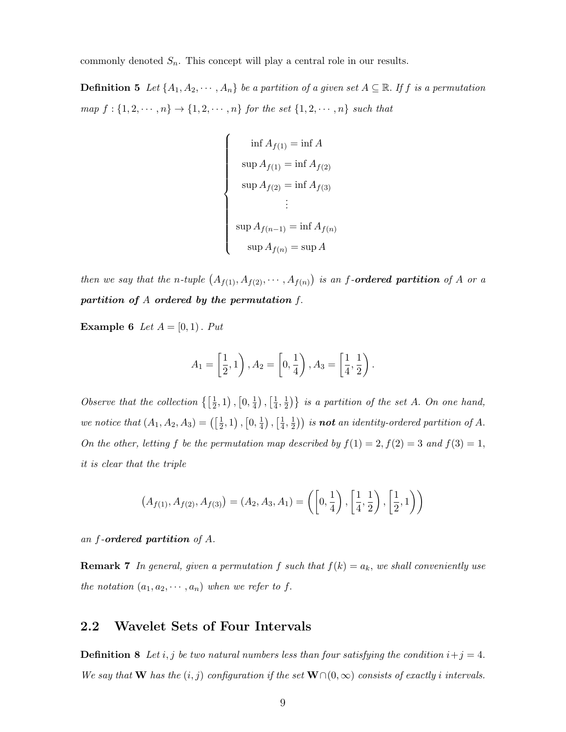commonly denoted $S_n$. This concept will play a central role in our results.

**Definition 5** *Let $\{A_1, A_2, \cdots, A_n\}$ be a partition of a given set $A \subseteq \mathbb{R}$. If $f$ is a permutation map $f : \{1, 2, \cdots, n\} \to \{1, 2, \cdots, n\}$ for the set $\{1, 2, \cdots, n\}$ such that*

$$\begin{cases} \inf A_{f(1)} = \inf A \\ \sup A_{f(1)} = \inf A_{f(2)} \\ \sup A_{f(2)} = \inf A_{f(3)} \\ \vdots \\ \sup A_{f(n-1)} = \inf A_{f(n)} \\ \sup A_{f(n)} = \sup A \end{cases}$$

*then we say that the n-tuple $(A_{f(1)}, A_{f(2)}, \cdots, A_{f(n)})$ is an $f$-**ordered partition** of $A$ or a **partition of** $A$ **ordered by the permutation** $f$.*

**Example 6** *Let $A = [0, 1)$. Put*

$$A_1 = \left[\frac{1}{2}, 1\right), A_2 = \left[0, \frac{1}{4}\right), A_3 = \left[\frac{1}{4}, \frac{1}{2}\right).$$

*Observe that the collection $\left\{\left[\frac{1}{2}, 1\right), \left[0, \frac{1}{4}\right), \left[\frac{1}{4}, \frac{1}{2}\right)\right\}$ is a partition of the set $A$. On one hand, we notice that $(A_1, A_2, A_3) = \left(\left[\frac{1}{2}, 1\right), \left[0, \frac{1}{4}\right), \left[\frac{1}{4}, \frac{1}{2}\right)\right)$ is **not** an identity-ordered partition of $A$. On the other, letting $f$ be the permutation map described by $f(1) = 2, f(2) = 3$ and $f(3) = 1$, it is clear that the triple*

$$(A_{f(1)}, A_{f(2)}, A_{f(3)}) = (A_2, A_3, A_1) = \left(\left[0, \frac{1}{4}\right), \left[\frac{1}{4}, \frac{1}{2}\right), \left[\frac{1}{2}, 1\right)\right)$$

*an $f$-**ordered partition** of $A$.*

**Remark 7** *In general, given a permutation $f$ such that $f(k) = a_k$, we shall conveniently use the notation $(a_1, a_2, \cdots, a_n)$ when we refer to $f$.*

## 2.2 Wavelet Sets of Four Intervals

**Definition 8** *Let $i, j$ be two natural numbers less than four satisfying the condition $i + j = 4$. We say that $\mathbf{W}$ has the $(i, j)$ configuration if the set $\mathbf{W} \cap (0, \infty)$ consists of exactly $i$ intervals.*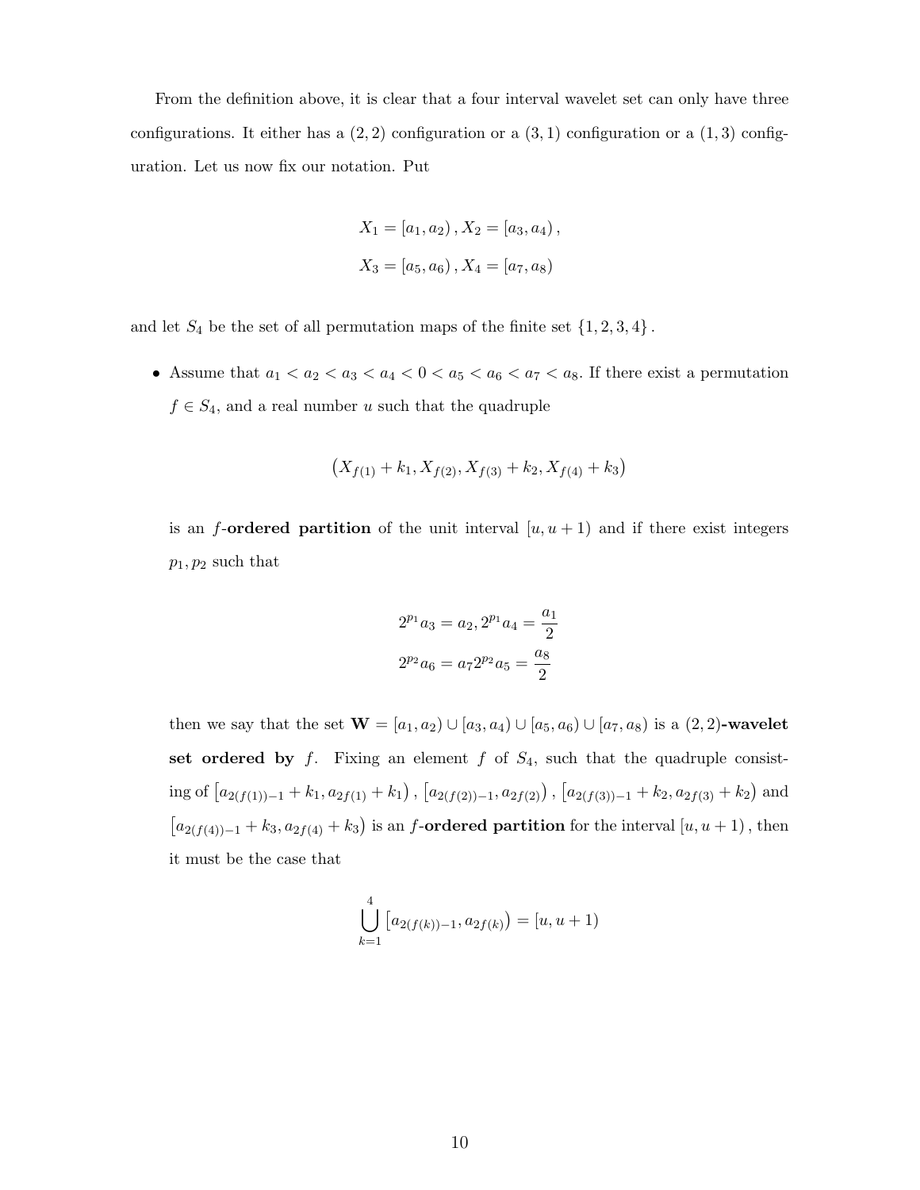From the definition above, it is clear that a four interval wavelet set can only have three configurations. It either has a $(2,2)$ configuration or a $(3,1)$ configuration or a $(1,3)$ configuration. Let us now fix our notation. Put

$$X_1 = [a_1, a_2), X_2 = [a_3, a_4),$$
$$X_3 = [a_5, a_6), X_4 = [a_7, a_8)$$

and let $S_4$ be the set of all permutation maps of the finite set $\{1,2,3,4\}$.

- Assume that $a_1 < a_2 < a_3 < a_4 < 0 < a_5 < a_6 < a_7 < a_8$. If there exist a permutation $f \in S_4$, and a real number $u$ such that the quadruple

  $$\left(X_{f(1)} + k_1, X_{f(2)}, X_{f(3)} + k_2, X_{f(4)} + k_3\right)$$

  is an $f$-**ordered partition** of the unit interval $[u, u+1)$ and if there exist integers $p_1, p_2$ such that

  $$2^{p_1} a_3 = a_2, 2^{p_1} a_4 = \frac{a_1}{2}$$
  $$2^{p_2} a_6 = a_7 2^{p_2} a_5 = \frac{a_8}{2}$$

  then we say that the set $\mathbf{W} = [a_1, a_2) \cup [a_3, a_4) \cup [a_5, a_6) \cup [a_7, a_8)$ is a **(2,2)-wavelet set ordered by** $f$. Fixing an element $f$ of $S_4$, such that the quadruple consisting of $\left[a_{2(f(1))-1} + k_1, a_{2f(1)} + k_1\right)$, $\left[a_{2(f(2))-1}, a_{2f(2)}\right)$, $\left[a_{2(f(3))-1} + k_2, a_{2f(3)} + k_2\right)$ and $\left[a_{2(f(4))-1} + k_3, a_{2f(4)} + k_3\right)$ is an $f$-**ordered partition** for the interval $[u, u+1)$, then it must be the case that

  $$\bigcup_{k=1}^{4} \left[a_{2(f(k))-1}, a_{2f(k)}\right) = [u, u+1)$$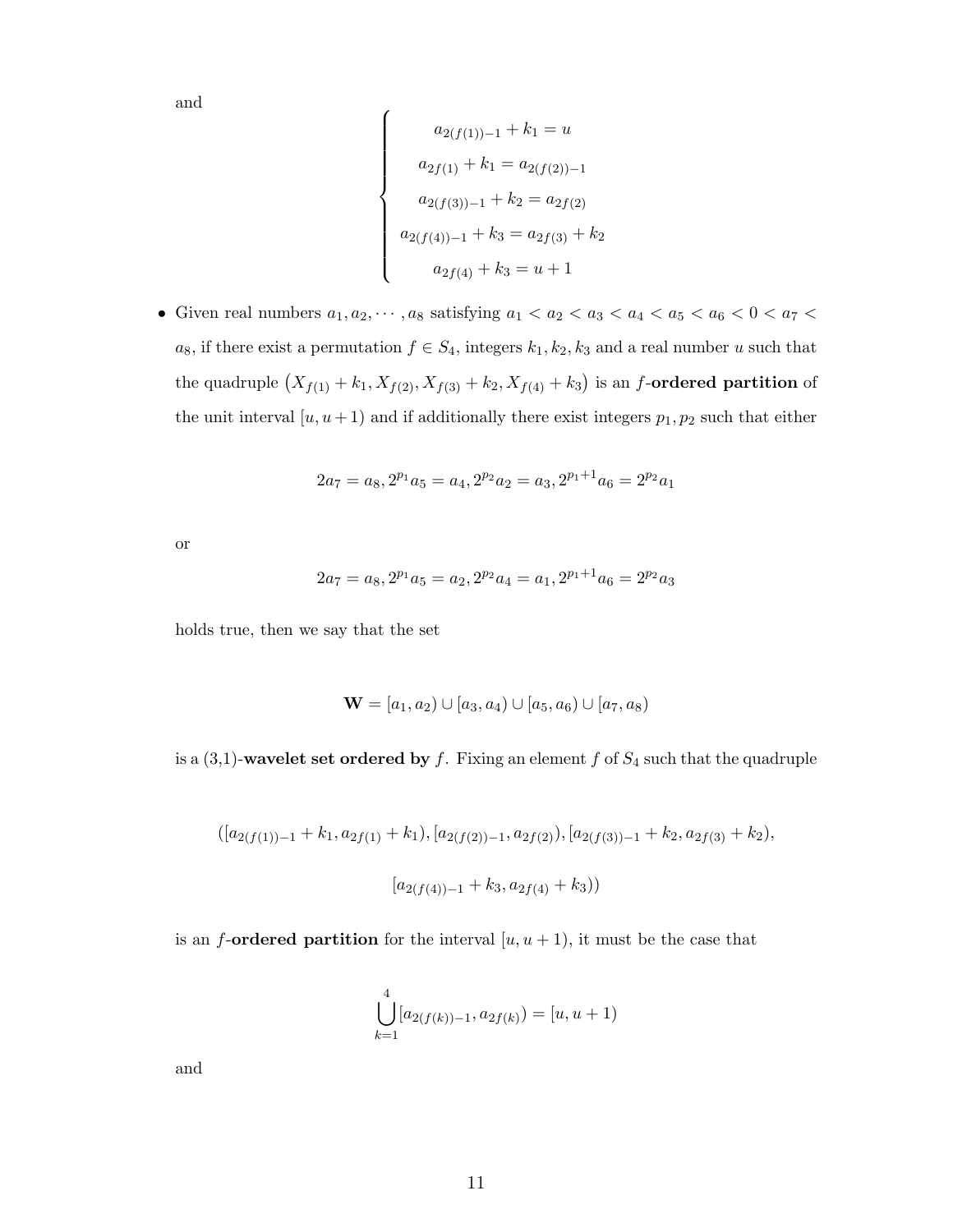and

$$
\begin{cases}
a_{2(f(1))-1} + k_1 = u \\
a_{2f(1)} + k_1 = a_{2(f(2))-1} \\
a_{2(f(3))-1} + k_2 = a_{2f(2)} \\
a_{2(f(4))-1} + k_3 = a_{2f(3)} + k_2 \\
a_{2f(4)} + k_3 = u + 1
\end{cases}
$$

- Given real numbers $a_1, a_2, \cdots, a_8$ satisfying $a_1 < a_2 < a_3 < a_4 < a_5 < a_6 < 0 < a_7 < a_8$, if there exist a permutation $f \in S_4$, integers $k_1, k_2, k_3$ and a real number $u$ such that the quadruple $\left(X_{f(1)} + k_1, X_{f(2)}, X_{f(3)} + k_2, X_{f(4)} + k_3\right)$ is an $f$-**ordered partition** of the unit interval $[u, u+1)$ and if additionally there exist integers $p_1, p_2$ such that either

$$2a_7 = a_8, 2^{p_1}a_5 = a_4, 2^{p_2}a_2 = a_3, 2^{p_1+1}a_6 = 2^{p_2}a_1$$

or

$$2a_7 = a_8, 2^{p_1}a_5 = a_2, 2^{p_2}a_4 = a_1, 2^{p_1+1}a_6 = 2^{p_2}a_3$$

holds true, then we say that the set

$$\mathbf{W} = [a_1, a_2) \cup [a_3, a_4) \cup [a_5, a_6) \cup [a_7, a_8)$$

is a (3,1)-**wavelet set ordered by** $f$. Fixing an element $f$ of $S_4$ such that the quadruple

$$([a_{2(f(1))-1} + k_1, a_{2f(1)} + k_1), [a_{2(f(2))-1}, a_{2f(2)}), [a_{2(f(3))-1} + k_2, a_{2f(3)} + k_2),$$

$$[a_{2(f(4))-1} + k_3, a_{2f(4)} + k_3))$$

is an $f$-**ordered partition** for the interval $[u, u+1)$, it must be the case that

$$\bigcup_{k=1}^{4} [a_{2(f(k))-1}, a_{2f(k)}) = [u, u+1)$$

and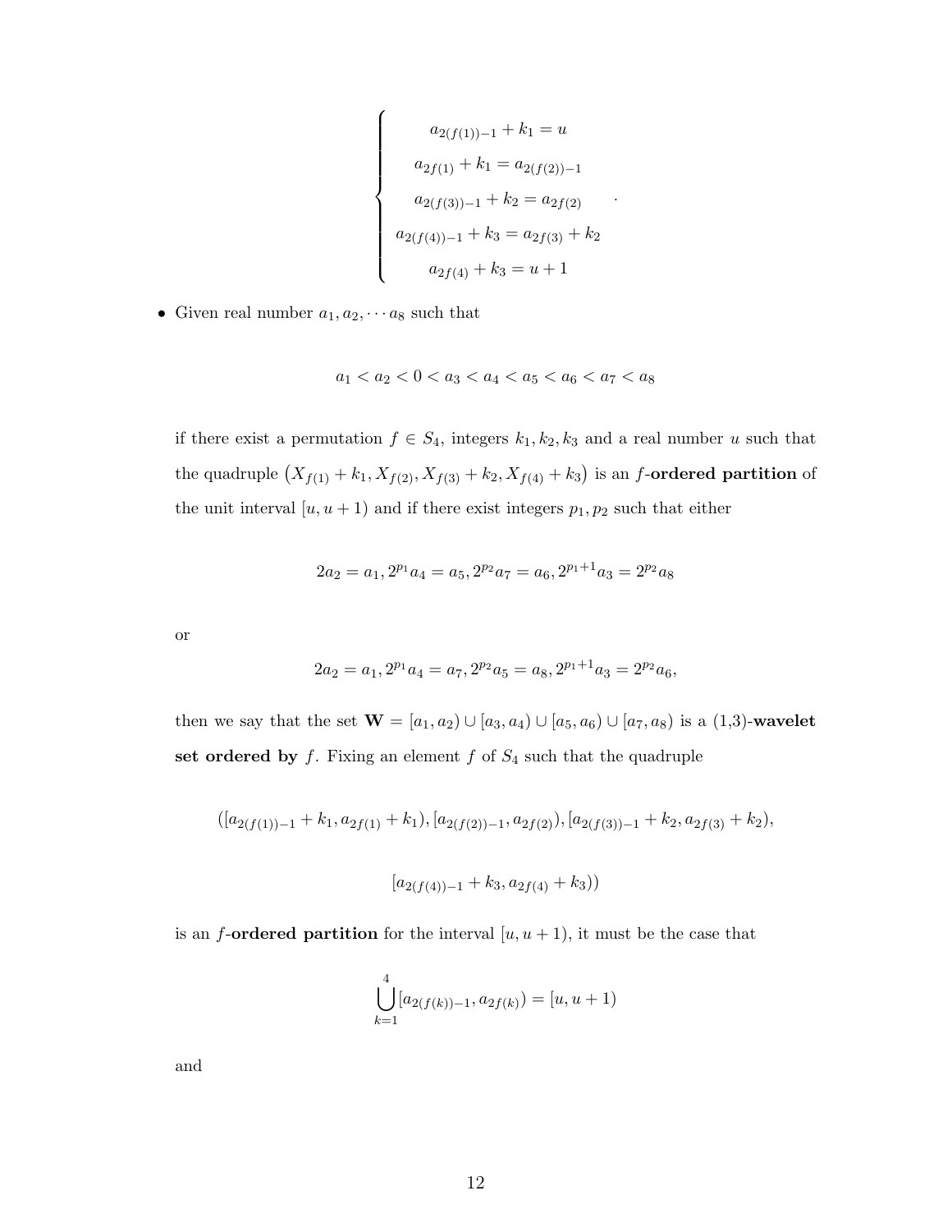$$
\begin{cases}
a_{2(f(1))-1} + k_1 = u \\
a_{2f(1)} + k_1 = a_{2(f(2))-1} \\
a_{2(f(3))-1} + k_2 = a_{2f(2)} \\
a_{2(f(4))-1} + k_3 = a_{2f(3)} + k_2 \\
a_{2f(4)} + k_3 = u + 1
\end{cases}.
$$

- Given real number $a_1, a_2, \cdots a_8$ such that

$$
a_1 < a_2 < 0 < a_3 < a_4 < a_5 < a_6 < a_7 < a_8
$$

if there exist a permutation $f \in S_4$, integers $k_1, k_2, k_3$ and a real number $u$ such that the quadruple $\left(X_{f(1)} + k_1, X_{f(2)}, X_{f(3)} + k_2, X_{f(4)} + k_3\right)$ is an $f$-**ordered partition** of the unit interval $[u, u+1)$ and if there exist integers $p_1, p_2$ such that either

$$
2a_2 = a_1, 2^{p_1}a_4 = a_5, 2^{p_2}a_7 = a_6, 2^{p_1+1}a_3 = 2^{p_2}a_8
$$

or

$$
2a_2 = a_1, 2^{p_1}a_4 = a_7, 2^{p_2}a_5 = a_8, 2^{p_1+1}a_3 = 2^{p_2}a_6,
$$

then we say that the set $\mathbf{W} = [a_1, a_2) \cup [a_3, a_4) \cup [a_5, a_6) \cup [a_7, a_8)$ is a (1,3)-**wavelet set ordered by** $f$. Fixing an element $f$ of $S_4$ such that the quadruple

$$
([a_{2(f(1))-1} + k_1, a_{2f(1)} + k_1), [a_{2(f(2))-1}, a_{2f(2)}), [a_{2(f(3))-1} + k_2, a_{2f(3)} + k_2),
$$

$$
[a_{2(f(4))-1} + k_3, a_{2f(4)} + k_3))
$$

is an $f$-**ordered partition** for the interval $[u, u+1)$, it must be the case that

$$
\bigcup_{k=1}^{4} [a_{2(f(k))-1}, a_{2f(k)}) = [u, u+1)
$$

and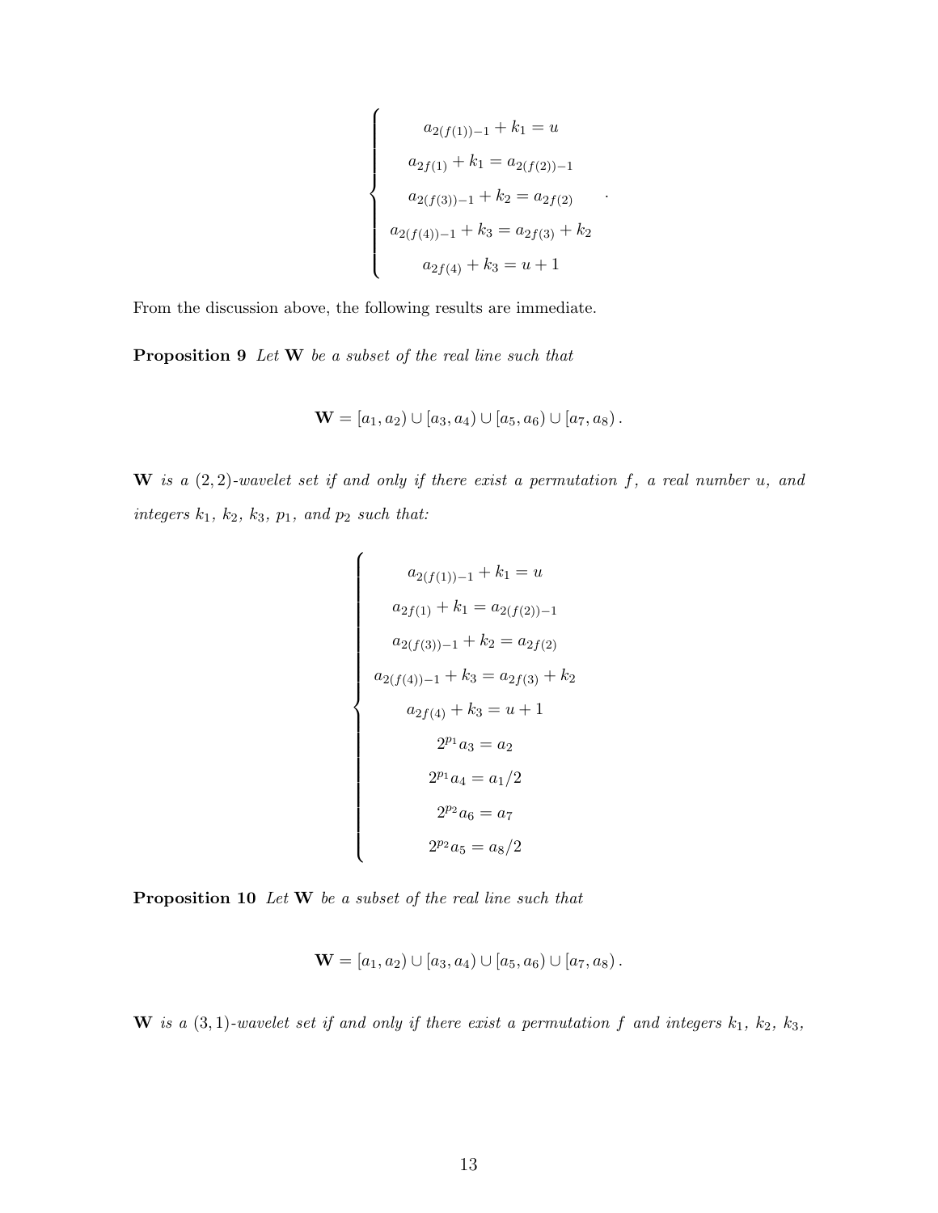$$
\begin{cases}
a_{2(f(1))-1} + k_1 = u \\
a_{2f(1)} + k_1 = a_{2(f(2))-1} \\
a_{2(f(3))-1} + k_2 = a_{2f(2)} \\
a_{2(f(4))-1} + k_3 = a_{2f(3)} + k_2 \\
a_{2f(4)} + k_3 = u + 1
\end{cases}.
$$

From the discussion above, the following results are immediate.

**Proposition 9** *Let* $\mathbf{W}$ *be a subset of the real line such that*

$$
\mathbf{W} = [a_1, a_2) \cup [a_3, a_4) \cup [a_5, a_6) \cup [a_7, a_8).
$$

$\mathbf{W}$ *is a* $(2,2)$*-wavelet set if and only if there exist a permutation* $f$*, a real number* $u$*, and integers* $k_1$*,* $k_2$*,* $k_3$*,* $p_1$*, and* $p_2$ *such that:*

$$
\begin{cases}
a_{2(f(1))-1} + k_1 = u \\
a_{2f(1)} + k_1 = a_{2(f(2))-1} \\
a_{2(f(3))-1} + k_2 = a_{2f(2)} \\
a_{2(f(4))-1} + k_3 = a_{2f(3)} + k_2 \\
a_{2f(4)} + k_3 = u + 1 \\
2^{p_1} a_3 = a_2 \\
2^{p_1} a_4 = a_1/2 \\
2^{p_2} a_6 = a_7 \\
2^{p_2} a_5 = a_8/2
\end{cases}
$$

**Proposition 10** *Let* $\mathbf{W}$ *be a subset of the real line such that*

$$
\mathbf{W} = [a_1, a_2) \cup [a_3, a_4) \cup [a_5, a_6) \cup [a_7, a_8).
$$

$\mathbf{W}$ *is a* $(3,1)$*-wavelet set if and only if there exist a permutation* $f$ *and integers* $k_1$*,* $k_2$*,* $k_3$*,*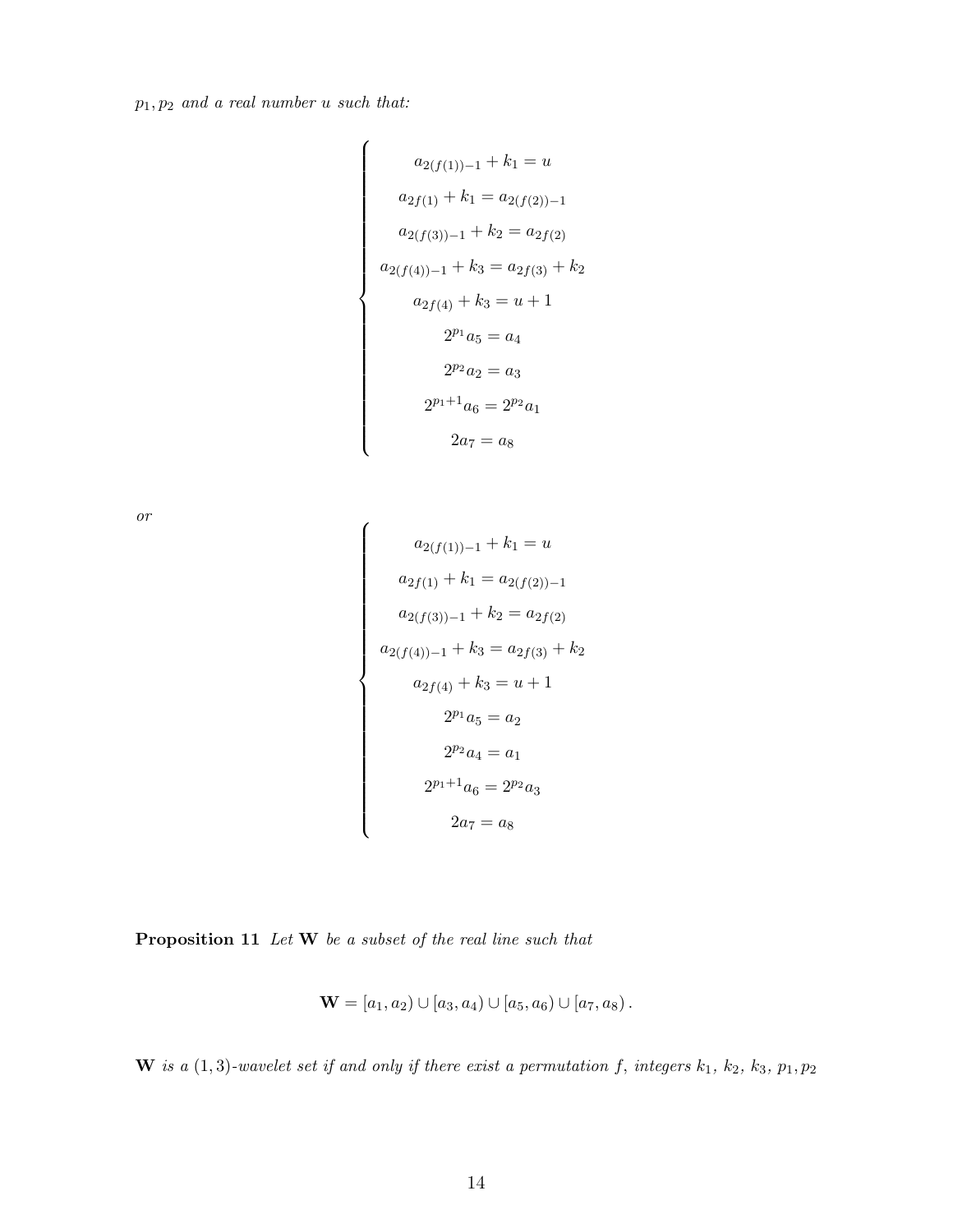$p_1, p_2$ *and a real number* $u$ *such that:*

$$
\begin{cases}
a_{2(f(1))-1} + k_1 = u \\
a_{2f(1)} + k_1 = a_{2(f(2))-1} \\
a_{2(f(3))-1} + k_2 = a_{2f(2)} \\
a_{2(f(4))-1} + k_3 = a_{2f(3)} + k_2 \\
a_{2f(4)} + k_3 = u + 1 \\
2^{p_1} a_5 = a_4 \\
2^{p_2} a_2 = a_3 \\
2^{p_1+1} a_6 = 2^{p_2} a_1 \\
2a_7 = a_8
\end{cases}
$$

*or*

$$
\begin{cases}
a_{2(f(1))-1} + k_1 = u \\
a_{2f(1)} + k_1 = a_{2(f(2))-1} \\
a_{2(f(3))-1} + k_2 = a_{2f(2)} \\
a_{2(f(4))-1} + k_3 = a_{2f(3)} + k_2 \\
a_{2f(4)} + k_3 = u + 1 \\
2^{p_1} a_5 = a_2 \\
2^{p_2} a_4 = a_1 \\
2^{p_1+1} a_6 = 2^{p_2} a_3 \\
2a_7 = a_8
\end{cases}
$$

**Proposition 11** *Let* $\mathbf{W}$ *be a subset of the real line such that*

$$
\mathbf{W} = [a_1, a_2) \cup [a_3, a_4) \cup [a_5, a_6) \cup [a_7, a_8).
$$

$\mathbf{W}$ *is a* $(1,3)$*-wavelet set if and only if there exist a permutation* $f$*, integers* $k_1$*,* $k_2$*,* $k_3$*,* $p_1, p_2$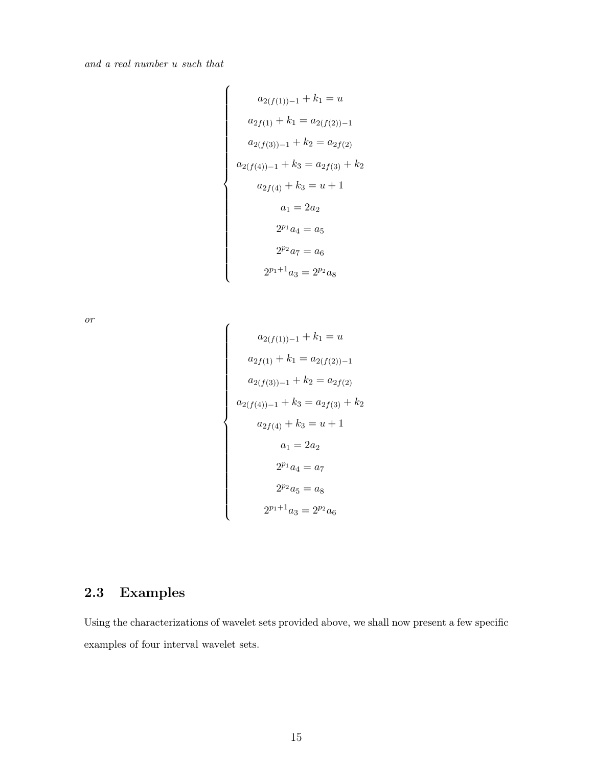*and a real number u such that*

$$
\begin{cases}
a_{2(f(1))-1} + k_1 = u \\
a_{2f(1)} + k_1 = a_{2(f(2))-1} \\
a_{2(f(3))-1} + k_2 = a_{2f(2)} \\
a_{2(f(4))-1} + k_3 = a_{2f(3)} + k_2 \\
a_{2f(4)} + k_3 = u + 1 \\
a_1 = 2a_2 \\
2^{p_1} a_4 = a_5 \\
2^{p_2} a_7 = a_6 \\
2^{p_1+1} a_3 = 2^{p_2} a_8
\end{cases}
$$

*or*

$$
\begin{cases}
a_{2(f(1))-1} + k_1 = u \\
a_{2f(1)} + k_1 = a_{2(f(2))-1} \\
a_{2(f(3))-1} + k_2 = a_{2f(2)} \\
a_{2(f(4))-1} + k_3 = a_{2f(3)} + k_2 \\
a_{2f(4)} + k_3 = u + 1 \\
a_1 = 2a_2 \\
2^{p_1} a_4 = a_7 \\
2^{p_2} a_5 = a_8 \\
2^{p_1+1} a_3 = 2^{p_2} a_6
\end{cases}
$$

## 2.3 Examples

Using the characterizations of wavelet sets provided above, we shall now present a few specific examples of four interval wavelet sets.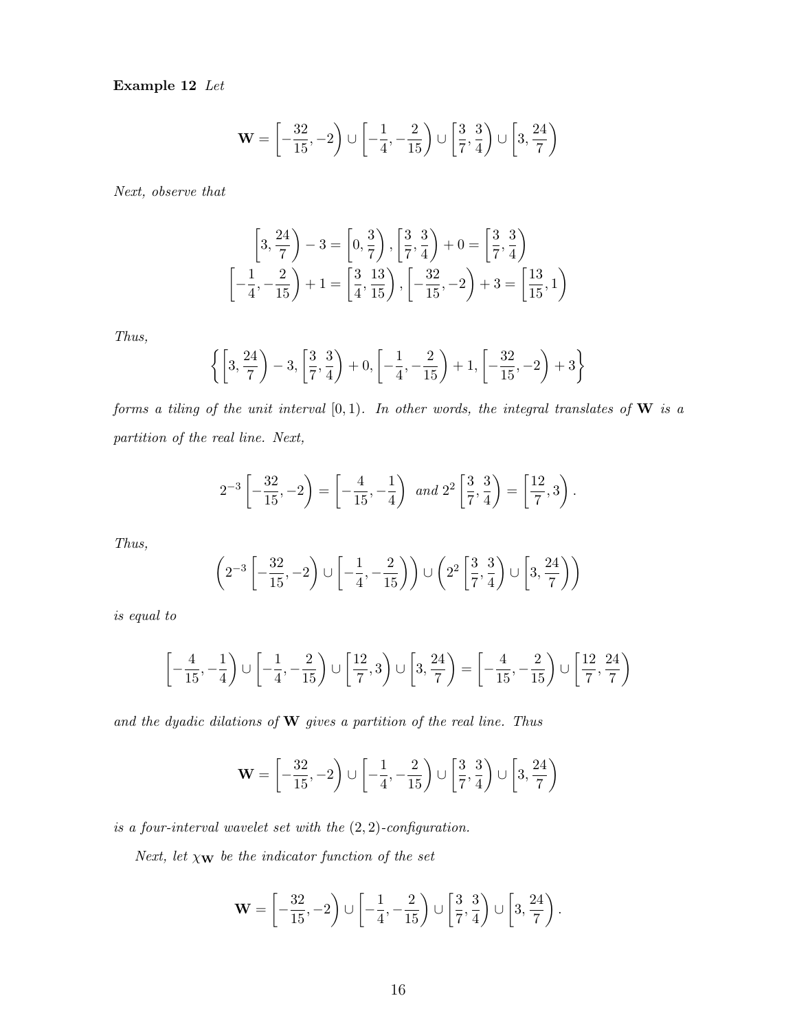**Example 12** *Let*

$$\mathbf{W} = \left[-\frac{32}{15}, -2\right) \cup \left[-\frac{1}{4}, -\frac{2}{15}\right) \cup \left[\frac{3}{7}, \frac{3}{4}\right) \cup \left[3, \frac{24}{7}\right)$$

*Next, observe that*

$$\left[3, \frac{24}{7}\right) - 3 = \left[0, \frac{3}{7}\right), \left[\frac{3}{7}, \frac{3}{4}\right) + 0 = \left[\frac{3}{7}, \frac{3}{4}\right)$$
$$\left[-\frac{1}{4}, -\frac{2}{15}\right) + 1 = \left[\frac{3}{4}, \frac{13}{15}\right), \left[-\frac{32}{15}, -2\right) + 3 = \left[\frac{13}{15}, 1\right)$$

*Thus,*

$$\left\{\left[3, \frac{24}{7}\right) - 3, \left[\frac{3}{7}, \frac{3}{4}\right) + 0, \left[-\frac{1}{4}, -\frac{2}{15}\right) + 1, \left[-\frac{32}{15}, -2\right) + 3\right\}$$

*forms a tiling of the unit interval* $[0, 1)$. *In other words, the integral translates of* $\mathbf{W}$ *is a partition of the real line. Next,*

$$2^{-3}\left[-\frac{32}{15}, -2\right) = \left[-\frac{4}{15}, -\frac{1}{4}\right) \text{ and } 2^{2}\left[\frac{3}{7}, \frac{3}{4}\right) = \left[\frac{12}{7}, 3\right).$$

*Thus,*

$$\left(2^{-3}\left[-\frac{32}{15}, -2\right) \cup \left[-\frac{1}{4}, -\frac{2}{15}\right)\right) \cup \left(2^{2}\left[\frac{3}{7}, \frac{3}{4}\right) \cup \left[3, \frac{24}{7}\right)\right)$$

*is equal to*

$$\left[-\frac{4}{15}, -\frac{1}{4}\right) \cup \left[-\frac{1}{4}, -\frac{2}{15}\right) \cup \left[\frac{12}{7}, 3\right) \cup \left[3, \frac{24}{7}\right) = \left[-\frac{4}{15}, -\frac{2}{15}\right) \cup \left[\frac{12}{7}, \frac{24}{7}\right)$$

*and the dyadic dilations of* $\mathbf{W}$ *gives a partition of the real line. Thus*

$$\mathbf{W} = \left[-\frac{32}{15}, -2\right) \cup \left[-\frac{1}{4}, -\frac{2}{15}\right) \cup \left[\frac{3}{7}, \frac{3}{4}\right) \cup \left[3, \frac{24}{7}\right)$$

*is a four-interval wavelet set with the* $(2, 2)$*-configuration.*

*Next, let* $\chi_{\mathbf{W}}$ *be the indicator function of the set*

$$\mathbf{W} = \left[-\frac{32}{15}, -2\right) \cup \left[-\frac{1}{4}, -\frac{2}{15}\right) \cup \left[\frac{3}{7}, \frac{3}{4}\right) \cup \left[3, \frac{24}{7}\right).$$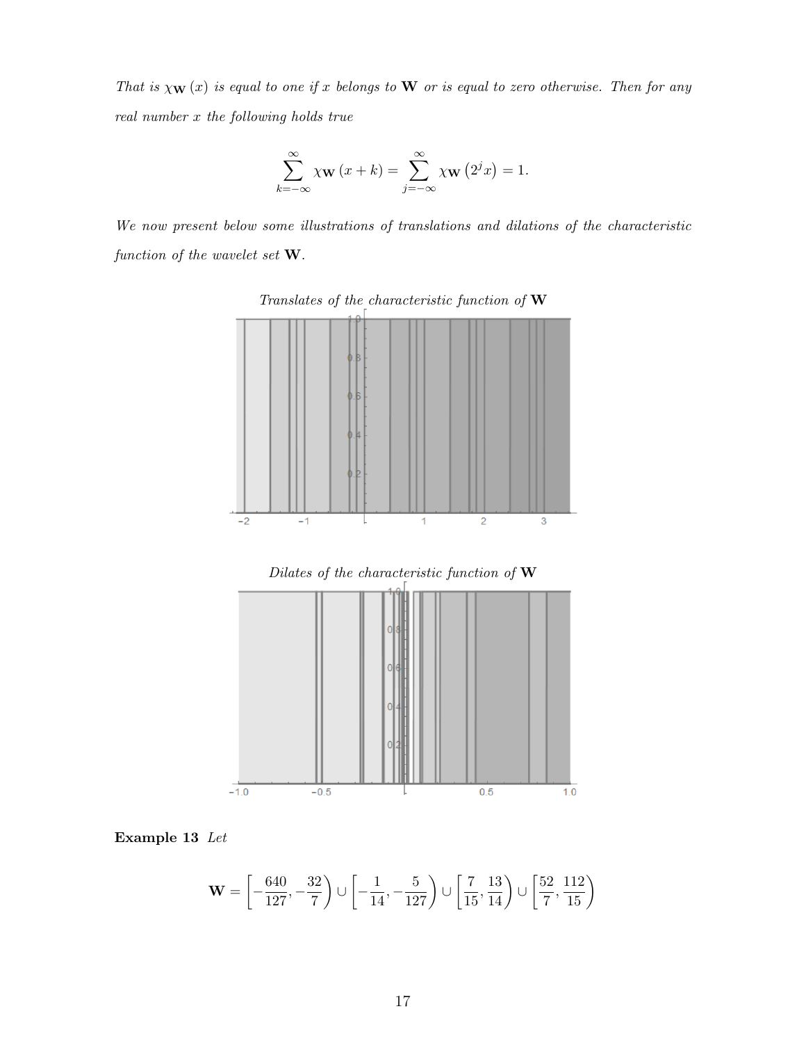*That is $\chi_{\mathbf{W}}(x)$ is equal to one if $x$ belongs to $\mathbf{W}$ or is equal to zero otherwise. Then for any real number $x$ the following holds true*

$$\sum_{k=-\infty}^{\infty} \chi_{\mathbf{W}}(x+k) = \sum_{j=-\infty}^{\infty} \chi_{\mathbf{W}}(2^j x) = 1.$$

*We now present below some illustrations of translations and dilations of the characteristic function of the wavelet set $\mathbf{W}$.*

*Translates of the characteristic function of* $\mathbf{W}$

*Dilates of the characteristic function of* $\mathbf{W}$

**Example 13** *Let*

$$\mathbf{W} = \left[-\frac{640}{127}, -\frac{32}{7}\right) \cup \left[-\frac{1}{14}, -\frac{5}{127}\right) \cup \left[\frac{7}{15}, \frac{13}{14}\right) \cup \left[\frac{52}{7}, \frac{112}{15}\right)$$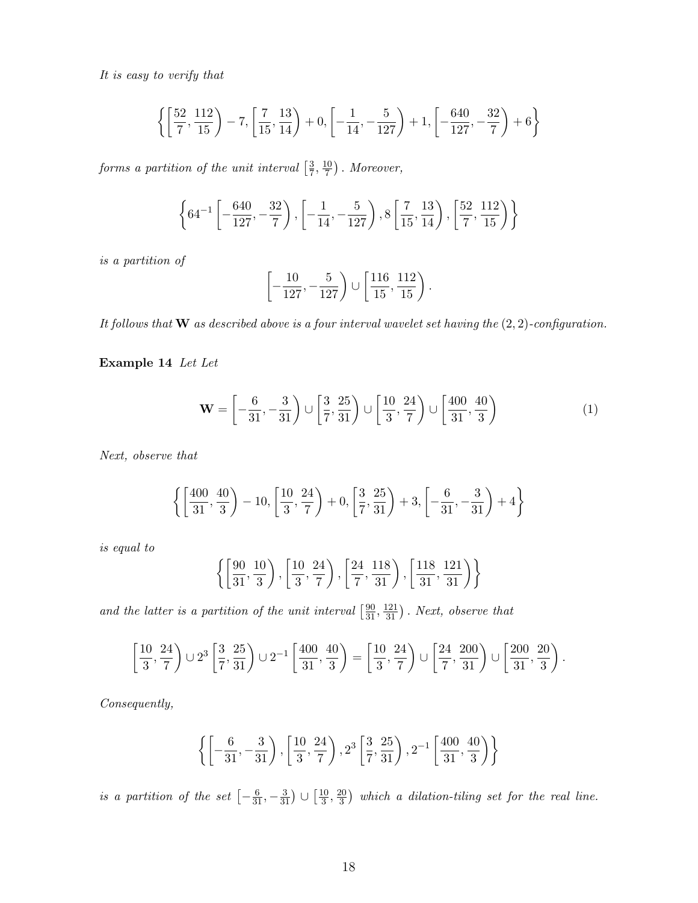*It is easy to verify that*

$$\left\{\left[\frac{52}{7},\frac{112}{15}\right)-7,\left[\frac{7}{15},\frac{13}{14}\right)+0,\left[-\frac{1}{14},-\frac{5}{127}\right)+1,\left[-\frac{640}{127},-\frac{32}{7}\right)+6\right\}$$

*forms a partition of the unit interval* $\left[\frac{3}{7},\frac{10}{7}\right)$. *Moreover,*

$$\left\{64^{-1}\left[-\frac{640}{127},-\frac{32}{7}\right),\left[-\frac{1}{14},-\frac{5}{127}\right),8\left[\frac{7}{15},\frac{13}{14}\right),\left[\frac{52}{7},\frac{112}{15}\right)\right\}$$

*is a partition of*

$$\left[-\frac{10}{127},-\frac{5}{127}\right)\cup\left[\frac{116}{15},\frac{112}{15}\right).$$

*It follows that* $\mathbf{W}$ *as described above is a four interval wavelet set having the* $(2,2)$*-configuration.*

**Example 14** *Let Let*

$$\mathbf{W}=\left[-\frac{6}{31},-\frac{3}{31}\right)\cup\left[\frac{3}{7},\frac{25}{31}\right)\cup\left[\frac{10}{3},\frac{24}{7}\right)\cup\left[\frac{400}{31},\frac{40}{3}\right) \tag{1}$$

*Next, observe that*

$$\left\{\left[\frac{400}{31},\frac{40}{3}\right)-10,\left[\frac{10}{3},\frac{24}{7}\right)+0,\left[\frac{3}{7},\frac{25}{31}\right)+3,\left[-\frac{6}{31},-\frac{3}{31}\right)+4\right\}$$

*is equal to*

$$\left\{\left[\frac{90}{31},\frac{10}{3}\right),\left[\frac{10}{3},\frac{24}{7}\right),\left[\frac{24}{7},\frac{118}{31}\right),\left[\frac{118}{31},\frac{121}{31}\right)\right\}$$

*and the latter is a partition of the unit interval* $\left[\frac{90}{31},\frac{121}{31}\right)$. *Next, observe that*

$$\left[\frac{10}{3},\frac{24}{7}\right)\cup 2^{3}\left[\frac{3}{7},\frac{25}{31}\right)\cup 2^{-1}\left[\frac{400}{31},\frac{40}{3}\right)=\left[\frac{10}{3},\frac{24}{7}\right)\cup\left[\frac{24}{7},\frac{200}{31}\right)\cup\left[\frac{200}{31},\frac{20}{3}\right).$$

*Consequently,*

$$\left\{\left[-\frac{6}{31},-\frac{3}{31}\right),\left[\frac{10}{3},\frac{24}{7}\right),2^{3}\left[\frac{3}{7},\frac{25}{31}\right),2^{-1}\left[\frac{400}{31},\frac{40}{3}\right)\right\}$$

*is a partition of the set* $\left[-\frac{6}{31},-\frac{3}{31}\right)\cup\left[\frac{10}{3},\frac{20}{3}\right)$ *which a dilation-tiling set for the real line.*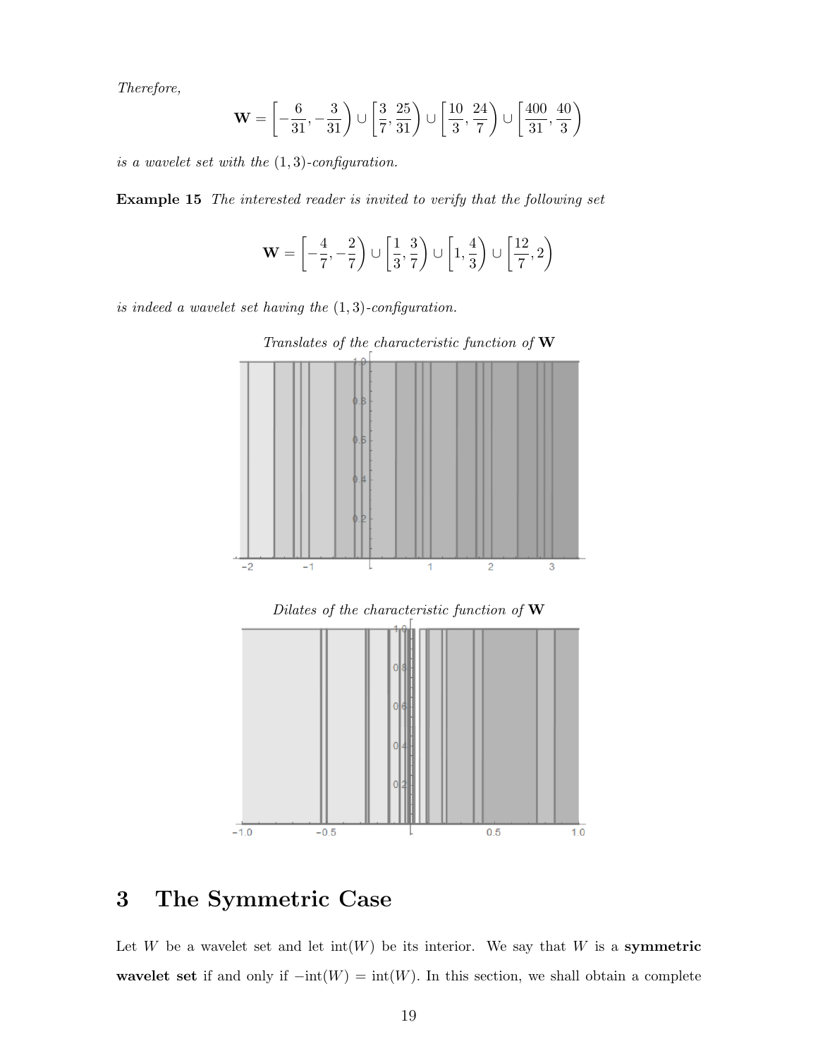*Therefore,*

$$\mathbf{W} = \left[-\frac{6}{31}, -\frac{3}{31}\right) \cup \left[\frac{3}{7}, \frac{25}{31}\right) \cup \left[\frac{10}{3}, \frac{24}{7}\right) \cup \left[\frac{400}{31}, \frac{40}{3}\right)$$

*is a wavelet set with the* $(1,3)$*-configuration.*

**Example 15** *The interested reader is invited to verify that the following set*

$$\mathbf{W} = \left[-\frac{4}{7}, -\frac{2}{7}\right) \cup \left[\frac{1}{3}, \frac{3}{7}\right) \cup \left[1, \frac{4}{3}\right) \cup \left[\frac{12}{7}, 2\right)$$

*is indeed a wavelet set having the* $(1,3)$*-configuration.*

*Translates of the characteristic function of* $\mathbf{W}$

*Dilates of the characteristic function of* $\mathbf{W}$

# 3 The Symmetric Case

Let $W$ be a wavelet set and let $\text{int}(W)$ be its interior. We say that $W$ is a **symmetric wavelet set** if and only if $-\text{int}(W) = \text{int}(W)$. In this section, we shall obtain a complete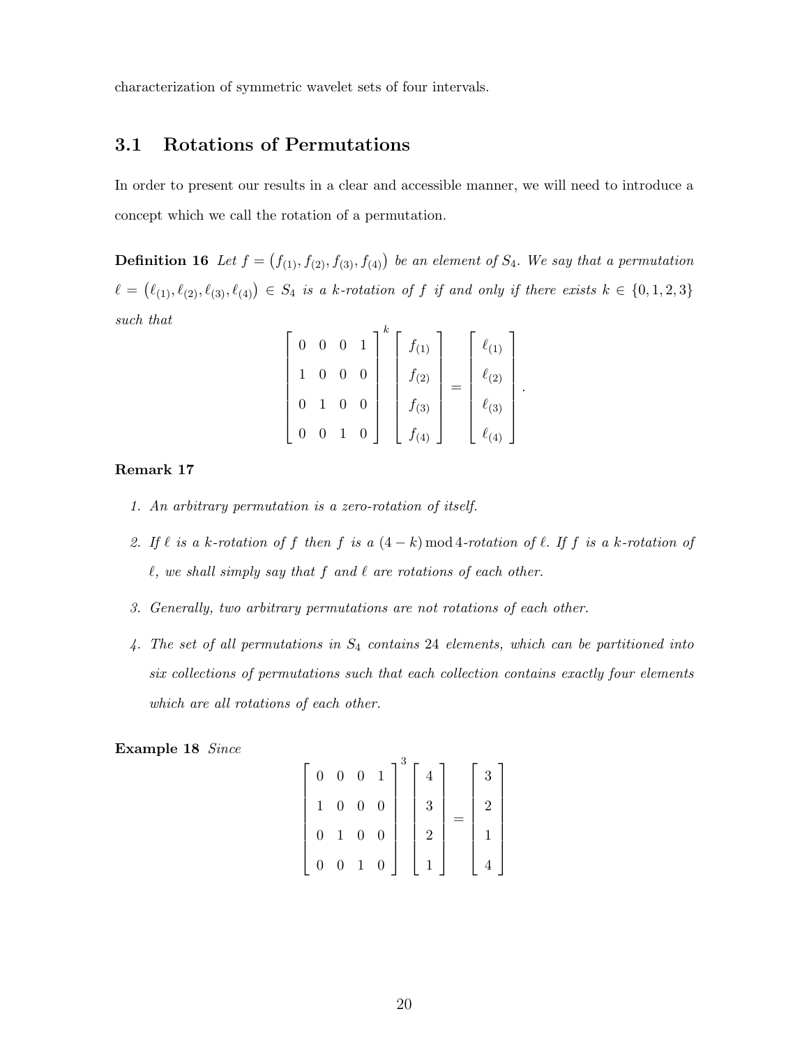characterization of symmetric wavelet sets of four intervals.

## 3.1 Rotations of Permutations

In order to present our results in a clear and accessible manner, we will need to introduce a concept which we call the rotation of a permutation.

**Definition 16** *Let $f = \left(f_{(1)}, f_{(2)}, f_{(3)}, f_{(4)}\right)$ be an element of $S_4$. We say that a permutation $\ell = \left(\ell_{(1)}, \ell_{(2)}, \ell_{(3)}, \ell_{(4)}\right) \in S_4$ is a $k$-rotation of $f$ if and only if there exists $k \in \{0, 1, 2, 3\}$ such that*

$$\begin{bmatrix} 0 & 0 & 0 & 1 \\ 1 & 0 & 0 & 0 \\ 0 & 1 & 0 & 0 \\ 0 & 0 & 1 & 0 \end{bmatrix}^k \begin{bmatrix} f_{(1)} \\ f_{(2)} \\ f_{(3)} \\ f_{(4)} \end{bmatrix} = \begin{bmatrix} \ell_{(1)} \\ \ell_{(2)} \\ \ell_{(3)} \\ \ell_{(4)} \end{bmatrix}.$$

**Remark 17**

1. *An arbitrary permutation is a zero-rotation of itself.*
2. *If $\ell$ is a $k$-rotation of $f$ then $f$ is a $(4-k) \bmod 4$-rotation of $\ell$. If $f$ is a $k$-rotation of $\ell$, we shall simply say that $f$ and $\ell$ are rotations of each other.*
3. *Generally, two arbitrary permutations are not rotations of each other.*
4. *The set of all permutations in $S_4$ contains 24 elements, which can be partitioned into six collections of permutations such that each collection contains exactly four elements which are all rotations of each other.*

**Example 18** *Since*

$$\begin{bmatrix} 0 & 0 & 0 & 1 \\ 1 & 0 & 0 & 0 \\ 0 & 1 & 0 & 0 \\ 0 & 0 & 1 & 0 \end{bmatrix}^3 \begin{bmatrix} 4 \\ 3 \\ 2 \\ 1 \end{bmatrix} = \begin{bmatrix} 3 \\ 2 \\ 1 \\ 4 \end{bmatrix}$$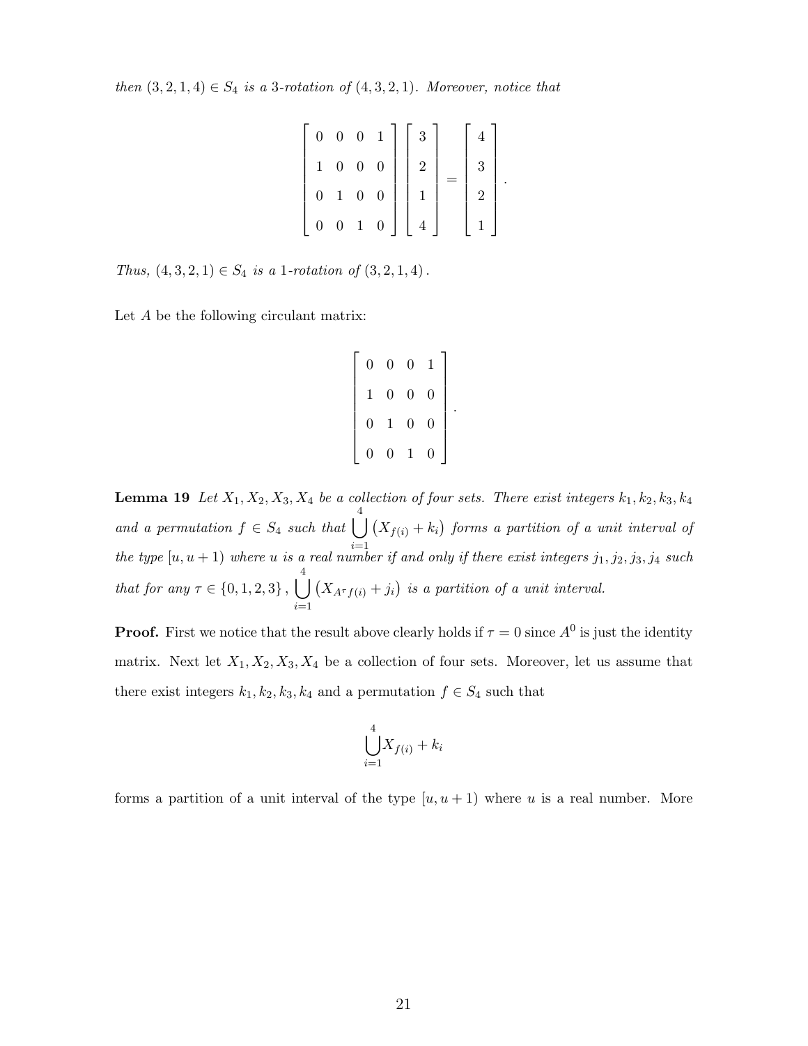*then* $(3,2,1,4) \in S_4$ *is a* 3*-rotation of* $(4,3,2,1)$*. Moreover, notice that*

$$\begin{bmatrix} 0 & 0 & 0 & 1 \\ 1 & 0 & 0 & 0 \\ 0 & 1 & 0 & 0 \\ 0 & 0 & 1 & 0 \end{bmatrix} \begin{bmatrix} 3 \\ 2 \\ 1 \\ 4 \end{bmatrix} = \begin{bmatrix} 4 \\ 3 \\ 2 \\ 1 \end{bmatrix}.$$

*Thus,* $(4,3,2,1) \in S_4$ *is a* 1*-rotation of* $(3,2,1,4)$*.*

Let $A$ be the following circulant matrix:

$$\begin{bmatrix} 0 & 0 & 0 & 1 \\ 1 & 0 & 0 & 0 \\ 0 & 1 & 0 & 0 \\ 0 & 0 & 1 & 0 \end{bmatrix}.$$

**Lemma 19** *Let* $X_1, X_2, X_3, X_4$ *be a collection of four sets. There exist integers* $k_1, k_2, k_3, k_4$ *and a permutation* $f \in S_4$ *such that* $\bigcup_{i=1}^{4} \left(X_{f(i)} + k_i\right)$ *forms a partition of a unit interval of the type* $[u, u+1)$ *where* $u$ *is a real number if and only if there exist integers* $j_1, j_2, j_3, j_4$ *such that for any* $\tau \in \{0,1,2,3\}$*,* $\bigcup_{i=1}^{4} \left(X_{A^{\tau} f(i)} + j_i\right)$ *is a partition of a unit interval.*

**Proof.** First we notice that the result above clearly holds if $\tau = 0$ since $A^0$ is just the identity matrix. Next let $X_1, X_2, X_3, X_4$ be a collection of four sets. Moreover, let us assume that there exist integers $k_1, k_2, k_3, k_4$ and a permutation $f \in S_4$ such that

$$\bigcup_{i=1}^{4} X_{f(i)} + k_i$$

forms a partition of a unit interval of the type $[u, u+1)$ where $u$ is a real number. More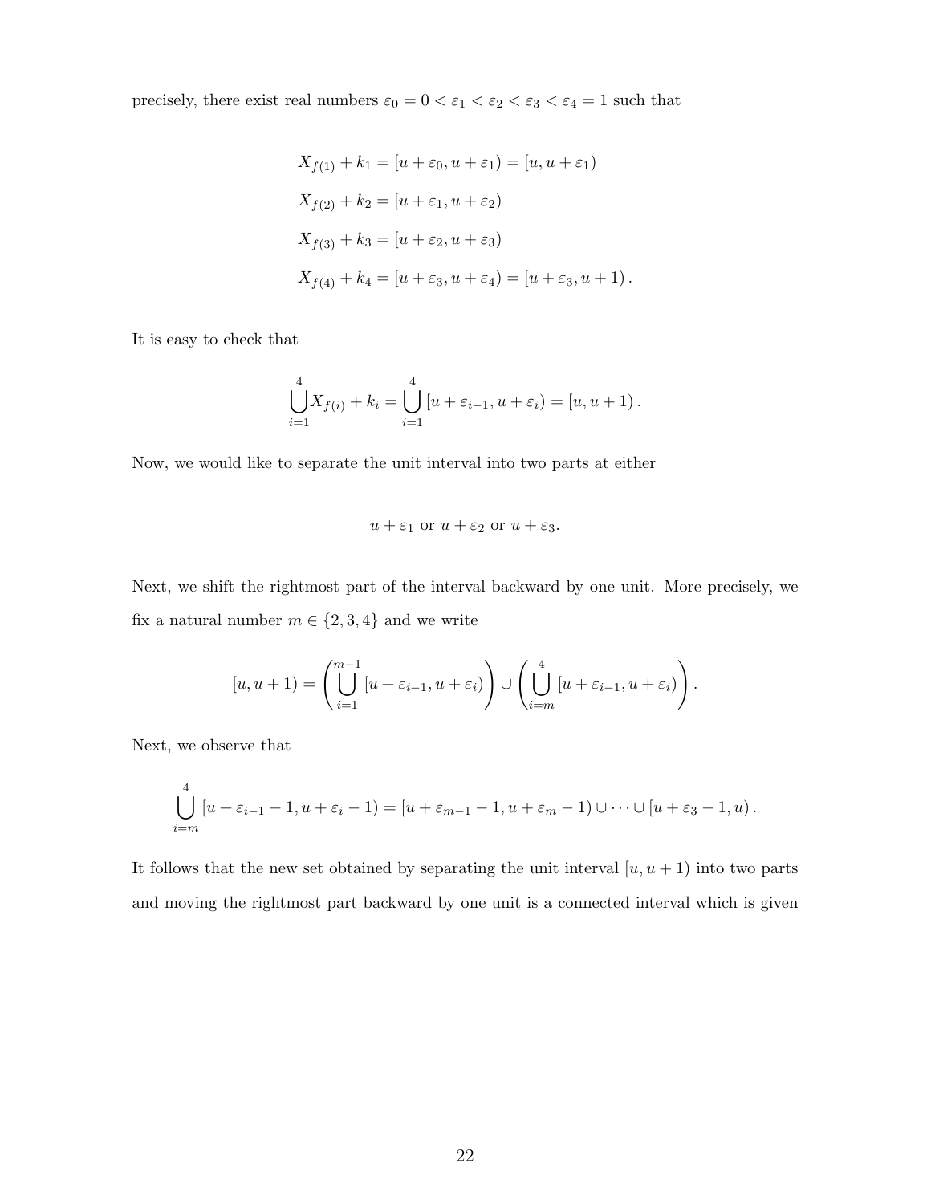precisely, there exist real numbers $\varepsilon_0 = 0 < \varepsilon_1 < \varepsilon_2 < \varepsilon_3 < \varepsilon_4 = 1$ such that

$$X_{f(1)} + k_1 = [u + \varepsilon_0, u + \varepsilon_1) = [u, u + \varepsilon_1)$$

$$X_{f(2)} + k_2 = [u + \varepsilon_1, u + \varepsilon_2)$$

$$X_{f(3)} + k_3 = [u + \varepsilon_2, u + \varepsilon_3)$$

$$X_{f(4)} + k_4 = [u + \varepsilon_3, u + \varepsilon_4) = [u + \varepsilon_3, u + 1).$$

It is easy to check that

$$\bigcup_{i=1}^{4} X_{f(i)} + k_i = \bigcup_{i=1}^{4} [u + \varepsilon_{i-1}, u + \varepsilon_i) = [u, u + 1).$$

Now, we would like to separate the unit interval into two parts at either

$$u + \varepsilon_1 \text{ or } u + \varepsilon_2 \text{ or } u + \varepsilon_3.$$

Next, we shift the rightmost part of the interval backward by one unit. More precisely, we fix a natural number $m \in \{2, 3, 4\}$ and we write

$$[u, u + 1) = \left( \bigcup_{i=1}^{m-1} [u + \varepsilon_{i-1}, u + \varepsilon_i) \right) \cup \left( \bigcup_{i=m}^{4} [u + \varepsilon_{i-1}, u + \varepsilon_i) \right).$$

Next, we observe that

$$\bigcup_{i=m}^{4} [u + \varepsilon_{i-1} - 1, u + \varepsilon_i - 1) = [u + \varepsilon_{m-1} - 1, u + \varepsilon_m - 1) \cup \cdots \cup [u + \varepsilon_3 - 1, u).$$

It follows that the new set obtained by separating the unit interval $[u, u + 1)$ into two parts and moving the rightmost part backward by one unit is a connected interval which is given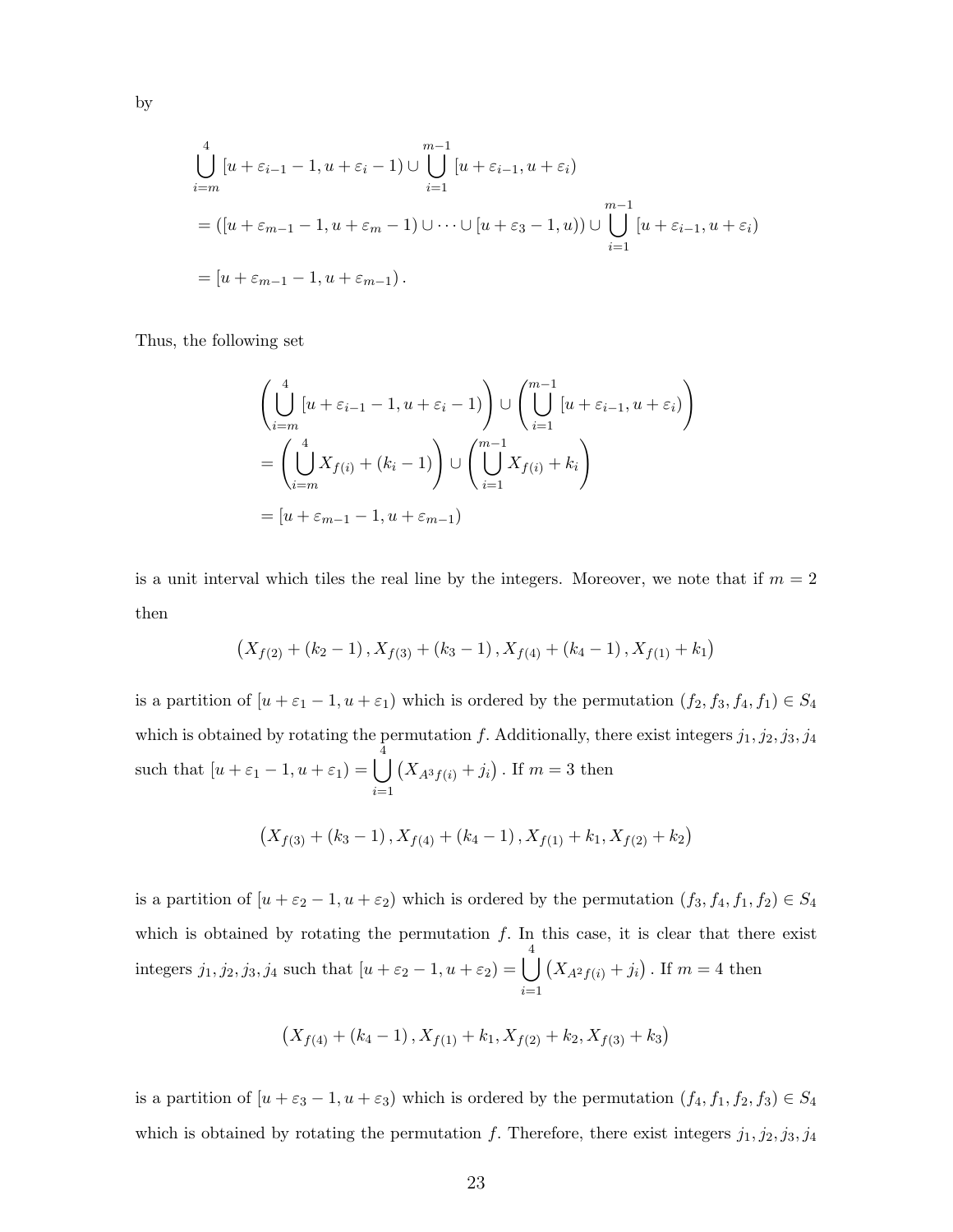by

$$\bigcup_{i=m}^{4}\left[u+\varepsilon_{i-1}-1,u+\varepsilon_{i}-1\right)\cup\bigcup_{i=1}^{m-1}\left[u+\varepsilon_{i-1},u+\varepsilon_{i}\right)$$
$$=\left(\left[u+\varepsilon_{m-1}-1,u+\varepsilon_{m}-1\right)\cup\cdots\cup\left[u+\varepsilon_{3}-1,u\right)\right)\cup\bigcup_{i=1}^{m-1}\left[u+\varepsilon_{i-1},u+\varepsilon_{i}\right)$$
$$=\left[u+\varepsilon_{m-1}-1,u+\varepsilon_{m-1}\right).$$

Thus, the following set

$$\left(\bigcup_{i=m}^{4}\left[u+\varepsilon_{i-1}-1,u+\varepsilon_{i}-1\right)\right)\cup\left(\bigcup_{i=1}^{m-1}\left[u+\varepsilon_{i-1},u+\varepsilon_{i}\right)\right)$$
$$=\left(\bigcup_{i=m}^{4}X_{f(i)}+(k_{i}-1)\right)\cup\left(\bigcup_{i=1}^{m-1}X_{f(i)}+k_{i}\right)$$
$$=\left[u+\varepsilon_{m-1}-1,u+\varepsilon_{m-1}\right)$$

is a unit interval which tiles the real line by the integers. Moreover, we note that if $m=2$ then

$$\left(X_{f(2)}+(k_{2}-1),X_{f(3)}+(k_{3}-1),X_{f(4)}+(k_{4}-1),X_{f(1)}+k_{1}\right)$$

is a partition of $[u+\varepsilon_{1}-1,u+\varepsilon_{1})$ which is ordered by the permutation $(f_{2},f_{3},f_{4},f_{1})\in S_{4}$ which is obtained by rotating the permutation $f$. Additionally, there exist integers $j_{1},j_{2},j_{3},j_{4}$ such that $[u+\varepsilon_{1}-1,u+\varepsilon_{1})=\bigcup_{i=1}^{4}\left(X_{A^{3}f(i)}+j_{i}\right)$. If $m=3$ then

$$\left(X_{f(3)}+(k_{3}-1),X_{f(4)}+(k_{4}-1),X_{f(1)}+k_{1},X_{f(2)}+k_{2}\right)$$

is a partition of $[u+\varepsilon_{2}-1,u+\varepsilon_{2})$ which is ordered by the permutation $(f_{3},f_{4},f_{1},f_{2})\in S_{4}$ which is obtained by rotating the permutation $f$. In this case, it is clear that there exist integers $j_{1},j_{2},j_{3},j_{4}$ such that $[u+\varepsilon_{2}-1,u+\varepsilon_{2})=\bigcup_{i=1}^{4}\left(X_{A^{2}f(i)}+j_{i}\right)$. If $m=4$ then

$$\left(X_{f(4)}+(k_{4}-1),X_{f(1)}+k_{1},X_{f(2)}+k_{2},X_{f(3)}+k_{3}\right)$$

is a partition of $[u+\varepsilon_{3}-1,u+\varepsilon_{3})$ which is ordered by the permutation $(f_{4},f_{1},f_{2},f_{3})\in S_{4}$ which is obtained by rotating the permutation $f$. Therefore, there exist integers $j_{1},j_{2},j_{3},j_{4}$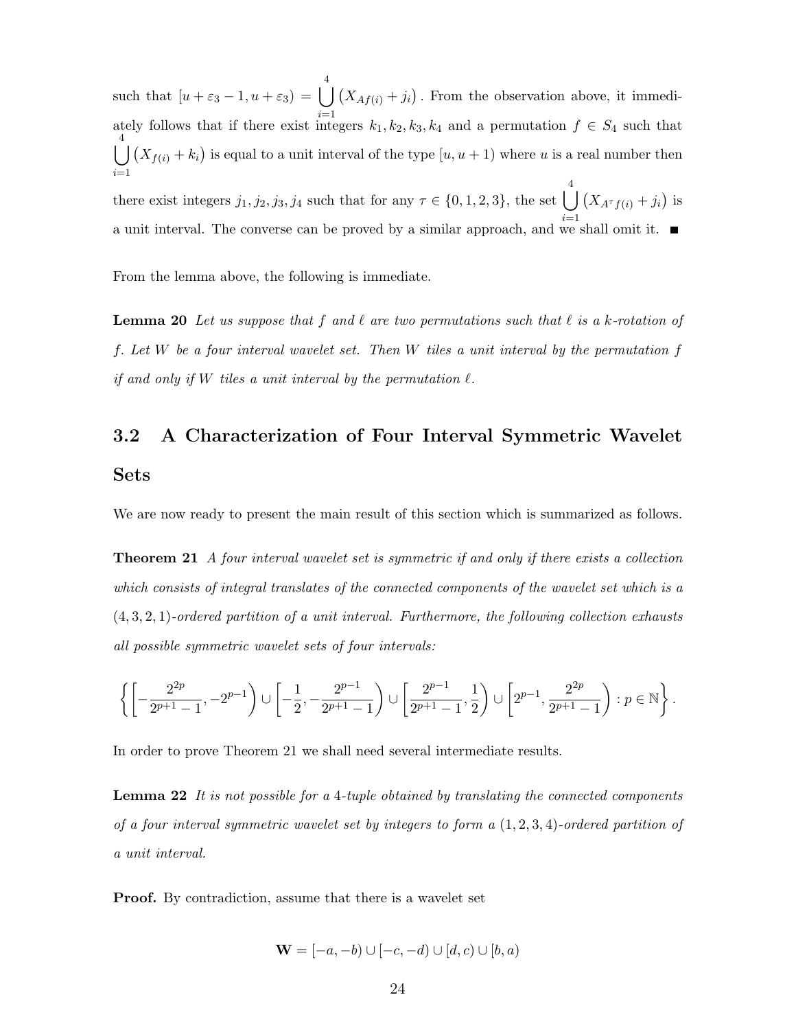such that $[u+\varepsilon_3 - 1, u+\varepsilon_3) = \bigcup_{i=1}^{4} \left(X_{Af(i)} + j_i\right)$. From the observation above, it immediately follows that if there exist integers $k_1, k_2, k_3, k_4$ and a permutation $f \in S_4$ such that $\bigcup_{i=1}^{4} \left(X_{f(i)} + k_i\right)$ is equal to a unit interval of the type $[u, u+1)$ where $u$ is a real number then there exist integers $j_1, j_2, j_3, j_4$ such that for any $\tau \in \{0,1,2,3\}$, the set $\bigcup_{i=1}^{4} \left(X_{A^\tau f(i)} + j_i\right)$ is a unit interval. The converse can be proved by a similar approach, and we shall omit it. ■

From the lemma above, the following is immediate.

**Lemma 20** *Let us suppose that $f$ and $\ell$ are two permutations such that $\ell$ is a $k$-rotation of $f$. Let $W$ be a four interval wavelet set. Then $W$ tiles a unit interval by the permutation $f$ if and only if $W$ tiles a unit interval by the permutation $\ell$.*

## 3.2 A Characterization of Four Interval Symmetric Wavelet Sets

We are now ready to present the main result of this section which is summarized as follows.

**Theorem 21** *A four interval wavelet set is symmetric if and only if there exists a collection which consists of integral translates of the connected components of the wavelet set which is a $(4,3,2,1)$-ordered partition of a unit interval. Furthermore, the following collection exhausts all possible symmetric wavelet sets of four intervals:*

$$\left\{ \left[-\frac{2^{2p}}{2^{p+1}-1}, -2^{p-1}\right) \cup \left[-\frac{1}{2}, -\frac{2^{p-1}}{2^{p+1}-1}\right) \cup \left[\frac{2^{p-1}}{2^{p+1}-1}, \frac{1}{2}\right) \cup \left[2^{p-1}, \frac{2^{2p}}{2^{p+1}-1}\right) : p \in \mathbb{N} \right\}.$$

In order to prove Theorem 21 we shall need several intermediate results.

**Lemma 22** *It is not possible for a 4-tuple obtained by translating the connected components of a four interval symmetric wavelet set by integers to form a $(1,2,3,4)$-ordered partition of a unit interval.*

**Proof.** By contradiction, assume that there is a wavelet set

$$\mathbf{W} = [-a,-b) \cup [-c,-d) \cup [d,c) \cup [b,a)$$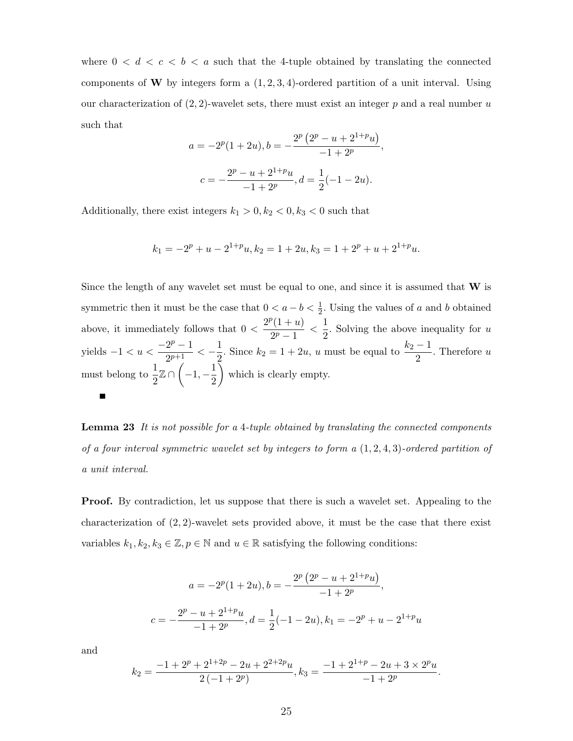where $0 < d < c < b < a$ such that the 4-tuple obtained by translating the connected components of $\mathbf{W}$ by integers form a $(1,2,3,4)$-ordered partition of a unit interval. Using our characterization of $(2,2)$-wavelet sets, there must exist an integer $p$ and a real number $u$ such that

$$a = -2^p(1+2u), b = -\frac{2^p\left(2^p - u + 2^{1+p}u\right)}{-1+2^p},$$

$$c = -\frac{2^p - u + 2^{1+p}u}{-1+2^p}, d = \frac{1}{2}(-1-2u).$$

Additionally, there exist integers $k_1 > 0, k_2 < 0, k_3 < 0$ such that

$$k_1 = -2^p + u - 2^{1+p}u, k_2 = 1+2u, k_3 = 1 + 2^p + u + 2^{1+p}u.$$

Since the length of any wavelet set must be equal to one, and since it is assumed that $\mathbf{W}$ is symmetric then it must be the case that $0 < a - b < \frac{1}{2}$. Using the values of $a$ and $b$ obtained above, it immediately follows that $0 < \dfrac{2^p(1+u)}{2^p-1} < \dfrac{1}{2}$. Solving the above inequality for $u$ yields $-1 < u < \dfrac{-2^p-1}{2^{p+1}} < -\dfrac{1}{2}$. Since $k_2 = 1+2u$, $u$ must be equal to $\dfrac{k_2-1}{2}$. Therefore $u$ must belong to $\dfrac{1}{2}\mathbb{Z} \cap \left(-1, -\dfrac{1}{2}\right)$ which is clearly empty.

■

**Lemma 23** *It is not possible for a 4-tuple obtained by translating the connected components of a four interval symmetric wavelet set by integers to form a $(1,2,4,3)$-ordered partition of a unit interval.*

**Proof.** By contradiction, let us suppose that there is such a wavelet set. Appealing to the characterization of $(2,2)$-wavelet sets provided above, it must be the case that there exist variables $k_1, k_2, k_3 \in \mathbb{Z}, p \in \mathbb{N}$ and $u \in \mathbb{R}$ satisfying the following conditions:

$$a = -2^p(1+2u), b = -\frac{2^p\left(2^p - u + 2^{1+p}u\right)}{-1+2^p},$$

$$c = -\frac{2^p - u + 2^{1+p}u}{-1+2^p}, d = \frac{1}{2}(-1-2u), k_1 = -2^p + u - 2^{1+p}u$$

and

$$k_2 = \frac{-1 + 2^p + 2^{1+2p} - 2u + 2^{2+2p}u}{2\left(-1+2^p\right)}, k_3 = \frac{-1 + 2^{1+p} - 2u + 3 \times 2^p u}{-1+2^p}.$$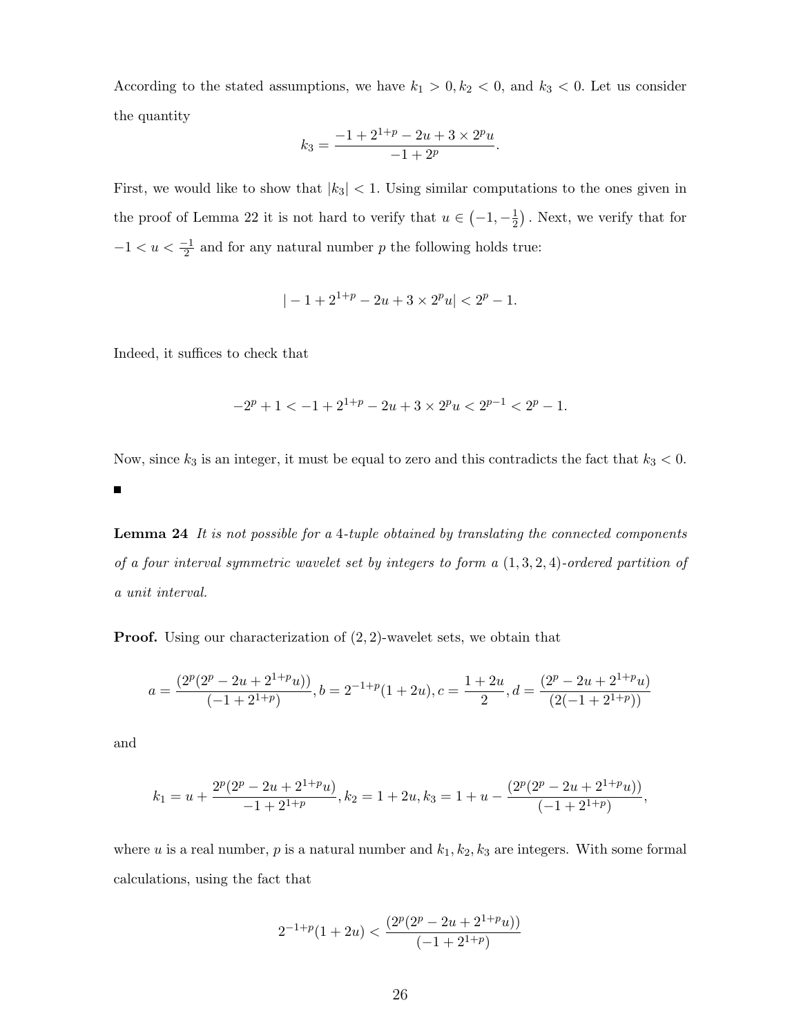According to the stated assumptions, we have $k_1 > 0, k_2 < 0$, and $k_3 < 0$. Let us consider the quantity

$$k_3 = \frac{-1 + 2^{1+p} - 2u + 3 \times 2^p u}{-1 + 2^p}.$$

First, we would like to show that $|k_3| < 1$. Using similar computations to the ones given in the proof of Lemma 22 it is not hard to verify that $u \in \left(-1, -\frac{1}{2}\right)$. Next, we verify that for $-1 < u < \frac{-1}{2}$ and for any natural number $p$ the following holds true:

$$|-1 + 2^{1+p} - 2u + 3 \times 2^p u| < 2^p - 1.$$

Indeed, it suffices to check that

$$-2^p + 1 < -1 + 2^{1+p} - 2u + 3 \times 2^p u < 2^{p-1} < 2^p - 1.$$

Now, since $k_3$ is an integer, it must be equal to zero and this contradicts the fact that $k_3 < 0$. ■

**Lemma 24** *It is not possible for a 4-tuple obtained by translating the connected components of a four interval symmetric wavelet set by integers to form a $(1, 3, 2, 4)$-ordered partition of a unit interval.*

**Proof.** Using our characterization of $(2, 2)$-wavelet sets, we obtain that

$$a = \frac{(2^p(2^p - 2u + 2^{1+p}u))}{(-1 + 2^{1+p})}, b = 2^{-1+p}(1 + 2u), c = \frac{1 + 2u}{2}, d = \frac{(2^p - 2u + 2^{1+p}u)}{(2(-1 + 2^{1+p}))}$$

and

$$k_1 = u + \frac{2^p(2^p - 2u + 2^{1+p}u)}{-1 + 2^{1+p}}, k_2 = 1 + 2u, k_3 = 1 + u - \frac{(2^p(2^p - 2u + 2^{1+p}u))}{(-1 + 2^{1+p})},$$

where $u$ is a real number, $p$ is a natural number and $k_1, k_2, k_3$ are integers. With some formal calculations, using the fact that

$$2^{-1+p}(1 + 2u) < \frac{(2^p(2^p - 2u + 2^{1+p}u))}{(-1 + 2^{1+p})}$$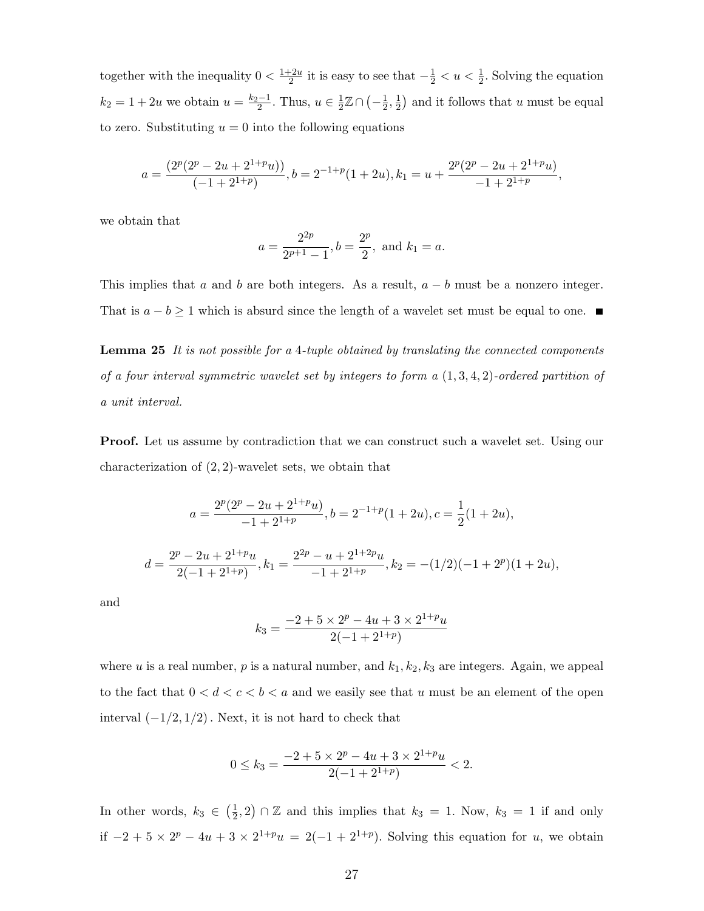together with the inequality $0 < \frac{1+2u}{2}$ it is easy to see that $-\frac{1}{2} < u < \frac{1}{2}$. Solving the equation $k_2 = 1 + 2u$ we obtain $u = \frac{k_2 - 1}{2}$. Thus, $u \in \frac{1}{2}\mathbb{Z} \cap \left(-\frac{1}{2}, \frac{1}{2}\right)$ and it follows that $u$ must be equal to zero. Substituting $u = 0$ into the following equations

$$a = \frac{(2^p(2^p - 2u + 2^{1+p}u))}{(-1 + 2^{1+p})}, b = 2^{-1+p}(1 + 2u), k_1 = u + \frac{2^p(2^p - 2u + 2^{1+p}u)}{-1 + 2^{1+p}},$$

we obtain that

$$a = \frac{2^{2p}}{2^{p+1} - 1}, b = \frac{2^p}{2}, \text{ and } k_1 = a.$$

This implies that $a$ and $b$ are both integers. As a result, $a - b$ must be a nonzero integer. That is $a - b \geq 1$ which is absurd since the length of a wavelet set must be equal to one. ■

**Lemma 25** *It is not possible for a 4-tuple obtained by translating the connected components of a four interval symmetric wavelet set by integers to form a $(1, 3, 4, 2)$-ordered partition of a unit interval.*

**Proof.** Let us assume by contradiction that we can construct such a wavelet set. Using our characterization of $(2, 2)$-wavelet sets, we obtain that

$$a = \frac{2^p(2^p - 2u + 2^{1+p}u)}{-1 + 2^{1+p}}, b = 2^{-1+p}(1 + 2u), c = \frac{1}{2}(1 + 2u),$$

$$d = \frac{2^p - 2u + 2^{1+p}u}{2(-1 + 2^{1+p})}, k_1 = \frac{2^{2p} - u + 2^{1+2p}u}{-1 + 2^{1+p}}, k_2 = -(1/2)(-1 + 2^p)(1 + 2u),$$

and

$$k_3 = \frac{-2 + 5 \times 2^p - 4u + 3 \times 2^{1+p}u}{2(-1 + 2^{1+p})}$$

where $u$ is a real number, $p$ is a natural number, and $k_1, k_2, k_3$ are integers. Again, we appeal to the fact that $0 < d < c < b < a$ and we easily see that $u$ must be an element of the open interval $(-1/2, 1/2)$. Next, it is not hard to check that

$$0 \leq k_3 = \frac{-2 + 5 \times 2^p - 4u + 3 \times 2^{1+p}u}{2(-1 + 2^{1+p})} < 2.$$

In other words, $k_3 \in \left(\frac{1}{2}, 2\right) \cap \mathbb{Z}$ and this implies that $k_3 = 1$. Now, $k_3 = 1$ if and only if $-2 + 5 \times 2^p - 4u + 3 \times 2^{1+p}u = 2(-1 + 2^{1+p})$. Solving this equation for $u$, we obtain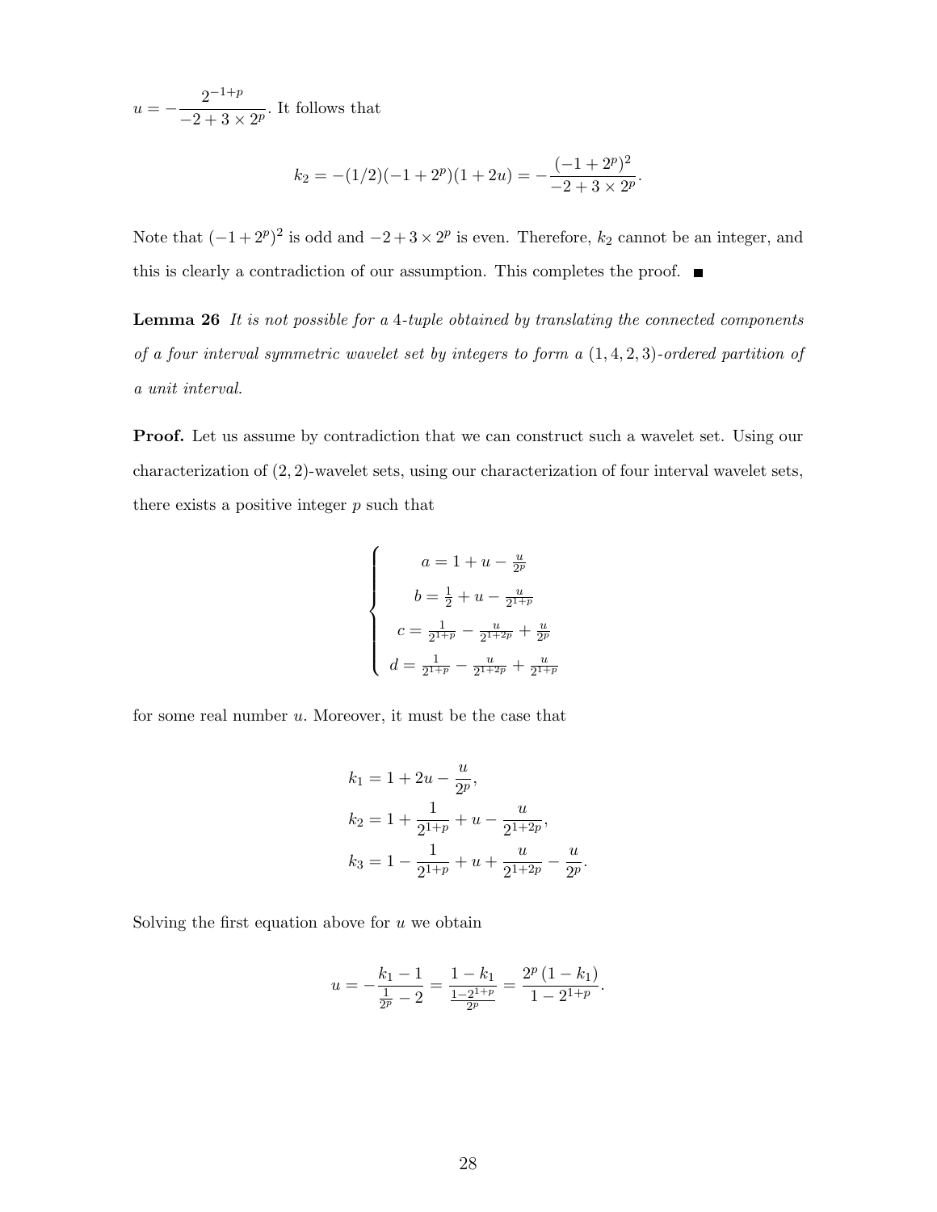$u = -\dfrac{2^{-1+p}}{-2+3\times 2^p}$. It follows that

$$k_2 = -(1/2)(-1+2^p)(1+2u) = -\frac{(-1+2^p)^2}{-2+3\times 2^p}.$$

Note that $(-1+2^p)^2$ is odd and $-2+3\times 2^p$ is even. Therefore, $k_2$ cannot be an integer, and this is clearly a contradiction of our assumption. This completes the proof. ∎

**Lemma 26** *It is not possible for a 4-tuple obtained by translating the connected components of a four interval symmetric wavelet set by integers to form a $(1,4,2,3)$-ordered partition of a unit interval.*

**Proof.** Let us assume by contradiction that we can construct such a wavelet set. Using our characterization of $(2,2)$-wavelet sets, using our characterization of four interval wavelet sets, there exists a positive integer $p$ such that

$$\begin{cases} a = 1 + u - \frac{u}{2^p} \\ b = \frac{1}{2} + u - \frac{u}{2^{1+p}} \\ c = \frac{1}{2^{1+p}} - \frac{u}{2^{1+2p}} + \frac{u}{2^p} \\ d = \frac{1}{2^{1+p}} - \frac{u}{2^{1+2p}} + \frac{u}{2^{1+p}} \end{cases}$$

for some real number $u$. Moreover, it must be the case that

$$\begin{aligned} k_1 &= 1 + 2u - \frac{u}{2^p}, \\ k_2 &= 1 + \frac{1}{2^{1+p}} + u - \frac{u}{2^{1+2p}}, \\ k_3 &= 1 - \frac{1}{2^{1+p}} + u + \frac{u}{2^{1+2p}} - \frac{u}{2^p}. \end{aligned}$$

Solving the first equation above for $u$ we obtain

$$u = -\frac{k_1 - 1}{\frac{1}{2^p} - 2} = \frac{1 - k_1}{\frac{1-2^{1+p}}{2^p}} = \frac{2^p(1-k_1)}{1 - 2^{1+p}}.$$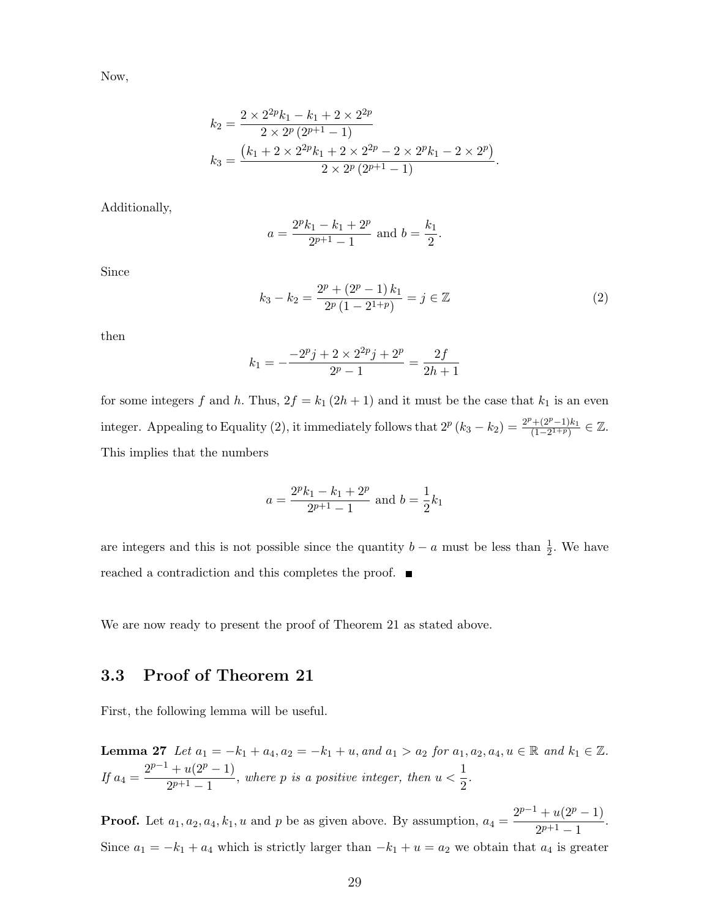Now,

$$k_2 = \frac{2 \times 2^{2p}k_1 - k_1 + 2 \times 2^{2p}}{2 \times 2^p \left(2^{p+1} - 1\right)}$$

$$k_3 = \frac{\left(k_1 + 2 \times 2^{2p}k_1 + 2 \times 2^{2p} - 2 \times 2^p k_1 - 2 \times 2^p\right)}{2 \times 2^p \left(2^{p+1} - 1\right)}.$$

Additionally,

$$a = \frac{2^p k_1 - k_1 + 2^p}{2^{p+1} - 1} \text{ and } b = \frac{k_1}{2}.$$

Since

$$k_3 - k_2 = \frac{2^p + \left(2^p - 1\right) k_1}{2^p \left(1 - 2^{1+p}\right)} = j \in \mathbb{Z} \tag{2}$$

then

$$k_1 = -\frac{-2^p j + 2 \times 2^{2p} j + 2^p}{2^p - 1} = \frac{2f}{2h+1}$$

for some integers $f$ and $h$. Thus, $2f = k_1 \left(2h + 1\right)$ and it must be the case that $k_1$ is an even integer. Appealing to Equality (2), it immediately follows that $2^p \left(k_3 - k_2\right) = \frac{2^p + (2^p - 1)k_1}{(1 - 2^{1+p})} \in \mathbb{Z}$. This implies that the numbers

$$a = \frac{2^p k_1 - k_1 + 2^p}{2^{p+1} - 1} \text{ and } b = \frac{1}{2} k_1$$

are integers and this is not possible since the quantity $b - a$ must be less than $\frac{1}{2}$. We have reached a contradiction and this completes the proof. ■

We are now ready to present the proof of Theorem 21 as stated above.

## 3.3 Proof of Theorem 21

First, the following lemma will be useful.

**Lemma 27** *Let $a_1 = -k_1 + a_4, a_2 = -k_1 + u$, and $a_1 > a_2$ for $a_1, a_2, a_4, u \in \mathbb{R}$ and $k_1 \in \mathbb{Z}$. If $a_4 = \dfrac{2^{p-1} + u(2^p - 1)}{2^{p+1} - 1}$, where $p$ is a positive integer, then $u < \dfrac{1}{2}$.*

**Proof.** Let $a_1, a_2, a_4, k_1, u$ and $p$ be as given above. By assumption, $a_4 = \dfrac{2^{p-1} + u(2^p - 1)}{2^{p+1} - 1}$. Since $a_1 = -k_1 + a_4$ which is strictly larger than $-k_1 + u = a_2$ we obtain that $a_4$ is greater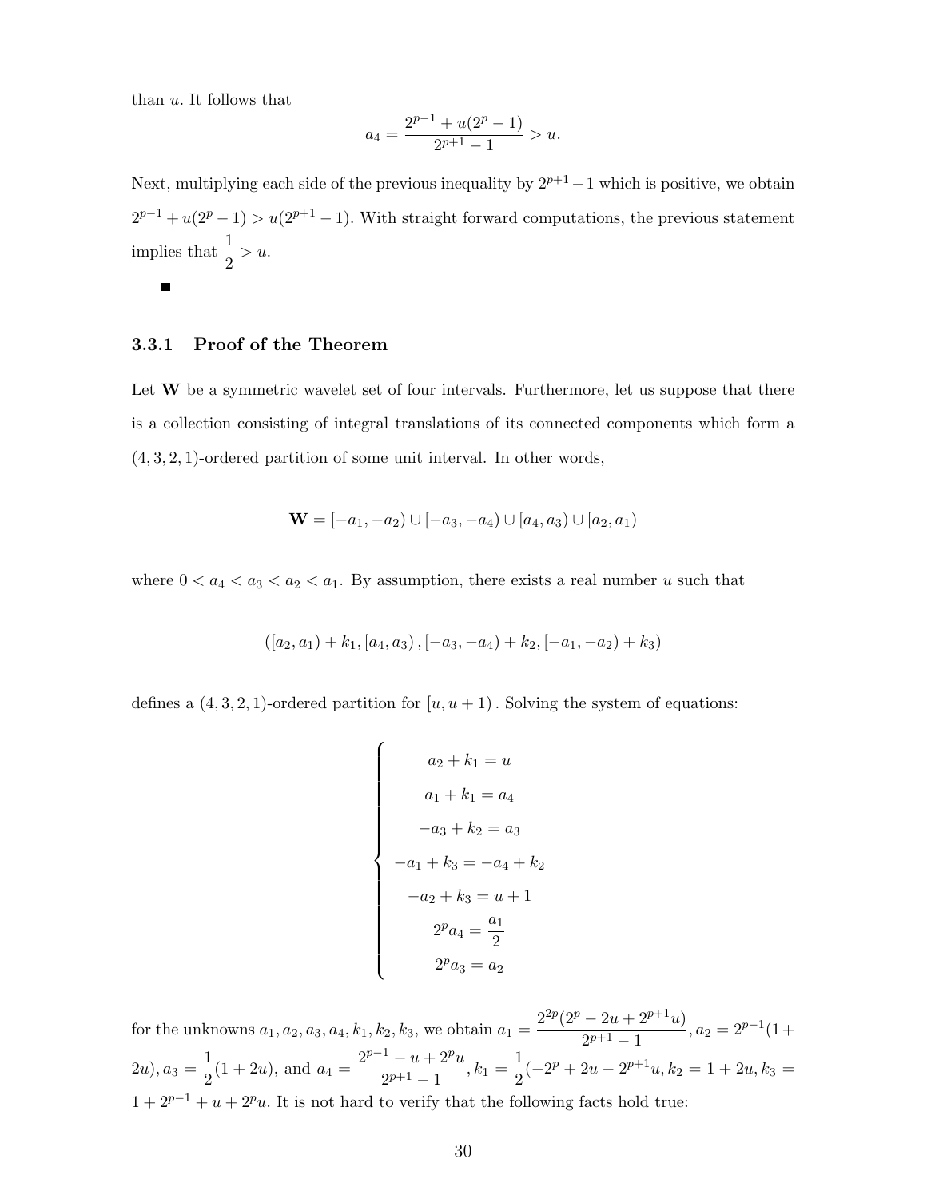than $u$. It follows that

$$a_4 = \frac{2^{p-1} + u(2^p - 1)}{2^{p+1} - 1} > u.$$

Next, multiplying each side of the previous inequality by $2^{p+1} - 1$ which is positive, we obtain $2^{p-1} + u(2^p - 1) > u(2^{p+1} - 1)$. With straight forward computations, the previous statement implies that $\frac{1}{2} > u$.

■

### 3.3.1 Proof of the Theorem

Let $\mathbf{W}$ be a symmetric wavelet set of four intervals. Furthermore, let us suppose that there is a collection consisting of integral translations of its connected components which form a $(4, 3, 2, 1)$-ordered partition of some unit interval. In other words,

$$\mathbf{W} = [-a_1, -a_2) \cup [-a_3, -a_4) \cup [a_4, a_3) \cup [a_2, a_1)$$

where $0 < a_4 < a_3 < a_2 < a_1$. By assumption, there exists a real number $u$ such that

$$([a_2, a_1) + k_1, [a_4, a_3), [-a_3, -a_4) + k_2, [-a_1, -a_2) + k_3)$$

defines a $(4, 3, 2, 1)$-ordered partition for $[u, u + 1)$. Solving the system of equations:

$$\begin{cases} a_2 + k_1 = u \\ a_1 + k_1 = a_4 \\ -a_3 + k_2 = a_3 \\ -a_1 + k_3 = -a_4 + k_2 \\ -a_2 + k_3 = u + 1 \\ 2^p a_4 = \dfrac{a_1}{2} \\ 2^p a_3 = a_2 \end{cases}$$

for the unknowns $a_1, a_2, a_3, a_4, k_1, k_2, k_3$, we obtain $a_1 = \dfrac{2^{2p}(2^p - 2u + 2^{p+1}u)}{2^{p+1} - 1}$, $a_2 = 2^{p-1}(1 + 2u)$, $a_3 = \dfrac{1}{2}(1 + 2u)$, and $a_4 = \dfrac{2^{p-1} - u + 2^p u}{2^{p+1} - 1}$, $k_1 = \dfrac{1}{2}(-2^p + 2u - 2^{p+1}u$, $k_2 = 1 + 2u$, $k_3 = 1 + 2^{p-1} + u + 2^p u$. It is not hard to verify that the following facts hold true: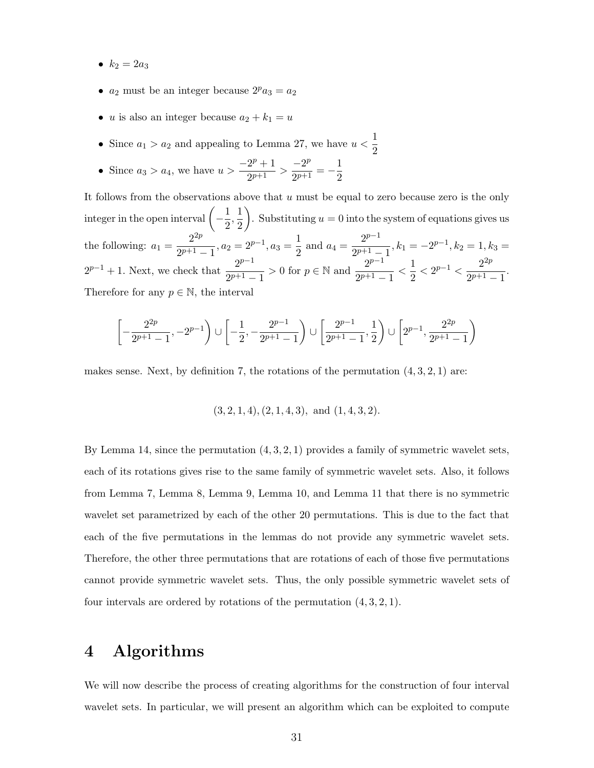- $k_2 = 2a_3$
- $a_2$ must be an integer because $2^p a_3 = a_2$
- $u$ is also an integer because $a_2 + k_1 = u$
- Since $a_1 > a_2$ and appealing to Lemma 27, we have $u < \dfrac{1}{2}$
- Since $a_3 > a_4$, we have $u > \dfrac{-2^p+1}{2^{p+1}} > \dfrac{-2^p}{2^{p+1}} = -\dfrac{1}{2}$

It follows from the observations above that $u$ must be equal to zero because zero is the only integer in the open interval $\left(-\frac{1}{2}, \frac{1}{2}\right)$. Substituting $u = 0$ into the system of equations gives us the following: $a_1 = \dfrac{2^{2p}}{2^{p+1}-1}, a_2 = 2^{p-1}, a_3 = \dfrac{1}{2}$ and $a_4 = \dfrac{2^{p-1}}{2^{p+1}-1}, k_1 = -2^{p-1}, k_2 = 1, k_3 = 2^{p-1}+1$. Next, we check that $\dfrac{2^{p-1}}{2^{p+1}-1} > 0$ for $p \in \mathbb{N}$ and $\dfrac{2^{p-1}}{2^{p+1}-1} < \dfrac{1}{2} < 2^{p-1} < \dfrac{2^{2p}}{2^{p+1}-1}$. Therefore for any $p \in \mathbb{N}$, the interval

$$\left[-\frac{2^{2p}}{2^{p+1}-1}, -2^{p-1}\right) \cup \left[-\frac{1}{2}, -\frac{2^{p-1}}{2^{p+1}-1}\right) \cup \left[\frac{2^{p-1}}{2^{p+1}-1}, \frac{1}{2}\right) \cup \left[2^{p-1}, \frac{2^{2p}}{2^{p+1}-1}\right)$$

makes sense. Next, by definition 7, the rotations of the permutation $(4, 3, 2, 1)$ are:

$$(3, 2, 1, 4), (2, 1, 4, 3), \text{ and } (1, 4, 3, 2).$$

By Lemma 14, since the permutation $(4, 3, 2, 1)$ provides a family of symmetric wavelet sets, each of its rotations gives rise to the same family of symmetric wavelet sets. Also, it follows from Lemma 7, Lemma 8, Lemma 9, Lemma 10, and Lemma 11 that there is no symmetric wavelet set parametrized by each of the other 20 permutations. This is due to the fact that each of the five permutations in the lemmas do not provide any symmetric wavelet sets. Therefore, the other three permutations that are rotations of each of those five permutations cannot provide symmetric wavelet sets. Thus, the only possible symmetric wavelet sets of four intervals are ordered by rotations of the permutation $(4, 3, 2, 1)$.

# 4 Algorithms

We will now describe the process of creating algorithms for the construction of four interval wavelet sets. In particular, we will present an algorithm which can be exploited to compute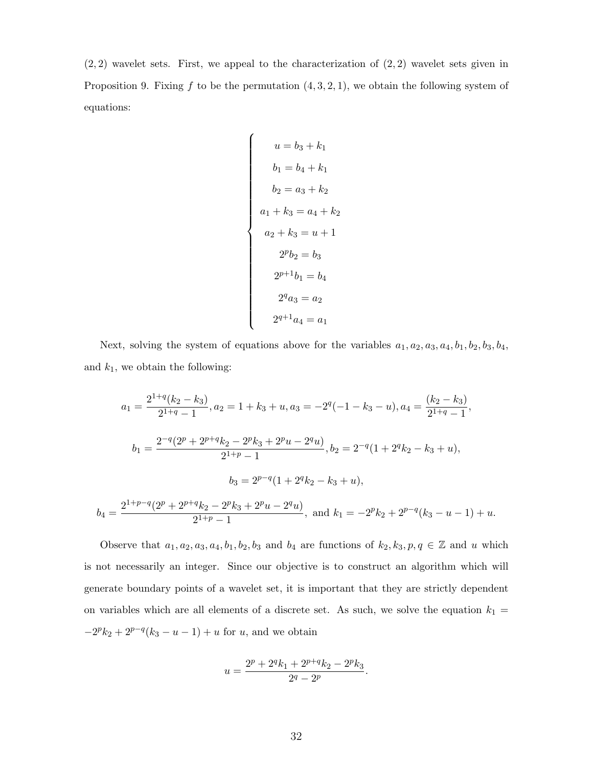$(2,2)$ wavelet sets. First, we appeal to the characterization of $(2,2)$ wavelet sets given in Proposition 9. Fixing $f$ to be the permutation $(4,3,2,1)$, we obtain the following system of equations:

$$
\begin{cases}
u = b_3 + k_1 \\
b_1 = b_4 + k_1 \\
b_2 = a_3 + k_2 \\
a_1 + k_3 = a_4 + k_2 \\
a_2 + k_3 = u + 1 \\
2^p b_2 = b_3 \\
2^{p+1} b_1 = b_4 \\
2^q a_3 = a_2 \\
2^{q+1} a_4 = a_1
\end{cases}
$$

Next, solving the system of equations above for the variables $a_1, a_2, a_3, a_4, b_1, b_2, b_3, b_4$, and $k_1$, we obtain the following:

$$
a_1 = \frac{2^{1+q}(k_2 - k_3)}{2^{1+q} - 1}, a_2 = 1 + k_3 + u, a_3 = -2^q(-1 - k_3 - u), a_4 = \frac{(k_2 - k_3)}{2^{1+q} - 1},
$$

$$
b_1 = \frac{2^{-q}(2^p + 2^{p+q}k_2 - 2^p k_3 + 2^p u - 2^q u)}{2^{1+p} - 1}, b_2 = 2^{-q}(1 + 2^q k_2 - k_3 + u),
$$

$$
b_3 = 2^{p-q}(1 + 2^q k_2 - k_3 + u),
$$

$$
b_4 = \frac{2^{1+p-q}(2^p + 2^{p+q}k_2 - 2^p k_3 + 2^p u - 2^q u)}{2^{1+p} - 1}, \text{ and } k_1 = -2^p k_2 + 2^{p-q}(k_3 - u - 1) + u.
$$

Observe that $a_1, a_2, a_3, a_4, b_1, b_2, b_3$ and $b_4$ are functions of $k_2, k_3, p, q \in \mathbb{Z}$ and $u$ which is not necessarily an integer. Since our objective is to construct an algorithm which will generate boundary points of a wavelet set, it is important that they are strictly dependent on variables which are all elements of a discrete set. As such, we solve the equation $k_1 = -2^p k_2 + 2^{p-q}(k_3 - u - 1) + u$ for $u$, and we obtain

$$
u = \frac{2^p + 2^q k_1 + 2^{p+q} k_2 - 2^p k_3}{2^q - 2^p}.
$$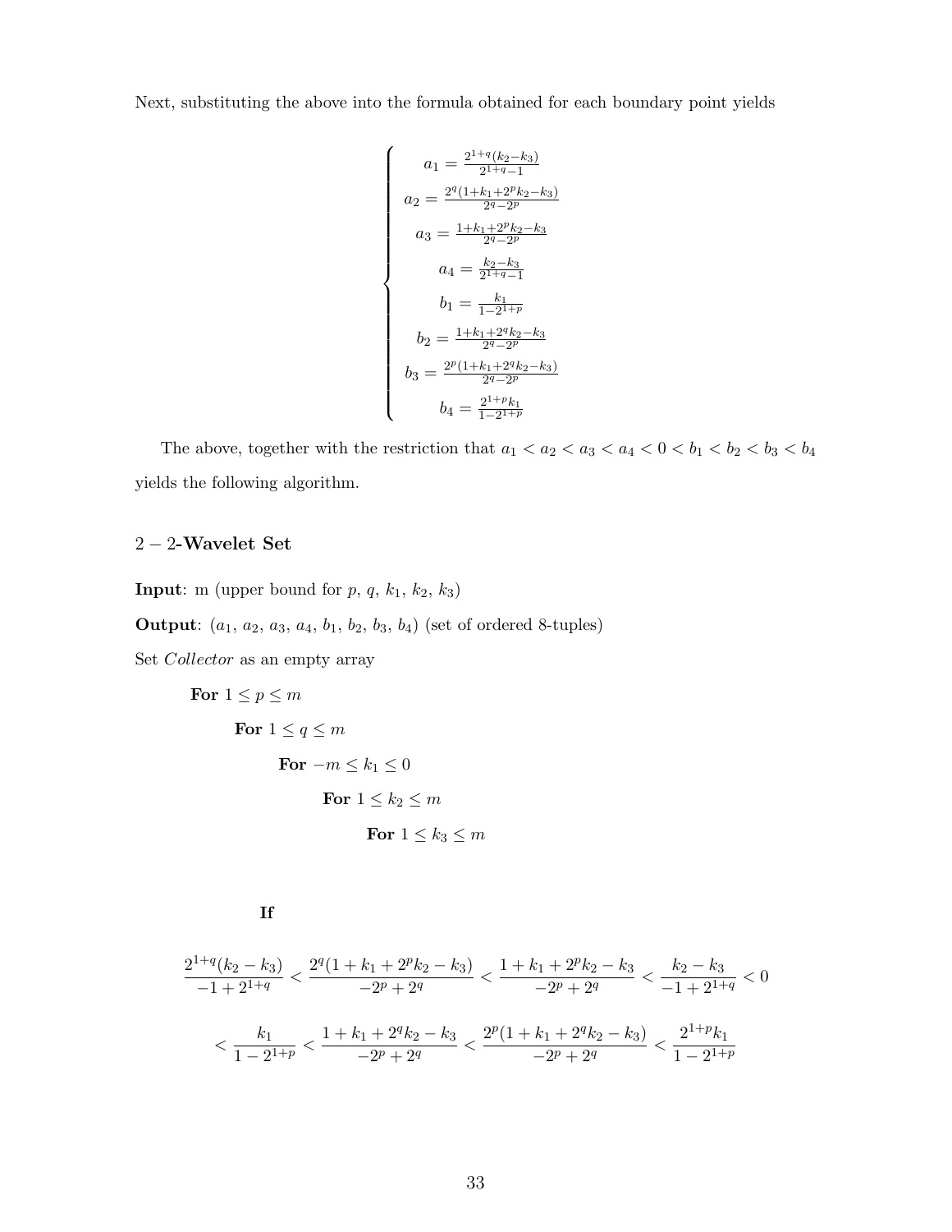Next, substituting the above into the formula obtained for each boundary point yields

$$
\begin{cases}
a_1 = \frac{2^{1+q}(k_2-k_3)}{2^{1+q}-1} \\
a_2 = \frac{2^q(1+k_1+2^p k_2-k_3)}{2^q-2^p} \\
a_3 = \frac{1+k_1+2^p k_2-k_3}{2^q-2^p} \\
a_4 = \frac{k_2-k_3}{2^{1+q}-1} \\
b_1 = \frac{k_1}{1-2^{1+p}} \\
b_2 = \frac{1+k_1+2^q k_2-k_3}{2^q-2^p} \\
b_3 = \frac{2^p(1+k_1+2^q k_2-k_3)}{2^q-2^p} \\
b_4 = \frac{2^{1+p}k_1}{1-2^{1+p}}
\end{cases}
$$

The above, together with the restriction that $a_1 < a_2 < a_3 < a_4 < 0 < b_1 < b_2 < b_3 < b_4$ yields the following algorithm.

### $2-2$-Wavelet Set

**Input**: m (upper bound for $p$, $q$, $k_1$, $k_2$, $k_3$)

**Output**: ($a_1$, $a_2$, $a_3$, $a_4$, $b_1$, $b_2$, $b_3$, $b_4$) (set of ordered 8-tuples)

Set *Collector* as an empty array

**For** $1 \leq p \leq m$

**For** $1 \leq q \leq m$

**For** $-m \leq k_1 \leq 0$

**For** $1 \leq k_2 \leq m$

**For** $1 \leq k_3 \leq m$

**If**

$$
\frac{2^{1+q}(k_2-k_3)}{-1+2^{1+q}} < \frac{2^q(1+k_1+2^p k_2-k_3)}{-2^p+2^q} < \frac{1+k_1+2^p k_2-k_3}{-2^p+2^q} < \frac{k_2-k_3}{-1+2^{1+q}} < 0
$$

$$
< \frac{k_1}{1-2^{1+p}} < \frac{1+k_1+2^q k_2-k_3}{-2^p+2^q} < \frac{2^p(1+k_1+2^q k_2-k_3)}{-2^p+2^q} < \frac{2^{1+p}k_1}{1-2^{1+p}}
$$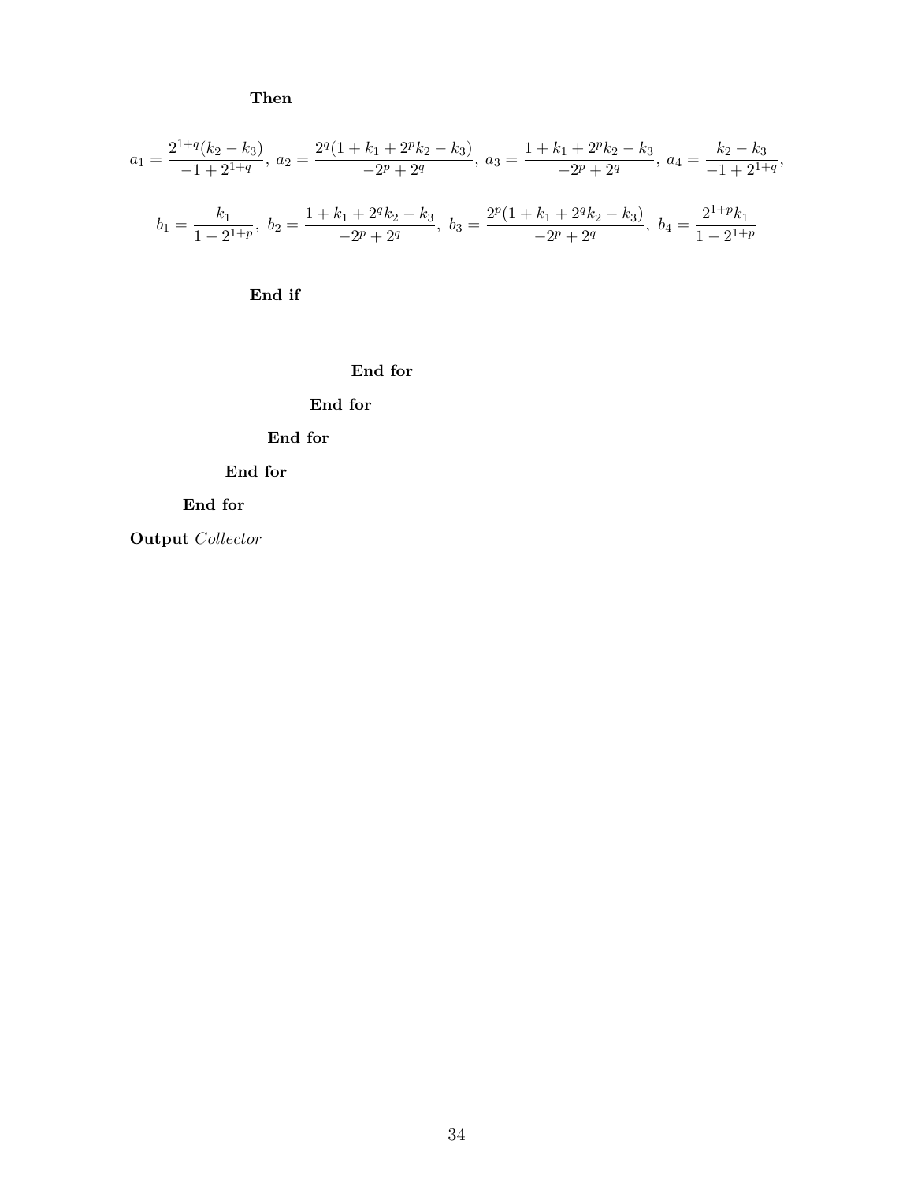**Then**

$$a_1 = \frac{2^{1+q}(k_2 - k_3)}{-1 + 2^{1+q}},\ a_2 = \frac{2^q(1 + k_1 + 2^p k_2 - k_3)}{-2^p + 2^q},\ a_3 = \frac{1 + k_1 + 2^p k_2 - k_3}{-2^p + 2^q},\ a_4 = \frac{k_2 - k_3}{-1 + 2^{1+q}},$$

$$b_1 = \frac{k_1}{1 - 2^{1+p}},\ b_2 = \frac{1 + k_1 + 2^q k_2 - k_3}{-2^p + 2^q},\ b_3 = \frac{2^p(1 + k_1 + 2^q k_2 - k_3)}{-2^p + 2^q},\ b_4 = \frac{2^{1+p} k_1}{1 - 2^{1+p}}$$

**End if**

**End for**

**End for**

**End for**

**End for**

**End for**

**Output** *Collector*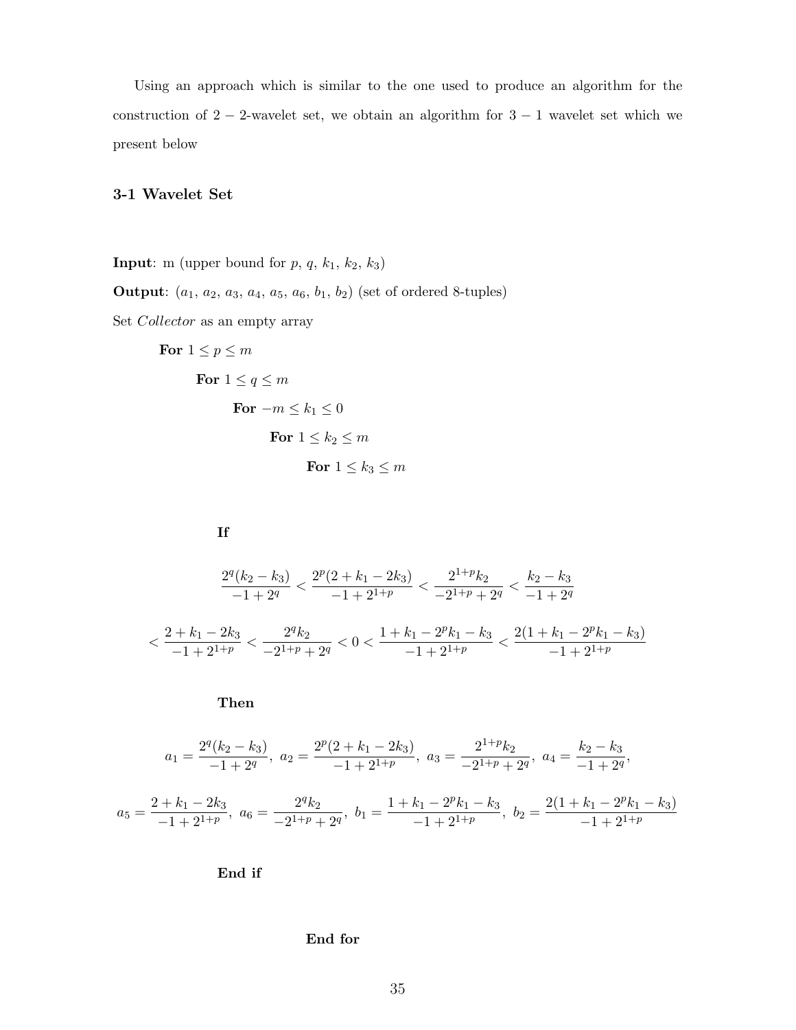Using an approach which is similar to the one used to produce an algorithm for the construction of $2-2$-wavelet set, we obtain an algorithm for $3-1$ wavelet set which we present below

### 3-1 Wavelet Set

**Input**: m (upper bound for $p$, $q$, $k_1$, $k_2$, $k_3$)

**Output**: $(a_1, a_2, a_3, a_4, a_5, a_6, b_1, b_2)$ (set of ordered 8-tuples)

Set *Collector* as an empty array

**For** $1 \leq p \leq m$

**For** $1 \leq q \leq m$

**For** $-m \leq k_1 \leq 0$

**For** $1 \leq k_2 \leq m$

**For** $1 \leq k_3 \leq m$

**If**

$$\frac{2^q(k_2-k_3)}{-1+2^q} < \frac{2^p(2+k_1-2k_3)}{-1+2^{1+p}} < \frac{2^{1+p}k_2}{-2^{1+p}+2^q} < \frac{k_2-k_3}{-1+2^q}$$

$$< \frac{2+k_1-2k_3}{-1+2^{1+p}} < \frac{2^q k_2}{-2^{1+p}+2^q} < 0 < \frac{1+k_1-2^p k_1-k_3}{-1+2^{1+p}} < \frac{2(1+k_1-2^p k_1-k_3)}{-1+2^{1+p}}$$

**Then**

$$a_1 = \frac{2^q(k_2-k_3)}{-1+2^q},\ a_2 = \frac{2^p(2+k_1-2k_3)}{-1+2^{1+p}},\ a_3 = \frac{2^{1+p}k_2}{-2^{1+p}+2^q},\ a_4 = \frac{k_2-k_3}{-1+2^q},$$

$$a_5 = \frac{2+k_1-2k_3}{-1+2^{1+p}},\ a_6 = \frac{2^q k_2}{-2^{1+p}+2^q},\ b_1 = \frac{1+k_1-2^p k_1-k_3}{-1+2^{1+p}},\ b_2 = \frac{2(1+k_1-2^p k_1-k_3)}{-1+2^{1+p}}$$

**End if**

**End for**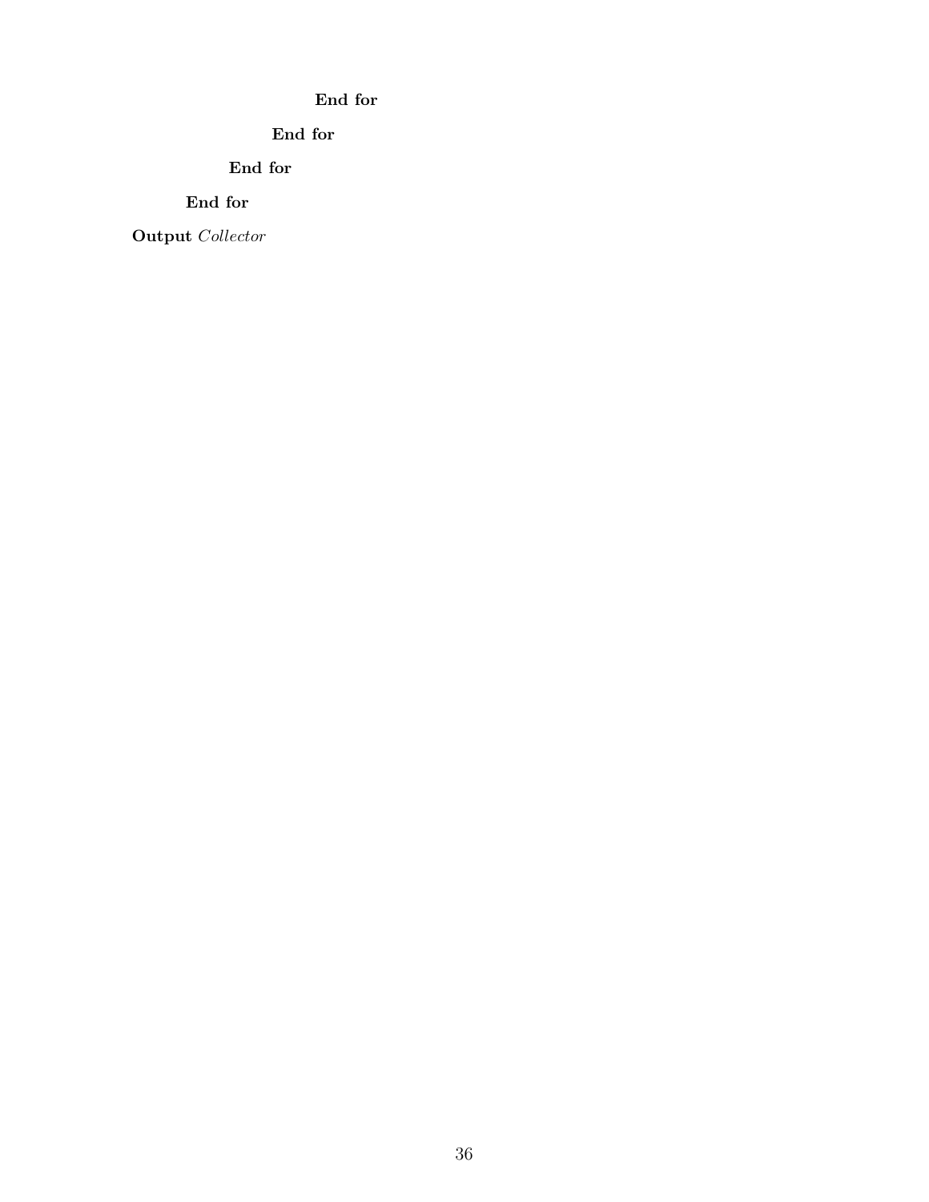**End for**

**End for**

**End for**

**End for**

**Output** *Collector*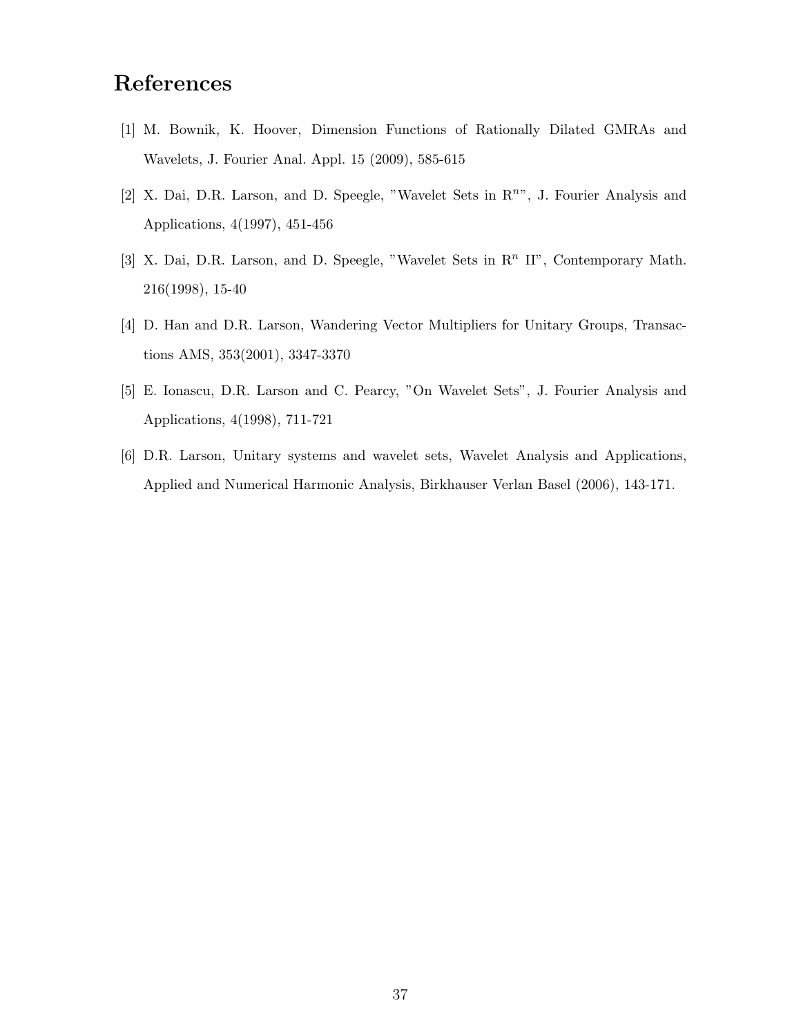# References

[1] M. Bownik, K. Hoover, Dimension Functions of Rationally Dilated GMRAs and Wavelets, J. Fourier Anal. Appl. 15 (2009), 585-615

[2] X. Dai, D.R. Larson, and D. Speegle, "Wavelet Sets in $R^n$", J. Fourier Analysis and Applications, 4(1997), 451-456

[3] X. Dai, D.R. Larson, and D. Speegle, "Wavelet Sets in $R^n$ II", Contemporary Math. 216(1998), 15-40

[4] D. Han and D.R. Larson, Wandering Vector Multipliers for Unitary Groups, Transactions AMS, 353(2001), 3347-3370

[5] E. Ionascu, D.R. Larson and C. Pearcy, "On Wavelet Sets", J. Fourier Analysis and Applications, 4(1998), 711-721

[6] D.R. Larson, Unitary systems and wavelet sets, Wavelet Analysis and Applications, Applied and Numerical Harmonic Analysis, Birkhauser Verlan Basel (2006), 143-171.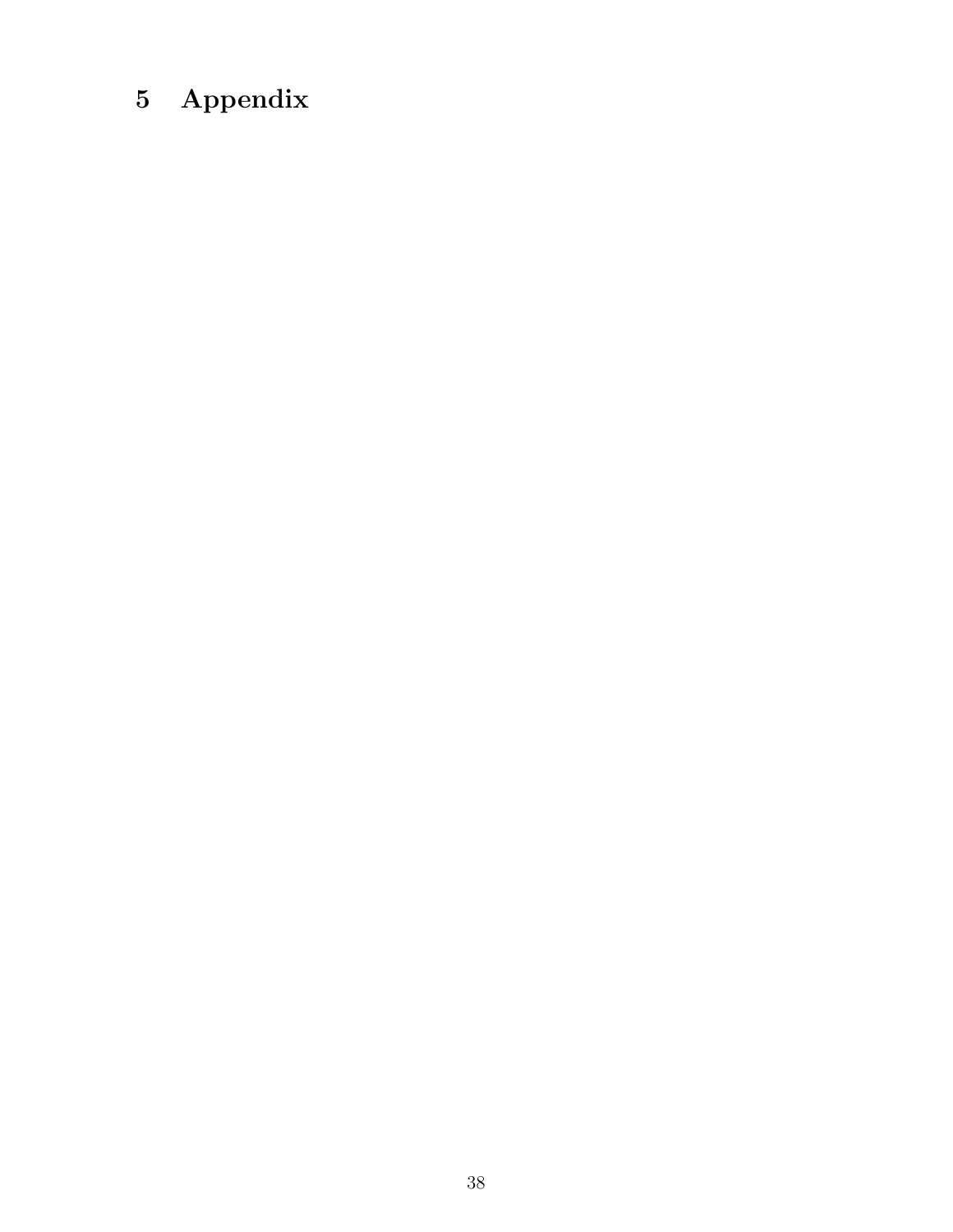# 5 Appendix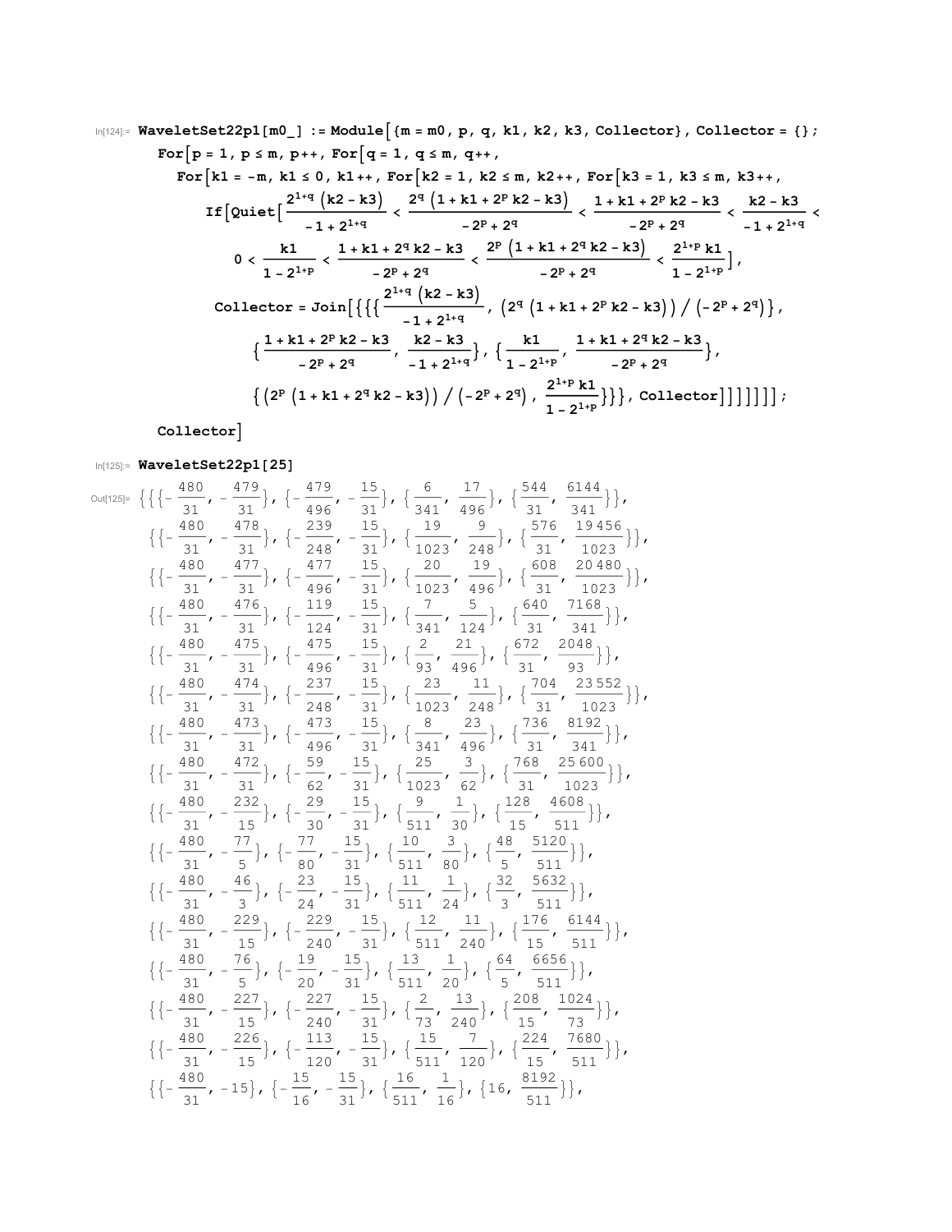In[124]:=

```
WaveletSet22p1[m0_] := Module[{m = m0, p, q, k1, k2, k3, Collector}, Collector = {};
  For[p = 1, p ≤ m, p++, For[q = 1, q ≤ m, q++,
    For[k1 = -m, k1 ≤ 0, k1++, For[k2 = 1, k2 ≤ m, k2++, For[k3 = 1, k3 ≤ m, k3++,
      If[Quiet[2^(1+q) (k2 - k3)/(-1 + 2^(1+q)) < 2^q (1 + k1 + 2^p k2 - k3)/(-2^p + 2^q) < (1 + k1 + 2^p k2 - k3)/(-2^p + 2^q) < (k2 - k3)/(-1 + 2^(1+q)) <
          0 < k1/(1 - 2^(1+p)) < (1 + k1 + 2^q k2 - k3)/(-2^p + 2^q) < 2^p (1 + k1 + 2^q k2 - k3)/(-2^p + 2^q) < 2^(1+p) k1/(1 - 2^(1+p))],
        Collector = Join[{{{2^(1+q) (k2 - k3)/(-1 + 2^(1+q)), (2^q (1 + k1 + 2^p k2 - k3)) / (-2^p + 2^q)},
            {(1 + k1 + 2^p k2 - k3)/(-2^p + 2^q), (k2 - k3)/(-1 + 2^(1+q))}, {k1/(1 - 2^(1+p)), (1 + k1 + 2^q k2 - k3)/(-2^p + 2^q)},
            {(2^p (1 + k1 + 2^q k2 - k3)) / (-2^p + 2^q), 2^(1+p) k1/(1 - 2^(1+p))}}}, Collector]]]]]]];
  Collector]
```

In[125]:= **WaveletSet22p1[25]**

Out[125]=

$$\{\{\{-\tfrac{480}{31}, -\tfrac{479}{31}\}, \{-\tfrac{479}{496}, -\tfrac{15}{31}\}, \{\tfrac{6}{341}, \tfrac{17}{496}\}, \{\tfrac{544}{31}, \tfrac{6144}{341}\}\},$$
$$\{\{-\tfrac{480}{31}, -\tfrac{478}{31}\}, \{-\tfrac{239}{248}, -\tfrac{15}{31}\}, \{\tfrac{19}{1023}, \tfrac{9}{248}\}, \{\tfrac{576}{31}, \tfrac{19456}{1023}\}\},$$
$$\{\{-\tfrac{480}{31}, -\tfrac{477}{31}\}, \{-\tfrac{477}{496}, -\tfrac{15}{31}\}, \{\tfrac{20}{1023}, \tfrac{19}{496}\}, \{\tfrac{608}{31}, \tfrac{20480}{1023}\}\},$$
$$\{\{-\tfrac{480}{31}, -\tfrac{476}{31}\}, \{-\tfrac{119}{124}, -\tfrac{15}{31}\}, \{\tfrac{7}{341}, \tfrac{5}{124}\}, \{\tfrac{640}{31}, \tfrac{7168}{341}\}\},$$
$$\{\{-\tfrac{480}{31}, -\tfrac{475}{31}\}, \{-\tfrac{475}{496}, -\tfrac{15}{31}\}, \{\tfrac{2}{93}, \tfrac{21}{496}\}, \{\tfrac{672}{31}, \tfrac{2048}{93}\}\},$$
$$\{\{-\tfrac{480}{31}, -\tfrac{474}{31}\}, \{-\tfrac{237}{248}, -\tfrac{15}{31}\}, \{\tfrac{23}{1023}, \tfrac{11}{248}\}, \{\tfrac{704}{31}, \tfrac{23552}{1023}\}\},$$
$$\{\{-\tfrac{480}{31}, -\tfrac{473}{31}\}, \{-\tfrac{473}{496}, -\tfrac{15}{31}\}, \{\tfrac{8}{341}, \tfrac{23}{496}\}, \{\tfrac{736}{31}, \tfrac{8192}{341}\}\},$$
$$\{\{-\tfrac{480}{31}, -\tfrac{472}{31}\}, \{-\tfrac{59}{62}, -\tfrac{15}{31}\}, \{\tfrac{25}{1023}, \tfrac{3}{62}\}, \{\tfrac{768}{31}, \tfrac{25600}{1023}\}\},$$
$$\{\{-\tfrac{480}{31}, -\tfrac{232}{15}\}, \{-\tfrac{29}{30}, -\tfrac{15}{31}\}, \{\tfrac{9}{511}, \tfrac{1}{30}\}, \{\tfrac{128}{15}, \tfrac{4608}{511}\}\},$$
$$\{\{-\tfrac{480}{31}, -\tfrac{77}{5}\}, \{-\tfrac{77}{80}, -\tfrac{15}{31}\}, \{\tfrac{10}{511}, \tfrac{3}{80}\}, \{\tfrac{48}{5}, \tfrac{5120}{511}\}\},$$
$$\{\{-\tfrac{480}{31}, -\tfrac{46}{3}\}, \{-\tfrac{23}{24}, -\tfrac{15}{31}\}, \{\tfrac{11}{511}, \tfrac{1}{24}\}, \{\tfrac{32}{3}, \tfrac{5632}{511}\}\},$$
$$\{\{-\tfrac{480}{31}, -\tfrac{229}{15}\}, \{-\tfrac{229}{240}, -\tfrac{15}{31}\}, \{\tfrac{12}{511}, \tfrac{11}{240}\}, \{\tfrac{176}{15}, \tfrac{6144}{511}\}\},$$
$$\{\{-\tfrac{480}{31}, -\tfrac{76}{5}\}, \{-\tfrac{19}{20}, -\tfrac{15}{31}\}, \{\tfrac{13}{511}, \tfrac{1}{20}\}, \{\tfrac{64}{5}, \tfrac{6656}{511}\}\},$$
$$\{\{-\tfrac{480}{31}, -\tfrac{227}{15}\}, \{-\tfrac{227}{240}, -\tfrac{15}{31}\}, \{\tfrac{2}{73}, \tfrac{13}{240}\}, \{\tfrac{208}{15}, \tfrac{1024}{73}\}\},$$
$$\{\{-\tfrac{480}{31}, -\tfrac{226}{15}\}, \{-\tfrac{113}{120}, -\tfrac{15}{31}\}, \{\tfrac{15}{511}, \tfrac{7}{120}\}, \{\tfrac{224}{15}, \tfrac{7680}{511}\}\},$$
$$\{\{-\tfrac{480}{31}, -15\}, \{-\tfrac{15}{16}, -\tfrac{15}{31}\}, \{\tfrac{16}{511}, \tfrac{1}{16}\}, \{16, \tfrac{8192}{511}\}\},$$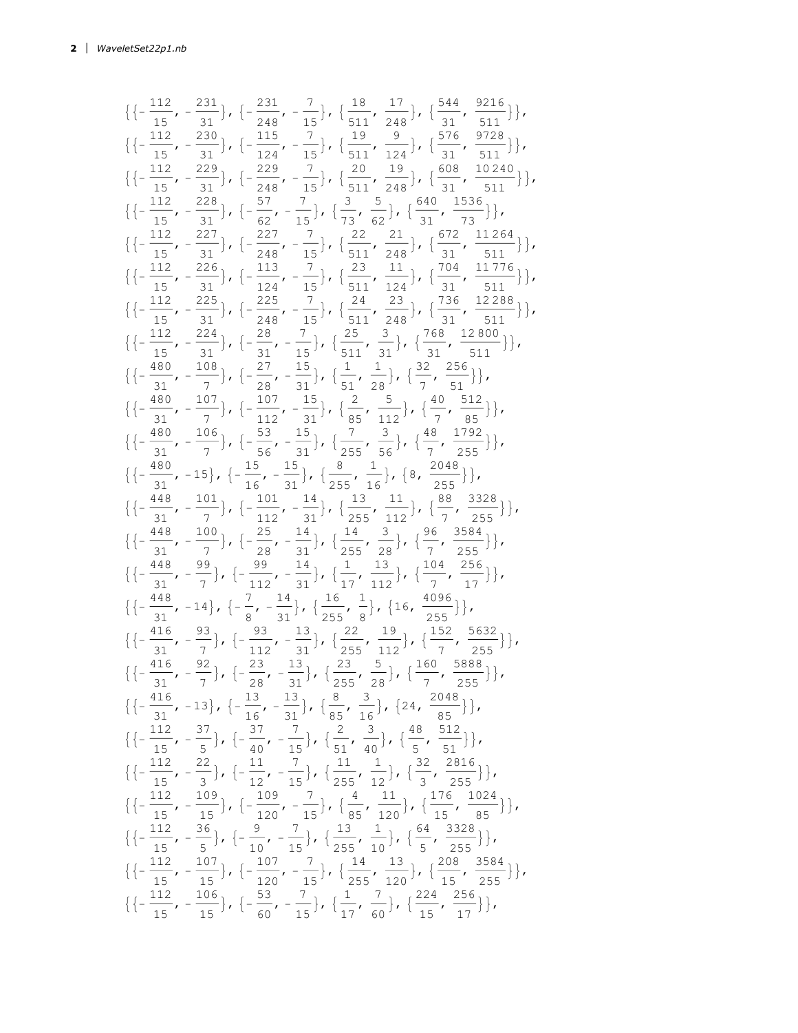$$\{\{-\frac{112}{15}, -\frac{231}{31}\}, \{-\frac{231}{248}, -\frac{7}{15}\}, \{\frac{18}{511}, \frac{17}{248}\}, \{\frac{544}{31}, \frac{9216}{511}\}\},$$

$$\{\{-\frac{112}{15}, -\frac{230}{31}\}, \{-\frac{115}{124}, -\frac{7}{15}\}, \{\frac{19}{511}, \frac{9}{124}\}, \{\frac{576}{31}, \frac{9728}{511}\}\},$$

$$\{\{-\frac{112}{15}, -\frac{229}{31}\}, \{-\frac{229}{248}, -\frac{7}{15}\}, \{\frac{20}{511}, \frac{19}{248}\}, \{\frac{608}{31}, \frac{10240}{511}\}\},$$

$$\{\{-\frac{112}{15}, -\frac{228}{31}\}, \{-\frac{57}{62}, -\frac{7}{15}\}, \{\frac{3}{73}, \frac{5}{62}\}, \{\frac{640}{31}, \frac{1536}{73}\}\},$$

$$\{\{-\frac{112}{15}, -\frac{227}{31}\}, \{-\frac{227}{248}, -\frac{7}{15}\}, \{\frac{22}{511}, \frac{21}{248}\}, \{\frac{672}{31}, \frac{11264}{511}\}\},$$

$$\{\{-\frac{112}{15}, -\frac{226}{31}\}, \{-\frac{113}{124}, -\frac{7}{15}\}, \{\frac{23}{511}, \frac{11}{124}\}, \{\frac{704}{31}, \frac{11776}{511}\}\},$$

$$\{\{-\frac{112}{15}, -\frac{225}{31}\}, \{-\frac{225}{248}, -\frac{7}{15}\}, \{\frac{24}{511}, \frac{23}{248}\}, \{\frac{736}{31}, \frac{12288}{511}\}\},$$

$$\{\{-\frac{112}{15}, -\frac{224}{31}\}, \{-\frac{28}{31}, -\frac{7}{15}\}, \{\frac{25}{511}, \frac{3}{31}\}, \{\frac{768}{31}, \frac{12800}{511}\}\},$$

$$\{\{-\frac{480}{31}, -\frac{108}{7}\}, \{-\frac{27}{28}, -\frac{15}{31}\}, \{\frac{1}{51}, \frac{1}{28}\}, \{\frac{32}{7}, \frac{256}{51}\}\},$$

$$\{\{-\frac{480}{31}, -\frac{107}{7}\}, \{-\frac{107}{112}, -\frac{15}{31}\}, \{\frac{2}{85}, \frac{5}{112}\}, \{\frac{40}{7}, \frac{512}{85}\}\},$$

$$\{\{-\frac{480}{31}, -\frac{106}{7}\}, \{-\frac{53}{56}, -\frac{15}{31}\}, \{\frac{7}{255}, \frac{3}{56}\}, \{\frac{48}{7}, \frac{1792}{255}\}\},$$

$$\{\{-\frac{480}{31}, -15\}, \{-\frac{15}{16}, -\frac{15}{31}\}, \{\frac{8}{255}, \frac{1}{16}\}, \{8, \frac{2048}{255}\}\},$$

$$\{\{-\frac{448}{31}, -\frac{101}{7}\}, \{-\frac{101}{112}, -\frac{14}{31}\}, \{\frac{13}{255}, \frac{11}{112}\}, \{\frac{88}{7}, \frac{3328}{255}\}\},$$

$$\{\{-\frac{448}{31}, -\frac{100}{7}\}, \{-\frac{25}{28}, -\frac{14}{31}\}, \{\frac{14}{255}, \frac{3}{28}\}, \{\frac{96}{7}, \frac{3584}{255}\}\},$$

$$\{\{-\frac{448}{31}, -\frac{99}{7}\}, \{-\frac{99}{112}, -\frac{14}{31}\}, \{\frac{1}{17}, \frac{13}{112}\}, \{\frac{104}{7}, \frac{256}{17}\}\},$$

$$\{\{-\frac{448}{31}, -14\}, \{-\frac{7}{8}, -\frac{14}{31}\}, \{\frac{16}{255}, \frac{1}{8}\}, \{16, \frac{4096}{255}\}\},$$

$$\{\{-\frac{416}{31}, -\frac{93}{7}\}, \{-\frac{93}{112}, -\frac{13}{31}\}, \{\frac{22}{255}, \frac{19}{112}\}, \{\frac{152}{7}, \frac{5632}{255}\}\},$$

$$\{\{-\frac{416}{31}, -\frac{92}{7}\}, \{-\frac{23}{28}, -\frac{13}{31}\}, \{\frac{23}{255}, \frac{5}{28}\}, \{\frac{160}{7}, \frac{5888}{255}\}\},$$

$$\{\{-\frac{416}{31}, -13\}, \{-\frac{13}{16}, -\frac{13}{31}\}, \{\frac{8}{85}, \frac{3}{16}\}, \{24, \frac{2048}{85}\}\},$$

$$\{\{-\frac{112}{15}, -\frac{37}{5}\}, \{-\frac{37}{40}, -\frac{7}{15}\}, \{\frac{2}{51}, \frac{3}{40}\}, \{\frac{48}{5}, \frac{512}{51}\}\},$$

$$\{\{-\frac{112}{15}, -\frac{22}{3}\}, \{-\frac{11}{12}, -\frac{7}{15}\}, \{\frac{11}{255}, \frac{1}{12}\}, \{\frac{32}{3}, \frac{2816}{255}\}\},$$

$$\{\{-\frac{112}{15}, -\frac{109}{15}\}, \{-\frac{109}{120}, -\frac{7}{15}\}, \{\frac{4}{85}, \frac{11}{120}\}, \{\frac{176}{15}, \frac{1024}{85}\}\},$$

$$\{\{-\frac{112}{15}, -\frac{36}{5}\}, \{-\frac{9}{10}, -\frac{7}{15}\}, \{\frac{13}{255}, \frac{1}{10}\}, \{\frac{64}{5}, \frac{3328}{255}\}\},$$

$$\{\{-\frac{112}{15}, -\frac{107}{15}\}, \{-\frac{107}{120}, -\frac{7}{15}\}, \{\frac{14}{255}, \frac{13}{120}\}, \{\frac{208}{15}, \frac{3584}{255}\}\},$$

$$\{\{-\frac{112}{15}, -\frac{106}{15}\}, \{-\frac{53}{60}, -\frac{7}{15}\}, \{\frac{1}{17}, \frac{7}{60}\}, \{\frac{224}{15}, \frac{256}{17}\}\},$$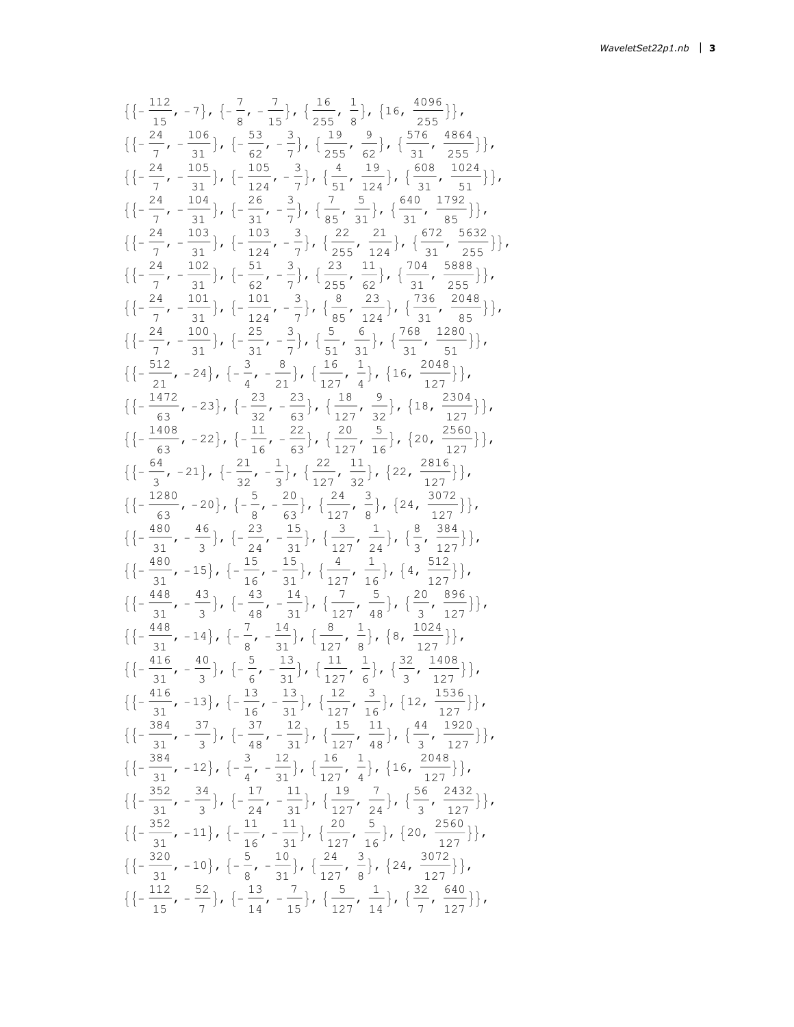$$\{\{-\frac{112}{15}, -7\}, \{-\frac{7}{8}, -\frac{7}{15}\}, \{\frac{16}{255}, \frac{1}{8}\}, \{16, \frac{4096}{255}\}\},$$
$$\{\{-\frac{24}{7}, -\frac{106}{31}\}, \{-\frac{53}{62}, -\frac{3}{7}\}, \{\frac{19}{255}, \frac{9}{62}\}, \{\frac{576}{31}, \frac{4864}{255}\}\},$$
$$\{\{-\frac{24}{7}, -\frac{105}{31}\}, \{-\frac{105}{124}, -\frac{3}{7}\}, \{\frac{4}{51}, \frac{19}{124}\}, \{\frac{608}{31}, \frac{1024}{51}\}\},$$
$$\{\{-\frac{24}{7}, -\frac{104}{31}\}, \{-\frac{26}{31}, -\frac{3}{7}\}, \{\frac{7}{85}, \frac{5}{31}\}, \{\frac{640}{31}, \frac{1792}{85}\}\},$$
$$\{\{-\frac{24}{7}, -\frac{103}{31}\}, \{-\frac{103}{124}, -\frac{3}{7}\}, \{\frac{22}{255}, \frac{21}{124}\}, \{\frac{672}{31}, \frac{5632}{255}\}\},$$
$$\{\{-\frac{24}{7}, -\frac{102}{31}\}, \{-\frac{51}{62}, -\frac{3}{7}\}, \{\frac{23}{255}, \frac{11}{62}\}, \{\frac{704}{31}, \frac{5888}{255}\}\},$$
$$\{\{-\frac{24}{7}, -\frac{101}{31}\}, \{-\frac{101}{124}, -\frac{3}{7}\}, \{\frac{8}{85}, \frac{23}{124}\}, \{\frac{736}{31}, \frac{2048}{85}\}\},$$
$$\{\{-\frac{24}{7}, -\frac{100}{31}\}, \{-\frac{25}{31}, -\frac{3}{7}\}, \{\frac{5}{51}, \frac{6}{31}\}, \{\frac{768}{31}, \frac{1280}{51}\}\},$$
$$\{\{-\frac{512}{21}, -24\}, \{-\frac{3}{4}, -\frac{8}{21}\}, \{\frac{16}{127}, \frac{1}{4}\}, \{16, \frac{2048}{127}\}\},$$
$$\{\{-\frac{1472}{63}, -23\}, \{-\frac{23}{32}, -\frac{23}{63}\}, \{\frac{18}{127}, \frac{9}{32}\}, \{18, \frac{2304}{127}\}\},$$
$$\{\{-\frac{1408}{63}, -22\}, \{-\frac{11}{16}, -\frac{22}{63}\}, \{\frac{20}{127}, \frac{5}{16}\}, \{20, \frac{2560}{127}\}\},$$
$$\{\{-\frac{64}{3}, -21\}, \{-\frac{21}{32}, -\frac{1}{3}\}, \{\frac{22}{127}, \frac{11}{32}\}, \{22, \frac{2816}{127}\}\},$$
$$\{\{-\frac{1280}{63}, -20\}, \{-\frac{5}{8}, -\frac{20}{63}\}, \{\frac{24}{127}, \frac{3}{8}\}, \{24, \frac{3072}{127}\}\},$$
$$\{\{-\frac{480}{31}, -\frac{46}{3}\}, \{-\frac{23}{24}, -\frac{15}{31}\}, \{\frac{3}{127}, \frac{1}{24}\}, \{\frac{8}{3}, \frac{384}{127}\}\},$$
$$\{\{-\frac{480}{31}, -15\}, \{-\frac{15}{16}, -\frac{15}{31}\}, \{\frac{4}{127}, \frac{1}{16}\}, \{4, \frac{512}{127}\}\},$$
$$\{\{-\frac{448}{31}, -\frac{43}{3}\}, \{-\frac{43}{48}, -\frac{14}{31}\}, \{\frac{7}{127}, \frac{5}{48}\}, \{\frac{20}{3}, \frac{896}{127}\}\},$$
$$\{\{-\frac{448}{31}, -14\}, \{-\frac{7}{8}, -\frac{14}{31}\}, \{\frac{8}{127}, \frac{1}{8}\}, \{8, \frac{1024}{127}\}\},$$
$$\{\{-\frac{416}{31}, -\frac{40}{3}\}, \{-\frac{5}{6}, -\frac{13}{31}\}, \{\frac{11}{127}, \frac{1}{6}\}, \{\frac{32}{3}, \frac{1408}{127}\}\},$$
$$\{\{-\frac{416}{31}, -13\}, \{-\frac{13}{16}, -\frac{13}{31}\}, \{\frac{12}{127}, \frac{3}{16}\}, \{12, \frac{1536}{127}\}\},$$
$$\{\{-\frac{384}{31}, -\frac{37}{3}\}, \{-\frac{37}{48}, -\frac{12}{31}\}, \{\frac{15}{127}, \frac{11}{48}\}, \{\frac{44}{3}, \frac{1920}{127}\}\},$$
$$\{\{-\frac{384}{31}, -12\}, \{-\frac{3}{4}, -\frac{12}{31}\}, \{\frac{16}{127}, \frac{1}{4}\}, \{16, \frac{2048}{127}\}\},$$
$$\{\{-\frac{352}{31}, -\frac{34}{3}\}, \{-\frac{17}{24}, -\frac{11}{31}\}, \{\frac{19}{127}, \frac{7}{24}\}, \{\frac{56}{3}, \frac{2432}{127}\}\},$$
$$\{\{-\frac{352}{31}, -11\}, \{-\frac{11}{16}, -\frac{11}{31}\}, \{\frac{20}{127}, \frac{5}{16}\}, \{20, \frac{2560}{127}\}\},$$
$$\{\{-\frac{320}{31}, -10\}, \{-\frac{5}{8}, -\frac{10}{31}\}, \{\frac{24}{127}, \frac{3}{8}\}, \{24, \frac{3072}{127}\}\},$$
$$\{\{-\frac{112}{15}, -\frac{52}{7}\}, \{-\frac{13}{14}, -\frac{7}{15}\}, \{\frac{5}{127}, \frac{1}{14}\}, \{\frac{32}{7}, \frac{640}{127}\}\},$$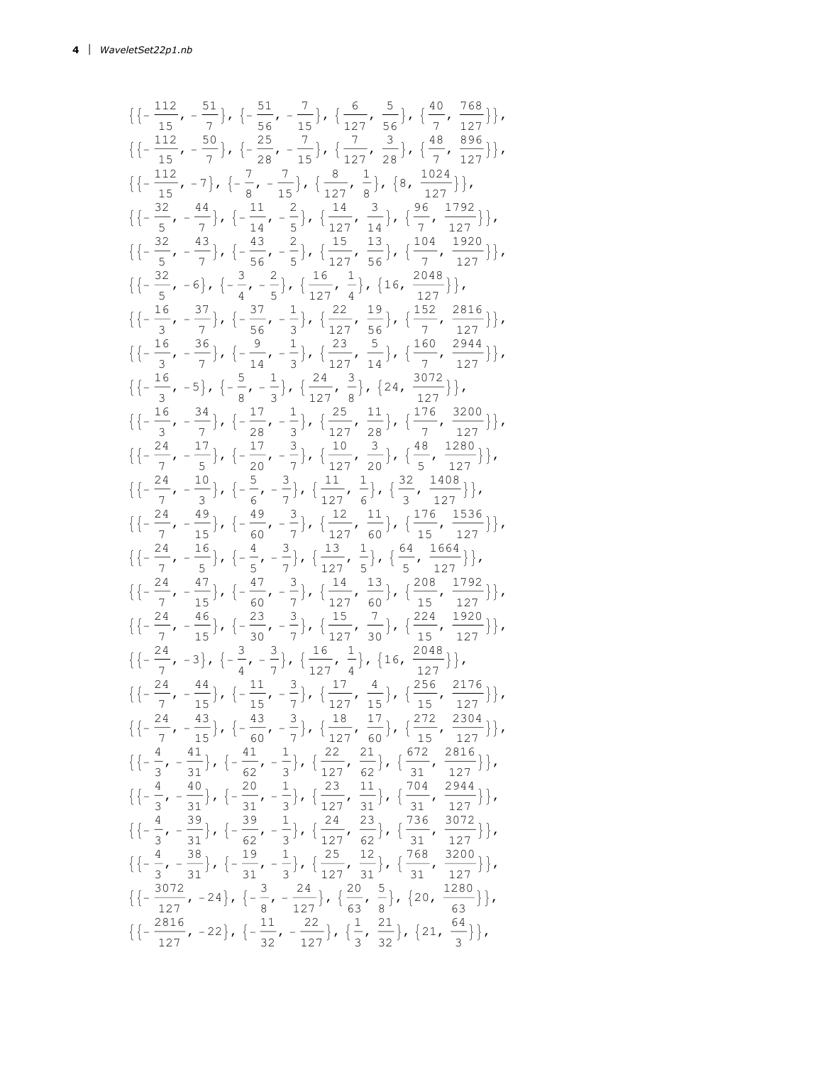$$\{\{-\frac{112}{15}, -\frac{51}{7}\}, \{-\frac{51}{56}, -\frac{7}{15}\}, \{\frac{6}{127}, \frac{5}{56}\}, \{\frac{40}{7}, \frac{768}{127}\}\},$$
$$\{\{-\frac{112}{15}, -\frac{50}{7}\}, \{-\frac{25}{28}, -\frac{7}{15}\}, \{\frac{7}{127}, \frac{3}{28}\}, \{\frac{48}{7}, \frac{896}{127}\}\},$$
$$\{\{-\frac{112}{15}, -7\}, \{-\frac{7}{8}, -\frac{7}{15}\}, \{\frac{8}{127}, \frac{1}{8}\}, \{8, \frac{1024}{127}\}\},$$
$$\{\{-\frac{32}{5}, -\frac{44}{7}\}, \{-\frac{11}{14}, -\frac{2}{5}\}, \{\frac{14}{127}, \frac{3}{14}\}, \{\frac{96}{7}, \frac{1792}{127}\}\},$$
$$\{\{-\frac{32}{5}, -\frac{43}{7}\}, \{-\frac{43}{56}, -\frac{2}{5}\}, \{\frac{15}{127}, \frac{13}{56}\}, \{\frac{104}{7}, \frac{1920}{127}\}\},$$
$$\{\{-\frac{32}{5}, -6\}, \{-\frac{3}{4}, -\frac{2}{5}\}, \{\frac{16}{127}, \frac{1}{4}\}, \{16, \frac{2048}{127}\}\},$$
$$\{\{-\frac{16}{3}, -\frac{37}{7}\}, \{-\frac{37}{56}, -\frac{1}{3}\}, \{\frac{22}{127}, \frac{19}{56}\}, \{\frac{152}{7}, \frac{2816}{127}\}\},$$
$$\{\{-\frac{16}{3}, -\frac{36}{7}\}, \{-\frac{9}{14}, -\frac{1}{3}\}, \{\frac{23}{127}, \frac{5}{14}\}, \{\frac{160}{7}, \frac{2944}{127}\}\},$$
$$\{\{-\frac{16}{3}, -5\}, \{-\frac{5}{8}, -\frac{1}{3}\}, \{\frac{24}{127}, \frac{3}{8}\}, \{24, \frac{3072}{127}\}\},$$
$$\{\{-\frac{16}{3}, -\frac{34}{7}\}, \{-\frac{17}{28}, -\frac{1}{3}\}, \{\frac{25}{127}, \frac{11}{28}\}, \{\frac{176}{7}, \frac{3200}{127}\}\},$$
$$\{\{-\frac{24}{7}, -\frac{17}{5}\}, \{-\frac{17}{20}, -\frac{3}{7}\}, \{\frac{10}{127}, \frac{3}{20}\}, \{\frac{48}{5}, \frac{1280}{127}\}\},$$
$$\{\{-\frac{24}{7}, -\frac{10}{3}\}, \{-\frac{5}{6}, -\frac{3}{7}\}, \{\frac{11}{127}, \frac{1}{6}\}, \{\frac{32}{3}, \frac{1408}{127}\}\},$$
$$\{\{-\frac{24}{7}, -\frac{49}{15}\}, \{-\frac{49}{60}, -\frac{3}{7}\}, \{\frac{12}{127}, \frac{11}{60}\}, \{\frac{176}{15}, \frac{1536}{127}\}\},$$
$$\{\{-\frac{24}{7}, -\frac{16}{5}\}, \{-\frac{4}{5}, -\frac{3}{7}\}, \{\frac{13}{127}, \frac{1}{5}\}, \{\frac{64}{5}, \frac{1664}{127}\}\},$$
$$\{\{-\frac{24}{7}, -\frac{47}{15}\}, \{-\frac{47}{60}, -\frac{3}{7}\}, \{\frac{14}{127}, \frac{13}{60}\}, \{\frac{208}{15}, \frac{1792}{127}\}\},$$
$$\{\{-\frac{24}{7}, -\frac{46}{15}\}, \{-\frac{23}{30}, -\frac{3}{7}\}, \{\frac{15}{127}, \frac{7}{30}\}, \{\frac{224}{15}, \frac{1920}{127}\}\},$$
$$\{\{-\frac{24}{7}, -3\}, \{-\frac{3}{4}, -\frac{3}{7}\}, \{\frac{16}{127}, \frac{1}{4}\}, \{16, \frac{2048}{127}\}\},$$
$$\{\{-\frac{24}{7}, -\frac{44}{15}\}, \{-\frac{11}{15}, -\frac{3}{7}\}, \{\frac{17}{127}, \frac{4}{15}\}, \{\frac{256}{15}, \frac{2176}{127}\}\},$$
$$\{\{-\frac{24}{7}, -\frac{43}{15}\}, \{-\frac{43}{60}, -\frac{3}{7}\}, \{\frac{18}{127}, \frac{17}{60}\}, \{\frac{272}{15}, \frac{2304}{127}\}\},$$
$$\{\{-\frac{4}{3}, -\frac{41}{31}\}, \{-\frac{41}{62}, -\frac{1}{3}\}, \{\frac{22}{127}, \frac{21}{62}\}, \{\frac{672}{31}, \frac{2816}{127}\}\},$$
$$\{\{-\frac{4}{3}, -\frac{40}{31}\}, \{-\frac{20}{31}, -\frac{1}{3}\}, \{\frac{23}{127}, \frac{11}{31}\}, \{\frac{704}{31}, \frac{2944}{127}\}\},$$
$$\{\{-\frac{4}{3}, -\frac{39}{31}\}, \{-\frac{39}{62}, -\frac{1}{3}\}, \{\frac{24}{127}, \frac{23}{62}\}, \{\frac{736}{31}, \frac{3072}{127}\}\},$$
$$\{\{-\frac{4}{3}, -\frac{38}{31}\}, \{-\frac{19}{31}, -\frac{1}{3}\}, \{\frac{25}{127}, \frac{12}{31}\}, \{\frac{768}{31}, \frac{3200}{127}\}\},$$
$$\{\{-\frac{3072}{127}, -24\}, \{-\frac{3}{8}, -\frac{24}{127}\}, \{\frac{20}{63}, \frac{5}{8}\}, \{20, \frac{1280}{63}\}\},$$
$$\{\{-\frac{2816}{127}, -22\}, \{-\frac{11}{32}, -\frac{22}{127}\}, \{\frac{1}{3}, \frac{21}{32}\}, \{21, \frac{64}{3}\}\},$$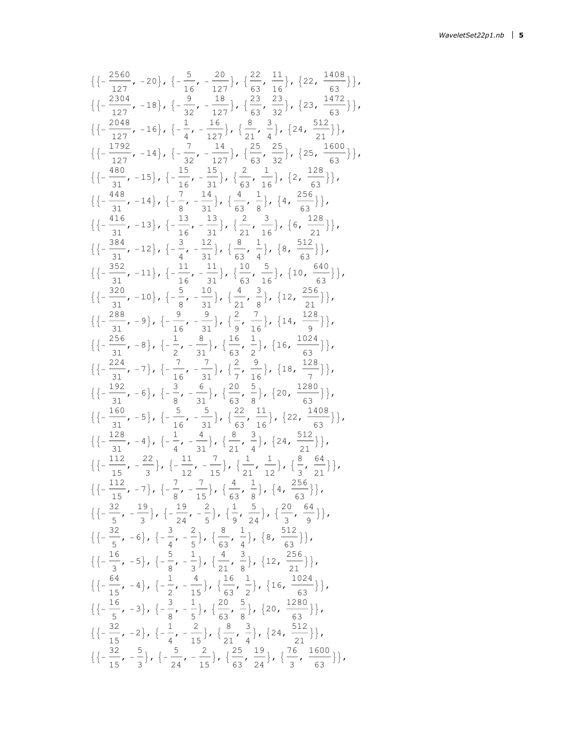$$\{\{-\frac{2560}{127}, -20\}, \{-\frac{5}{16}, -\frac{20}{127}\}, \{\frac{22}{63}, \frac{11}{16}\}, \{22, \frac{1408}{63}\}\},$$

$$\{\{-\frac{2304}{127}, -18\}, \{-\frac{9}{32}, -\frac{18}{127}\}, \{\frac{23}{63}, \frac{23}{32}\}, \{23, \frac{1472}{63}\}\},$$

$$\{\{-\frac{2048}{127}, -16\}, \{-\frac{1}{4}, -\frac{16}{127}\}, \{\frac{8}{21}, \frac{3}{4}\}, \{24, \frac{512}{21}\}\},$$

$$\{\{-\frac{1792}{127}, -14\}, \{-\frac{7}{32}, -\frac{14}{127}\}, \{\frac{25}{63}, \frac{25}{32}\}, \{25, \frac{1600}{63}\}\},$$

$$\{\{-\frac{480}{31}, -15\}, \{-\frac{15}{16}, -\frac{15}{31}\}, \{\frac{2}{63}, \frac{1}{16}\}, \{2, \frac{128}{63}\}\},$$

$$\{\{-\frac{448}{31}, -14\}, \{-\frac{7}{8}, -\frac{14}{31}\}, \{\frac{4}{63}, \frac{1}{8}\}, \{4, \frac{256}{63}\}\},$$

$$\{\{-\frac{416}{31}, -13\}, \{-\frac{13}{16}, -\frac{13}{31}\}, \{\frac{2}{21}, \frac{3}{16}\}, \{6, \frac{128}{21}\}\},$$

$$\{\{-\frac{384}{31}, -12\}, \{-\frac{3}{4}, -\frac{12}{31}\}, \{\frac{8}{63}, \frac{1}{4}\}, \{8, \frac{512}{63}\}\},$$

$$\{\{-\frac{352}{31}, -11\}, \{-\frac{11}{16}, -\frac{11}{31}\}, \{\frac{10}{63}, \frac{5}{16}\}, \{10, \frac{640}{63}\}\},$$

$$\{\{-\frac{320}{31}, -10\}, \{-\frac{5}{8}, -\frac{10}{31}\}, \{\frac{4}{21}, \frac{3}{8}\}, \{12, \frac{256}{21}\}\},$$

$$\{\{-\frac{288}{31}, -9\}, \{-\frac{9}{16}, -\frac{9}{31}\}, \{\frac{2}{9}, \frac{7}{16}\}, \{14, \frac{128}{9}\}\},$$

$$\{\{-\frac{256}{31}, -8\}, \{-\frac{1}{2}, -\frac{8}{31}\}, \{\frac{16}{63}, \frac{1}{2}\}, \{16, \frac{1024}{63}\}\},$$

$$\{\{-\frac{224}{31}, -7\}, \{-\frac{7}{16}, -\frac{7}{31}\}, \{\frac{2}{7}, \frac{9}{16}\}, \{18, \frac{128}{7}\}\},$$

$$\{\{-\frac{192}{31}, -6\}, \{-\frac{3}{8}, -\frac{6}{31}\}, \{\frac{20}{63}, \frac{5}{8}\}, \{20, \frac{1280}{63}\}\},$$

$$\{\{-\frac{160}{31}, -5\}, \{-\frac{5}{16}, -\frac{5}{31}\}, \{\frac{22}{63}, \frac{11}{16}\}, \{22, \frac{1408}{63}\}\},$$

$$\{\{-\frac{128}{31}, -4\}, \{-\frac{1}{4}, -\frac{4}{31}\}, \{\frac{8}{21}, \frac{3}{4}\}, \{24, \frac{512}{21}\}\},$$

$$\{\{-\frac{112}{15}, -\frac{22}{3}\}, \{-\frac{11}{12}, -\frac{7}{15}\}, \{\frac{1}{21}, \frac{1}{12}\}, \{\frac{8}{3}, \frac{64}{21}\}\},$$

$$\{\{-\frac{112}{15}, -7\}, \{-\frac{7}{8}, -\frac{7}{15}\}, \{\frac{4}{63}, \frac{1}{8}\}, \{4, \frac{256}{63}\}\},$$

$$\{\{-\frac{32}{5}, -\frac{19}{3}\}, \{-\frac{19}{24}, -\frac{2}{5}\}, \{\frac{1}{9}, \frac{5}{24}\}, \{\frac{20}{3}, \frac{64}{9}\}\},$$

$$\{\{-\frac{32}{5}, -6\}, \{-\frac{3}{4}, -\frac{2}{5}\}, \{\frac{8}{63}, \frac{1}{4}\}, \{8, \frac{512}{63}\}\},$$

$$\{\{-\frac{16}{3}, -5\}, \{-\frac{5}{8}, -\frac{1}{3}\}, \{\frac{4}{21}, \frac{3}{8}\}, \{12, \frac{256}{21}\}\},$$

$$\{\{-\frac{64}{15}, -4\}, \{-\frac{1}{2}, -\frac{4}{15}\}, \{\frac{16}{63}, \frac{1}{2}\}, \{16, \frac{1024}{63}\}\},$$

$$\{\{-\frac{16}{5}, -3\}, \{-\frac{3}{8}, -\frac{1}{5}\}, \{\frac{20}{63}, \frac{5}{8}\}, \{20, \frac{1280}{63}\}\},$$

$$\{\{-\frac{32}{15}, -2\}, \{-\frac{1}{4}, -\frac{2}{15}\}, \{\frac{8}{21}, \frac{3}{4}\}, \{24, \frac{512}{21}\}\},$$

$$\{\{-\frac{32}{15}, -\frac{5}{3}\}, \{-\frac{5}{24}, -\frac{2}{15}\}, \{\frac{25}{63}, \frac{19}{24}\}, \{\frac{76}{3}, \frac{1600}{63}\}\},$$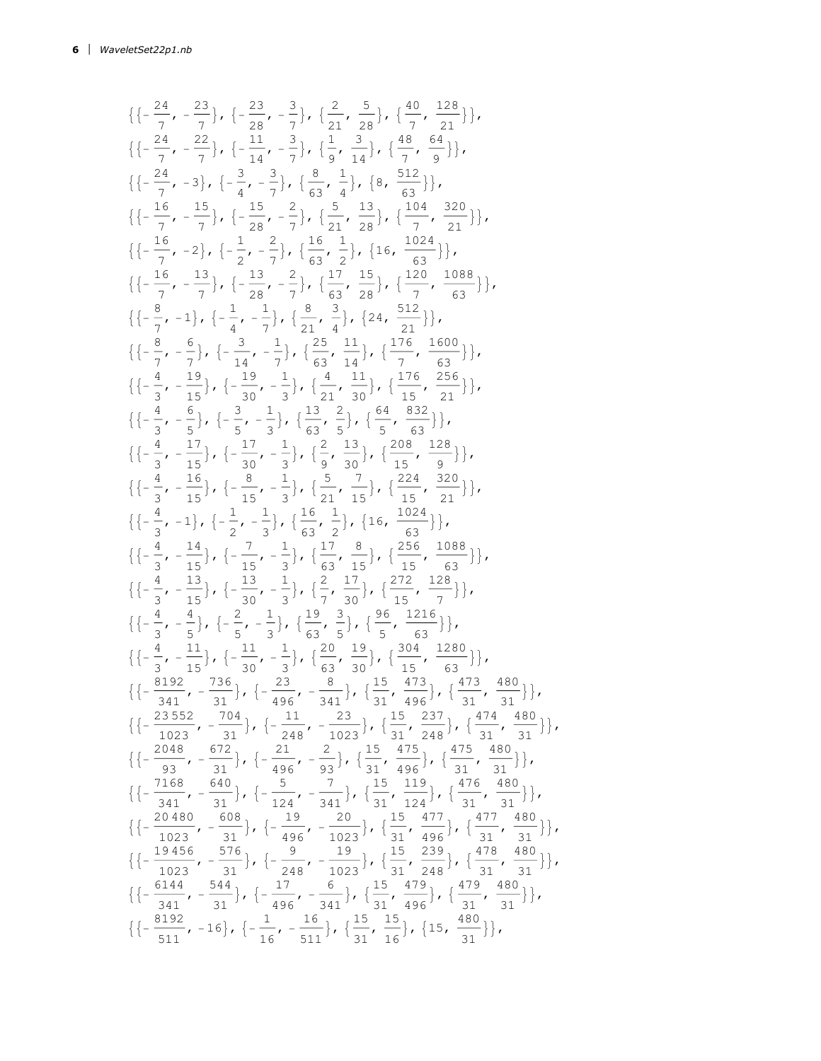$$\{\{-\tfrac{24}{7}, -\tfrac{23}{7}\}, \{-\tfrac{23}{28}, -\tfrac{3}{7}\}, \{\tfrac{2}{21}, \tfrac{5}{28}\}, \{\tfrac{40}{7}, \tfrac{128}{21}\}\},$$
$$\{\{-\tfrac{24}{7}, -\tfrac{22}{7}\}, \{-\tfrac{11}{14}, -\tfrac{3}{7}\}, \{\tfrac{1}{9}, \tfrac{3}{14}\}, \{\tfrac{48}{7}, \tfrac{64}{9}\}\},$$
$$\{\{-\tfrac{24}{7}, -3\}, \{-\tfrac{3}{4}, -\tfrac{3}{7}\}, \{\tfrac{8}{63}, \tfrac{1}{4}\}, \{8, \tfrac{512}{63}\}\},$$
$$\{\{-\tfrac{16}{7}, -\tfrac{15}{7}\}, \{-\tfrac{15}{28}, -\tfrac{2}{7}\}, \{\tfrac{5}{21}, \tfrac{13}{28}\}, \{\tfrac{104}{7}, \tfrac{320}{21}\}\},$$
$$\{\{-\tfrac{16}{7}, -2\}, \{-\tfrac{1}{2}, -\tfrac{2}{7}\}, \{\tfrac{16}{63}, \tfrac{1}{2}\}, \{16, \tfrac{1024}{63}\}\},$$
$$\{\{-\tfrac{16}{7}, -\tfrac{13}{7}\}, \{-\tfrac{13}{28}, -\tfrac{2}{7}\}, \{\tfrac{17}{63}, \tfrac{15}{28}\}, \{\tfrac{120}{7}, \tfrac{1088}{63}\}\},$$
$$\{\{-\tfrac{8}{7}, -1\}, \{-\tfrac{1}{4}, -\tfrac{1}{7}\}, \{\tfrac{8}{21}, \tfrac{3}{4}\}, \{24, \tfrac{512}{21}\}\},$$
$$\{\{-\tfrac{8}{7}, -\tfrac{6}{7}\}, \{-\tfrac{3}{14}, -\tfrac{1}{7}\}, \{\tfrac{25}{63}, \tfrac{11}{14}\}, \{\tfrac{176}{7}, \tfrac{1600}{63}\}\},$$
$$\{\{-\tfrac{4}{3}, -\tfrac{19}{15}\}, \{-\tfrac{19}{30}, -\tfrac{1}{3}\}, \{\tfrac{4}{21}, \tfrac{11}{30}\}, \{\tfrac{176}{15}, \tfrac{256}{21}\}\},$$
$$\{\{-\tfrac{4}{3}, -\tfrac{6}{5}\}, \{-\tfrac{3}{5}, -\tfrac{1}{3}\}, \{\tfrac{13}{63}, \tfrac{2}{5}\}, \{\tfrac{64}{5}, \tfrac{832}{63}\}\},$$
$$\{\{-\tfrac{4}{3}, -\tfrac{17}{15}\}, \{-\tfrac{17}{30}, -\tfrac{1}{3}\}, \{\tfrac{2}{9}, \tfrac{13}{30}\}, \{\tfrac{208}{15}, \tfrac{128}{9}\}\},$$
$$\{\{-\tfrac{4}{3}, -\tfrac{16}{15}\}, \{-\tfrac{8}{15}, -\tfrac{1}{3}\}, \{\tfrac{5}{21}, \tfrac{7}{15}\}, \{\tfrac{224}{15}, \tfrac{320}{21}\}\},$$
$$\{\{-\tfrac{4}{3}, -1\}, \{-\tfrac{1}{2}, -\tfrac{1}{3}\}, \{\tfrac{16}{63}, \tfrac{1}{2}\}, \{16, \tfrac{1024}{63}\}\},$$
$$\{\{-\tfrac{4}{3}, -\tfrac{14}{15}\}, \{-\tfrac{7}{15}, -\tfrac{1}{3}\}, \{\tfrac{17}{63}, \tfrac{8}{15}\}, \{\tfrac{256}{15}, \tfrac{1088}{63}\}\},$$
$$\{\{-\tfrac{4}{3}, -\tfrac{13}{15}\}, \{-\tfrac{13}{30}, -\tfrac{1}{3}\}, \{\tfrac{2}{7}, \tfrac{17}{30}\}, \{\tfrac{272}{15}, \tfrac{128}{7}\}\},$$
$$\{\{-\tfrac{4}{3}, -\tfrac{4}{5}\}, \{-\tfrac{2}{5}, -\tfrac{1}{3}\}, \{\tfrac{19}{63}, \tfrac{3}{5}\}, \{\tfrac{96}{5}, \tfrac{1216}{63}\}\},$$
$$\{\{-\tfrac{4}{3}, -\tfrac{11}{15}\}, \{-\tfrac{11}{30}, -\tfrac{1}{3}\}, \{\tfrac{20}{63}, \tfrac{19}{30}\}, \{\tfrac{304}{15}, \tfrac{1280}{63}\}\},$$
$$\{\{-\tfrac{8192}{341}, -\tfrac{736}{31}\}, \{-\tfrac{23}{496}, -\tfrac{8}{341}\}, \{\tfrac{15}{31}, \tfrac{473}{496}\}, \{\tfrac{473}{31}, \tfrac{480}{31}\}\},$$
$$\{\{-\tfrac{23552}{1023}, -\tfrac{704}{31}\}, \{-\tfrac{11}{248}, -\tfrac{23}{1023}\}, \{\tfrac{15}{31}, \tfrac{237}{248}\}, \{\tfrac{474}{31}, \tfrac{480}{31}\}\},$$
$$\{\{-\tfrac{2048}{93}, -\tfrac{672}{31}\}, \{-\tfrac{21}{496}, -\tfrac{2}{93}\}, \{\tfrac{15}{31}, \tfrac{475}{496}\}, \{\tfrac{475}{31}, \tfrac{480}{31}\}\},$$
$$\{\{-\tfrac{7168}{341}, -\tfrac{640}{31}\}, \{-\tfrac{5}{124}, -\tfrac{7}{341}\}, \{\tfrac{15}{31}, \tfrac{119}{124}\}, \{\tfrac{476}{31}, \tfrac{480}{31}\}\},$$
$$\{\{-\tfrac{20480}{1023}, -\tfrac{608}{31}\}, \{-\tfrac{19}{496}, -\tfrac{20}{1023}\}, \{\tfrac{15}{31}, \tfrac{477}{496}\}, \{\tfrac{477}{31}, \tfrac{480}{31}\}\},$$
$$\{\{-\tfrac{19456}{1023}, -\tfrac{576}{31}\}, \{-\tfrac{9}{248}, -\tfrac{19}{1023}\}, \{\tfrac{15}{31}, \tfrac{239}{248}\}, \{\tfrac{478}{31}, \tfrac{480}{31}\}\},$$
$$\{\{-\tfrac{6144}{341}, -\tfrac{544}{31}\}, \{-\tfrac{17}{496}, -\tfrac{6}{341}\}, \{\tfrac{15}{31}, \tfrac{479}{496}\}, \{\tfrac{479}{31}, \tfrac{480}{31}\}\},$$
$$\{\{-\tfrac{8192}{511}, -16\}, \{-\tfrac{1}{16}, -\tfrac{16}{511}\}, \{\tfrac{15}{31}, \tfrac{15}{16}\}, \{15, \tfrac{480}{31}\}\},$$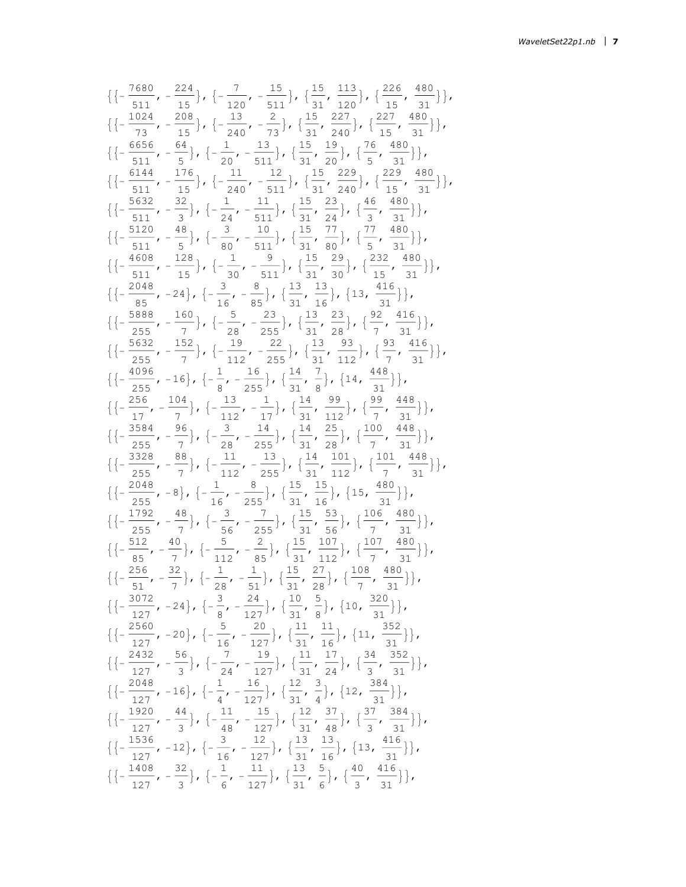$$\{\{-\frac{7680}{511}, -\frac{224}{15}\}, \{-\frac{7}{120}, -\frac{15}{511}\}, \{\frac{15}{31}, \frac{113}{120}\}, \{\frac{226}{15}, \frac{480}{31}\}\},$$
$$\{\{-\frac{1024}{73}, -\frac{208}{15}\}, \{-\frac{13}{240}, -\frac{2}{73}\}, \{\frac{15}{31}, \frac{227}{240}\}, \{\frac{227}{15}, \frac{480}{31}\}\},$$
$$\{\{-\frac{6656}{511}, -\frac{64}{5}\}, \{-\frac{1}{20}, -\frac{13}{511}\}, \{\frac{15}{31}, \frac{19}{20}\}, \{\frac{76}{5}, \frac{480}{31}\}\},$$
$$\{\{-\frac{6144}{511}, -\frac{176}{15}\}, \{-\frac{11}{240}, -\frac{12}{511}\}, \{\frac{15}{31}, \frac{229}{240}\}, \{\frac{229}{15}, \frac{480}{31}\}\},$$
$$\{\{-\frac{5632}{511}, -\frac{32}{3}\}, \{-\frac{1}{24}, -\frac{11}{511}\}, \{\frac{15}{31}, \frac{23}{24}\}, \{\frac{46}{3}, \frac{480}{31}\}\},$$
$$\{\{-\frac{5120}{511}, -\frac{48}{5}\}, \{-\frac{3}{80}, -\frac{10}{511}\}, \{\frac{15}{31}, \frac{77}{80}\}, \{\frac{77}{5}, \frac{480}{31}\}\},$$
$$\{\{-\frac{4608}{511}, -\frac{128}{15}\}, \{-\frac{1}{30}, -\frac{9}{511}\}, \{\frac{15}{31}, \frac{29}{30}\}, \{\frac{232}{15}, \frac{480}{31}\}\},$$
$$\{\{-\frac{2048}{85}, -24\}, \{-\frac{3}{16}, -\frac{8}{85}\}, \{\frac{13}{31}, \frac{13}{16}\}, \{13, \frac{416}{31}\}\},$$
$$\{\{-\frac{5888}{255}, -\frac{160}{7}\}, \{-\frac{5}{28}, -\frac{23}{255}\}, \{\frac{13}{31}, \frac{23}{28}\}, \{\frac{92}{7}, \frac{416}{31}\}\},$$
$$\{\{-\frac{5632}{255}, -\frac{152}{7}\}, \{-\frac{19}{112}, -\frac{22}{255}\}, \{\frac{13}{31}, \frac{93}{112}\}, \{\frac{93}{7}, \frac{416}{31}\}\},$$
$$\{\{-\frac{4096}{255}, -16\}, \{-\frac{1}{8}, -\frac{16}{255}\}, \{\frac{14}{31}, \frac{7}{8}\}, \{14, \frac{448}{31}\}\},$$
$$\{\{-\frac{256}{17}, -\frac{104}{7}\}, \{-\frac{13}{112}, -\frac{1}{17}\}, \{\frac{14}{31}, \frac{99}{112}\}, \{\frac{99}{7}, \frac{448}{31}\}\},$$
$$\{\{-\frac{3584}{255}, -\frac{96}{7}\}, \{-\frac{3}{28}, -\frac{14}{255}\}, \{\frac{14}{31}, \frac{25}{28}\}, \{\frac{100}{7}, \frac{448}{31}\}\},$$
$$\{\{-\frac{3328}{255}, -\frac{88}{7}\}, \{-\frac{11}{112}, -\frac{13}{255}\}, \{\frac{14}{31}, \frac{101}{112}\}, \{\frac{101}{7}, \frac{448}{31}\}\},$$
$$\{\{-\frac{2048}{255}, -8\}, \{-\frac{1}{16}, -\frac{8}{255}\}, \{\frac{15}{31}, \frac{15}{16}\}, \{15, \frac{480}{31}\}\},$$
$$\{\{-\frac{1792}{255}, -\frac{48}{7}\}, \{-\frac{3}{56}, -\frac{7}{255}\}, \{\frac{15}{31}, \frac{53}{56}\}, \{\frac{106}{7}, \frac{480}{31}\}\},$$
$$\{\{-\frac{512}{85}, -\frac{40}{7}\}, \{-\frac{5}{112}, -\frac{2}{85}\}, \{\frac{15}{31}, \frac{107}{112}\}, \{\frac{107}{7}, \frac{480}{31}\}\},$$
$$\{\{-\frac{256}{51}, -\frac{32}{7}\}, \{-\frac{1}{28}, -\frac{1}{51}\}, \{\frac{15}{31}, \frac{27}{28}\}, \{\frac{108}{7}, \frac{480}{31}\}\},$$
$$\{\{-\frac{3072}{127}, -24\}, \{-\frac{3}{8}, -\frac{24}{127}\}, \{\frac{10}{31}, \frac{5}{8}\}, \{10, \frac{320}{31}\}\},$$
$$\{\{-\frac{2560}{127}, -20\}, \{-\frac{5}{16}, -\frac{20}{127}\}, \{\frac{11}{31}, \frac{11}{16}\}, \{11, \frac{352}{31}\}\},$$
$$\{\{-\frac{2432}{127}, -\frac{56}{3}\}, \{-\frac{7}{24}, -\frac{19}{127}\}, \{\frac{11}{31}, \frac{17}{24}\}, \{\frac{34}{3}, \frac{352}{31}\}\},$$
$$\{\{-\frac{2048}{127}, -16\}, \{-\frac{1}{4}, -\frac{16}{127}\}, \{\frac{12}{31}, \frac{3}{4}\}, \{12, \frac{384}{31}\}\},$$
$$\{\{-\frac{1920}{127}, -\frac{44}{3}\}, \{-\frac{11}{48}, -\frac{15}{127}\}, \{\frac{12}{31}, \frac{37}{48}\}, \{\frac{37}{3}, \frac{384}{31}\}\},$$
$$\{\{-\frac{1536}{127}, -12\}, \{-\frac{3}{16}, -\frac{12}{127}\}, \{\frac{13}{31}, \frac{13}{16}\}, \{13, \frac{416}{31}\}\},$$
$$\{\{-\frac{1408}{127}, -\frac{32}{3}\}, \{-\frac{1}{6}, -\frac{11}{127}\}, \{\frac{13}{31}, \frac{5}{6}\}, \{\frac{40}{3}, \frac{416}{31}\}\},$$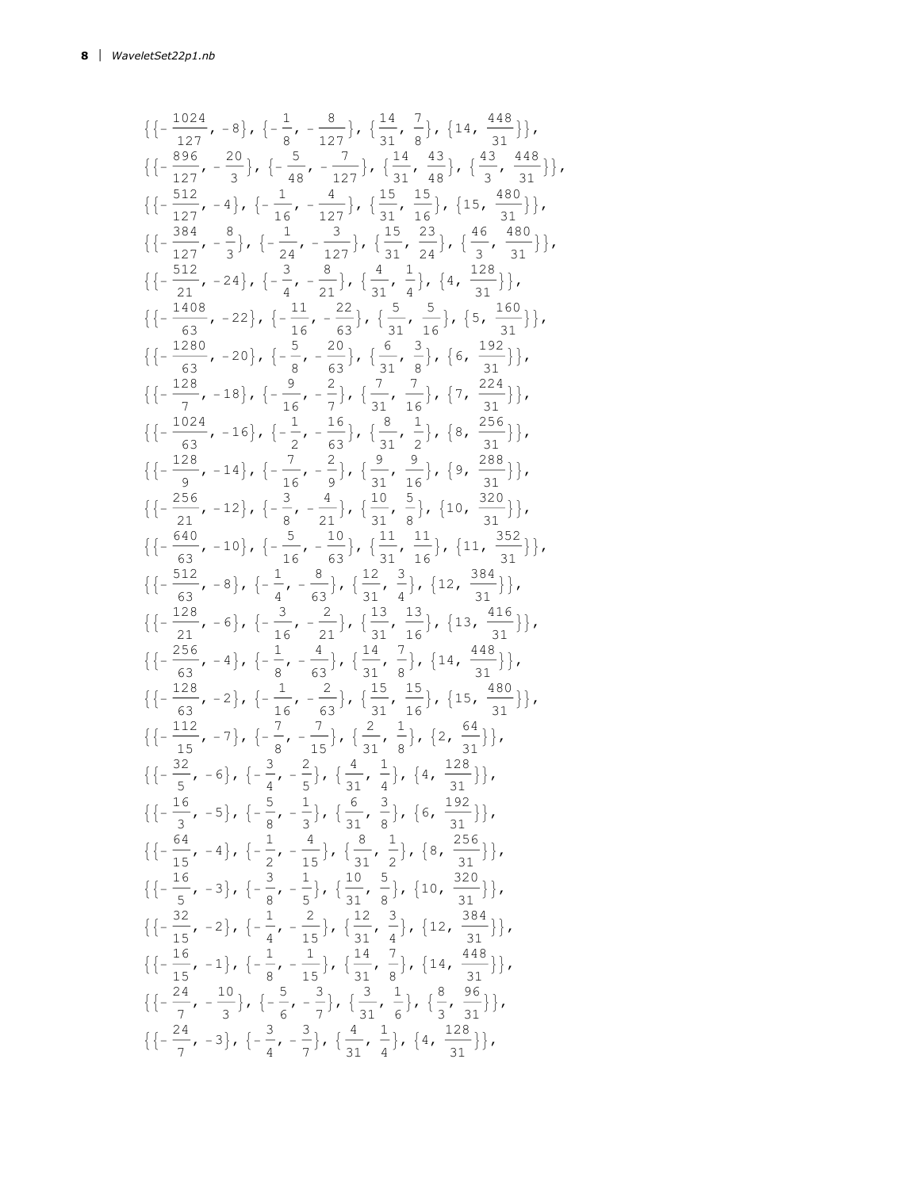$$\{\{-\frac{1024}{127}, -8\}, \{-\frac{1}{8}, -\frac{8}{127}\}, \{\frac{14}{31}, \frac{7}{8}\}, \{14, \frac{448}{31}\}\},$$

$$\{\{-\frac{896}{127}, -\frac{20}{3}\}, \{-\frac{5}{48}, -\frac{7}{127}\}, \{\frac{14}{31}, \frac{43}{48}\}, \{\frac{43}{3}, \frac{448}{31}\}\},$$

$$\{\{-\frac{512}{127}, -4\}, \{-\frac{1}{16}, -\frac{4}{127}\}, \{\frac{15}{31}, \frac{15}{16}\}, \{15, \frac{480}{31}\}\},$$

$$\{\{-\frac{384}{127}, -\frac{8}{3}\}, \{-\frac{1}{24}, -\frac{3}{127}\}, \{\frac{15}{31}, \frac{23}{24}\}, \{\frac{46}{3}, \frac{480}{31}\}\},$$

$$\{\{-\frac{512}{21}, -24\}, \{-\frac{3}{4}, -\frac{8}{21}\}, \{\frac{4}{31}, \frac{1}{4}\}, \{4, \frac{128}{31}\}\},$$

$$\{\{-\frac{1408}{63}, -22\}, \{-\frac{11}{16}, -\frac{22}{63}\}, \{\frac{5}{31}, \frac{5}{16}\}, \{5, \frac{160}{31}\}\},$$

$$\{\{-\frac{1280}{63}, -20\}, \{-\frac{5}{8}, -\frac{20}{63}\}, \{\frac{6}{31}, \frac{3}{8}\}, \{6, \frac{192}{31}\}\},$$

$$\{\{-\frac{128}{7}, -18\}, \{-\frac{9}{16}, -\frac{2}{7}\}, \{\frac{7}{31}, \frac{7}{16}\}, \{7, \frac{224}{31}\}\},$$

$$\{\{-\frac{1024}{63}, -16\}, \{-\frac{1}{2}, -\frac{16}{63}\}, \{\frac{8}{31}, \frac{1}{2}\}, \{8, \frac{256}{31}\}\},$$

$$\{\{-\frac{128}{9}, -14\}, \{-\frac{7}{16}, -\frac{2}{9}\}, \{\frac{9}{31}, \frac{9}{16}\}, \{9, \frac{288}{31}\}\},$$

$$\{\{-\frac{256}{21}, -12\}, \{-\frac{3}{8}, -\frac{4}{21}\}, \{\frac{10}{31}, \frac{5}{8}\}, \{10, \frac{320}{31}\}\},$$

$$\{\{-\frac{640}{63}, -10\}, \{-\frac{5}{16}, -\frac{10}{63}\}, \{\frac{11}{31}, \frac{11}{16}\}, \{11, \frac{352}{31}\}\},$$

$$\{\{-\frac{512}{63}, -8\}, \{-\frac{1}{4}, -\frac{8}{63}\}, \{\frac{12}{31}, \frac{3}{4}\}, \{12, \frac{384}{31}\}\},$$

$$\{\{-\frac{128}{21}, -6\}, \{-\frac{3}{16}, -\frac{2}{21}\}, \{\frac{13}{31}, \frac{13}{16}\}, \{13, \frac{416}{31}\}\},$$

$$\{\{-\frac{256}{63}, -4\}, \{-\frac{1}{8}, -\frac{4}{63}\}, \{\frac{14}{31}, \frac{7}{8}\}, \{14, \frac{448}{31}\}\},$$

$$\{\{-\frac{128}{63}, -2\}, \{-\frac{1}{16}, -\frac{2}{63}\}, \{\frac{15}{31}, \frac{15}{16}\}, \{15, \frac{480}{31}\}\},$$

$$\{\{-\frac{112}{15}, -7\}, \{-\frac{7}{8}, -\frac{7}{15}\}, \{\frac{2}{31}, \frac{1}{8}\}, \{2, \frac{64}{31}\}\},$$

$$\{\{-\frac{32}{5}, -6\}, \{-\frac{3}{4}, -\frac{2}{5}\}, \{\frac{4}{31}, \frac{1}{4}\}, \{4, \frac{128}{31}\}\},$$

$$\{\{-\frac{16}{3}, -5\}, \{-\frac{5}{8}, -\frac{1}{3}\}, \{\frac{6}{31}, \frac{3}{8}\}, \{6, \frac{192}{31}\}\},$$

$$\{\{-\frac{64}{15}, -4\}, \{-\frac{1}{2}, -\frac{4}{15}\}, \{\frac{8}{31}, \frac{1}{2}\}, \{8, \frac{256}{31}\}\},$$

$$\{\{-\frac{16}{5}, -3\}, \{-\frac{3}{8}, -\frac{1}{5}\}, \{\frac{10}{31}, \frac{5}{8}\}, \{10, \frac{320}{31}\}\},$$

$$\{\{-\frac{32}{15}, -2\}, \{-\frac{1}{4}, -\frac{2}{15}\}, \{\frac{12}{31}, \frac{3}{4}\}, \{12, \frac{384}{31}\}\},$$

$$\{\{-\frac{16}{15}, -1\}, \{-\frac{1}{8}, -\frac{1}{15}\}, \{\frac{14}{31}, \frac{7}{8}\}, \{14, \frac{448}{31}\}\},$$

$$\{\{-\frac{24}{7}, -\frac{10}{3}\}, \{-\frac{5}{6}, -\frac{3}{7}\}, \{\frac{3}{31}, \frac{1}{6}\}, \{\frac{8}{3}, \frac{96}{31}\}\},$$

$$\{\{-\frac{24}{7}, -3\}, \{-\frac{3}{4}, -\frac{3}{7}\}, \{\frac{4}{31}, \frac{1}{4}\}, \{4, \frac{128}{31}\}\},$$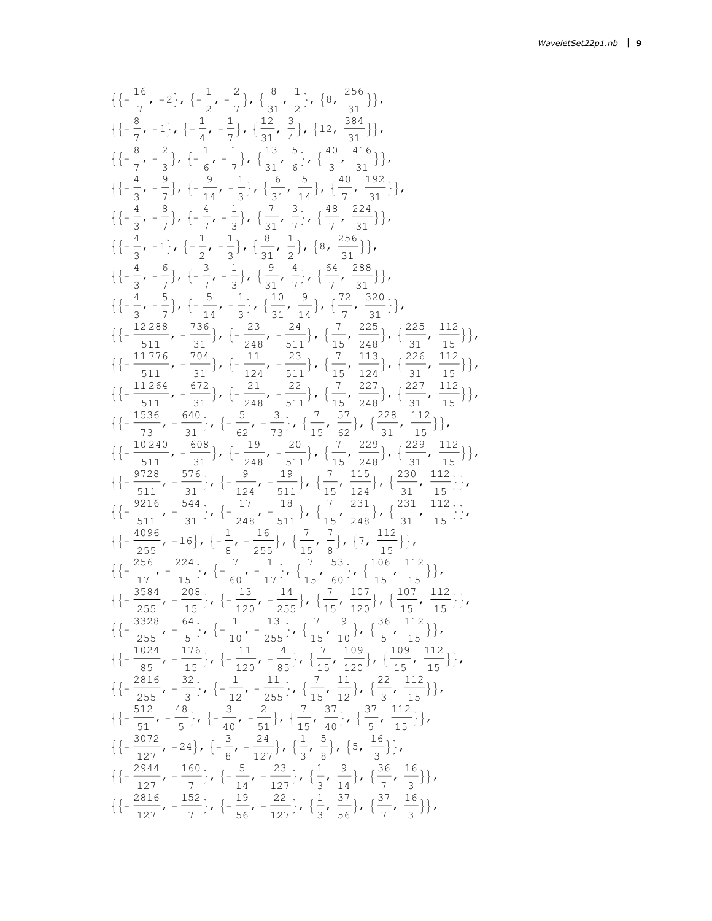$$\{\{-\tfrac{16}{7}, -2\}, \{-\tfrac{1}{2}, -\tfrac{2}{7}\}, \{\tfrac{8}{31}, \tfrac{1}{2}\}, \{8, \tfrac{256}{31}\}\},$$

$$\{\{-\tfrac{8}{7}, -1\}, \{-\tfrac{1}{4}, -\tfrac{1}{7}\}, \{\tfrac{12}{31}, \tfrac{3}{4}\}, \{12, \tfrac{384}{31}\}\},$$

$$\{\{-\tfrac{8}{7}, -\tfrac{2}{3}\}, \{-\tfrac{1}{6}, -\tfrac{1}{7}\}, \{\tfrac{13}{31}, \tfrac{5}{6}\}, \{\tfrac{40}{3}, \tfrac{416}{31}\}\},$$

$$\{\{-\tfrac{4}{3}, -\tfrac{9}{7}\}, \{-\tfrac{9}{14}, -\tfrac{1}{3}\}, \{\tfrac{6}{31}, \tfrac{5}{14}\}, \{\tfrac{40}{7}, \tfrac{192}{31}\}\},$$

$$\{\{-\tfrac{4}{3}, -\tfrac{8}{7}\}, \{-\tfrac{4}{7}, -\tfrac{1}{3}\}, \{\tfrac{7}{31}, \tfrac{3}{7}\}, \{\tfrac{48}{7}, \tfrac{224}{31}\}\},$$

$$\{\{-\tfrac{4}{3}, -1\}, \{-\tfrac{1}{2}, -\tfrac{1}{3}\}, \{\tfrac{8}{31}, \tfrac{1}{2}\}, \{8, \tfrac{256}{31}\}\},$$

$$\{\{-\tfrac{4}{3}, -\tfrac{6}{7}\}, \{-\tfrac{3}{7}, -\tfrac{1}{3}\}, \{\tfrac{9}{31}, \tfrac{4}{7}\}, \{\tfrac{64}{7}, \tfrac{288}{31}\}\},$$

$$\{\{-\tfrac{4}{3}, -\tfrac{5}{7}\}, \{-\tfrac{5}{14}, -\tfrac{1}{3}\}, \{\tfrac{10}{31}, \tfrac{9}{14}\}, \{\tfrac{72}{7}, \tfrac{320}{31}\}\},$$

$$\{\{-\tfrac{12288}{511}, -\tfrac{736}{31}\}, \{-\tfrac{23}{248}, -\tfrac{24}{511}\}, \{\tfrac{7}{15}, \tfrac{225}{248}\}, \{\tfrac{225}{31}, \tfrac{112}{15}\}\},$$

$$\{\{-\tfrac{11776}{511}, -\tfrac{704}{31}\}, \{-\tfrac{11}{124}, -\tfrac{23}{511}\}, \{\tfrac{7}{15}, \tfrac{113}{124}\}, \{\tfrac{226}{31}, \tfrac{112}{15}\}\},$$

$$\{\{-\tfrac{11264}{511}, -\tfrac{672}{31}\}, \{-\tfrac{21}{248}, -\tfrac{22}{511}\}, \{\tfrac{7}{15}, \tfrac{227}{248}\}, \{\tfrac{227}{31}, \tfrac{112}{15}\}\},$$

$$\{\{-\tfrac{1536}{73}, -\tfrac{640}{31}\}, \{-\tfrac{5}{62}, -\tfrac{3}{73}\}, \{\tfrac{7}{15}, \tfrac{57}{62}\}, \{\tfrac{228}{31}, \tfrac{112}{15}\}\},$$

$$\{\{-\tfrac{10240}{511}, -\tfrac{608}{31}\}, \{-\tfrac{19}{248}, -\tfrac{20}{511}\}, \{\tfrac{7}{15}, \tfrac{229}{248}\}, \{\tfrac{229}{31}, \tfrac{112}{15}\}\},$$

$$\{\{-\tfrac{9728}{511}, -\tfrac{576}{31}\}, \{-\tfrac{9}{124}, -\tfrac{19}{511}\}, \{\tfrac{7}{15}, \tfrac{115}{124}\}, \{\tfrac{230}{31}, \tfrac{112}{15}\}\},$$

$$\{\{-\tfrac{9216}{511}, -\tfrac{544}{31}\}, \{-\tfrac{17}{248}, -\tfrac{18}{511}\}, \{\tfrac{7}{15}, \tfrac{231}{248}\}, \{\tfrac{231}{31}, \tfrac{112}{15}\}\},$$

$$\{\{-\tfrac{4096}{255}, -16\}, \{-\tfrac{1}{8}, -\tfrac{16}{255}\}, \{\tfrac{7}{15}, \tfrac{7}{8}\}, \{7, \tfrac{112}{15}\}\},$$

$$\{\{-\tfrac{256}{17}, -\tfrac{224}{15}\}, \{-\tfrac{7}{60}, -\tfrac{1}{17}\}, \{\tfrac{7}{15}, \tfrac{53}{60}\}, \{\tfrac{106}{15}, \tfrac{112}{15}\}\},$$

$$\{\{-\tfrac{3584}{255}, -\tfrac{208}{15}\}, \{-\tfrac{13}{120}, -\tfrac{14}{255}\}, \{\tfrac{7}{15}, \tfrac{107}{120}\}, \{\tfrac{107}{15}, \tfrac{112}{15}\}\},$$

$$\{\{-\tfrac{3328}{255}, -\tfrac{64}{5}\}, \{-\tfrac{1}{10}, -\tfrac{13}{255}\}, \{\tfrac{7}{15}, \tfrac{9}{10}\}, \{\tfrac{36}{5}, \tfrac{112}{15}\}\},$$

$$\{\{-\tfrac{1024}{85}, -\tfrac{176}{15}\}, \{-\tfrac{11}{120}, -\tfrac{4}{85}\}, \{\tfrac{7}{15}, \tfrac{109}{120}\}, \{\tfrac{109}{15}, \tfrac{112}{15}\}\},$$

$$\{\{-\tfrac{2816}{255}, -\tfrac{32}{3}\}, \{-\tfrac{1}{12}, -\tfrac{11}{255}\}, \{\tfrac{7}{15}, \tfrac{11}{12}\}, \{\tfrac{22}{3}, \tfrac{112}{15}\}\},$$

$$\{\{-\tfrac{512}{51}, -\tfrac{48}{5}\}, \{-\tfrac{3}{40}, -\tfrac{2}{51}\}, \{\tfrac{7}{15}, \tfrac{37}{40}\}, \{\tfrac{37}{5}, \tfrac{112}{15}\}\},$$

$$\{\{-\tfrac{3072}{127}, -24\}, \{-\tfrac{3}{8}, -\tfrac{24}{127}\}, \{\tfrac{1}{3}, \tfrac{5}{8}\}, \{5, \tfrac{16}{3}\}\},$$

$$\{\{-\tfrac{2944}{127}, -\tfrac{160}{7}\}, \{-\tfrac{5}{14}, -\tfrac{23}{127}\}, \{\tfrac{1}{3}, \tfrac{9}{14}\}, \{\tfrac{36}{7}, \tfrac{16}{3}\}\},$$

$$\{\{-\tfrac{2816}{127}, -\tfrac{152}{7}\}, \{-\tfrac{19}{56}, -\tfrac{22}{127}\}, \{\tfrac{1}{3}, \tfrac{37}{56}\}, \{\tfrac{37}{7}, \tfrac{16}{3}\}\},$$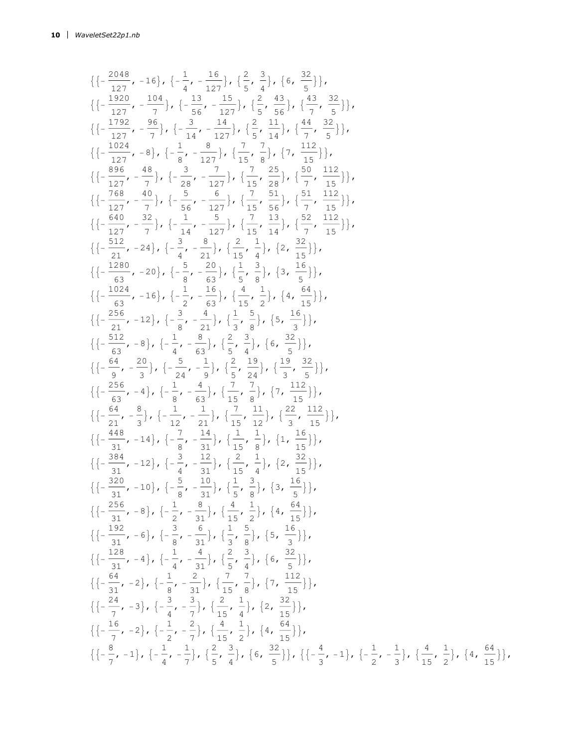$$\{\{-\tfrac{2048}{127}, -16\}, \{-\tfrac{1}{4}, -\tfrac{16}{127}\}, \{\tfrac{2}{5}, \tfrac{3}{4}\}, \{6, \tfrac{32}{5}\}\},$$
$$\{\{-\tfrac{1920}{127}, -\tfrac{104}{7}\}, \{-\tfrac{13}{56}, -\tfrac{15}{127}\}, \{\tfrac{2}{5}, \tfrac{43}{56}\}, \{\tfrac{43}{7}, \tfrac{32}{5}\}\},$$
$$\{\{-\tfrac{1792}{127}, -\tfrac{96}{7}\}, \{-\tfrac{3}{14}, -\tfrac{14}{127}\}, \{\tfrac{2}{5}, \tfrac{11}{14}\}, \{\tfrac{44}{7}, \tfrac{32}{5}\}\},$$
$$\{\{-\tfrac{1024}{127}, -8\}, \{-\tfrac{1}{8}, -\tfrac{8}{127}\}, \{\tfrac{7}{15}, \tfrac{7}{8}\}, \{7, \tfrac{112}{15}\}\},$$
$$\{\{-\tfrac{896}{127}, -\tfrac{48}{7}\}, \{-\tfrac{3}{28}, -\tfrac{7}{127}\}, \{\tfrac{7}{15}, \tfrac{25}{28}\}, \{\tfrac{50}{7}, \tfrac{112}{15}\}\},$$
$$\{\{-\tfrac{768}{127}, -\tfrac{40}{7}\}, \{-\tfrac{5}{56}, -\tfrac{6}{127}\}, \{\tfrac{7}{15}, \tfrac{51}{56}\}, \{\tfrac{51}{7}, \tfrac{112}{15}\}\},$$
$$\{\{-\tfrac{640}{127}, -\tfrac{32}{7}\}, \{-\tfrac{1}{14}, -\tfrac{5}{127}\}, \{\tfrac{7}{15}, \tfrac{13}{14}\}, \{\tfrac{52}{7}, \tfrac{112}{15}\}\},$$
$$\{\{-\tfrac{512}{21}, -24\}, \{-\tfrac{3}{4}, -\tfrac{8}{21}\}, \{\tfrac{2}{15}, \tfrac{1}{4}\}, \{2, \tfrac{32}{15}\}\},$$
$$\{\{-\tfrac{1280}{63}, -20\}, \{-\tfrac{5}{8}, -\tfrac{20}{63}\}, \{\tfrac{1}{5}, \tfrac{3}{8}\}, \{3, \tfrac{16}{5}\}\},$$
$$\{\{-\tfrac{1024}{63}, -16\}, \{-\tfrac{1}{2}, -\tfrac{16}{63}\}, \{\tfrac{4}{15}, \tfrac{1}{2}\}, \{4, \tfrac{64}{15}\}\},$$
$$\{\{-\tfrac{256}{21}, -12\}, \{-\tfrac{3}{8}, -\tfrac{4}{21}\}, \{\tfrac{1}{3}, \tfrac{5}{8}\}, \{5, \tfrac{16}{3}\}\},$$
$$\{\{-\tfrac{512}{63}, -8\}, \{-\tfrac{1}{4}, -\tfrac{8}{63}\}, \{\tfrac{2}{5}, \tfrac{3}{4}\}, \{6, \tfrac{32}{5}\}\},$$
$$\{\{-\tfrac{64}{9}, -\tfrac{20}{3}\}, \{-\tfrac{5}{24}, -\tfrac{1}{9}\}, \{\tfrac{2}{5}, \tfrac{19}{24}\}, \{\tfrac{19}{3}, \tfrac{32}{5}\}\},$$
$$\{\{-\tfrac{256}{63}, -4\}, \{-\tfrac{1}{8}, -\tfrac{4}{63}\}, \{\tfrac{7}{15}, \tfrac{7}{8}\}, \{7, \tfrac{112}{15}\}\},$$
$$\{\{-\tfrac{64}{21}, -\tfrac{8}{3}\}, \{-\tfrac{1}{12}, -\tfrac{1}{21}\}, \{\tfrac{7}{15}, \tfrac{11}{12}\}, \{\tfrac{22}{3}, \tfrac{112}{15}\}\},$$
$$\{\{-\tfrac{448}{31}, -14\}, \{-\tfrac{7}{8}, -\tfrac{14}{31}\}, \{\tfrac{1}{15}, \tfrac{1}{8}\}, \{1, \tfrac{16}{15}\}\},$$
$$\{\{-\tfrac{384}{31}, -12\}, \{-\tfrac{3}{4}, -\tfrac{12}{31}\}, \{\tfrac{2}{15}, \tfrac{1}{4}\}, \{2, \tfrac{32}{15}\}\},$$
$$\{\{-\tfrac{320}{31}, -10\}, \{-\tfrac{5}{8}, -\tfrac{10}{31}\}, \{\tfrac{1}{5}, \tfrac{3}{8}\}, \{3, \tfrac{16}{5}\}\},$$
$$\{\{-\tfrac{256}{31}, -8\}, \{-\tfrac{1}{2}, -\tfrac{8}{31}\}, \{\tfrac{4}{15}, \tfrac{1}{2}\}, \{4, \tfrac{64}{15}\}\},$$
$$\{\{-\tfrac{192}{31}, -6\}, \{-\tfrac{3}{8}, -\tfrac{6}{31}\}, \{\tfrac{1}{3}, \tfrac{5}{8}\}, \{5, \tfrac{16}{3}\}\},$$
$$\{\{-\tfrac{128}{31}, -4\}, \{-\tfrac{1}{4}, -\tfrac{4}{31}\}, \{\tfrac{2}{5}, \tfrac{3}{4}\}, \{6, \tfrac{32}{5}\}\},$$
$$\{\{-\tfrac{64}{31}, -2\}, \{-\tfrac{1}{8}, -\tfrac{2}{31}\}, \{\tfrac{7}{15}, \tfrac{7}{8}\}, \{7, \tfrac{112}{15}\}\},$$
$$\{\{-\tfrac{24}{7}, -3\}, \{-\tfrac{3}{4}, -\tfrac{3}{7}\}, \{\tfrac{2}{15}, \tfrac{1}{4}\}, \{2, \tfrac{32}{15}\}\},$$
$$\{\{-\tfrac{16}{7}, -2\}, \{-\tfrac{1}{2}, -\tfrac{2}{7}\}, \{\tfrac{4}{15}, \tfrac{1}{2}\}, \{4, \tfrac{64}{15}\}\},$$
$$\{\{-\tfrac{8}{7}, -1\}, \{-\tfrac{1}{4}, -\tfrac{1}{7}\}, \{\tfrac{2}{5}, \tfrac{3}{4}\}, \{6, \tfrac{32}{5}\}\}, \{\{-\tfrac{4}{3}, -1\}, \{-\tfrac{1}{2}, -\tfrac{1}{3}\}, \{\tfrac{4}{15}, \tfrac{1}{2}\}, \{4, \tfrac{64}{15}\}\},$$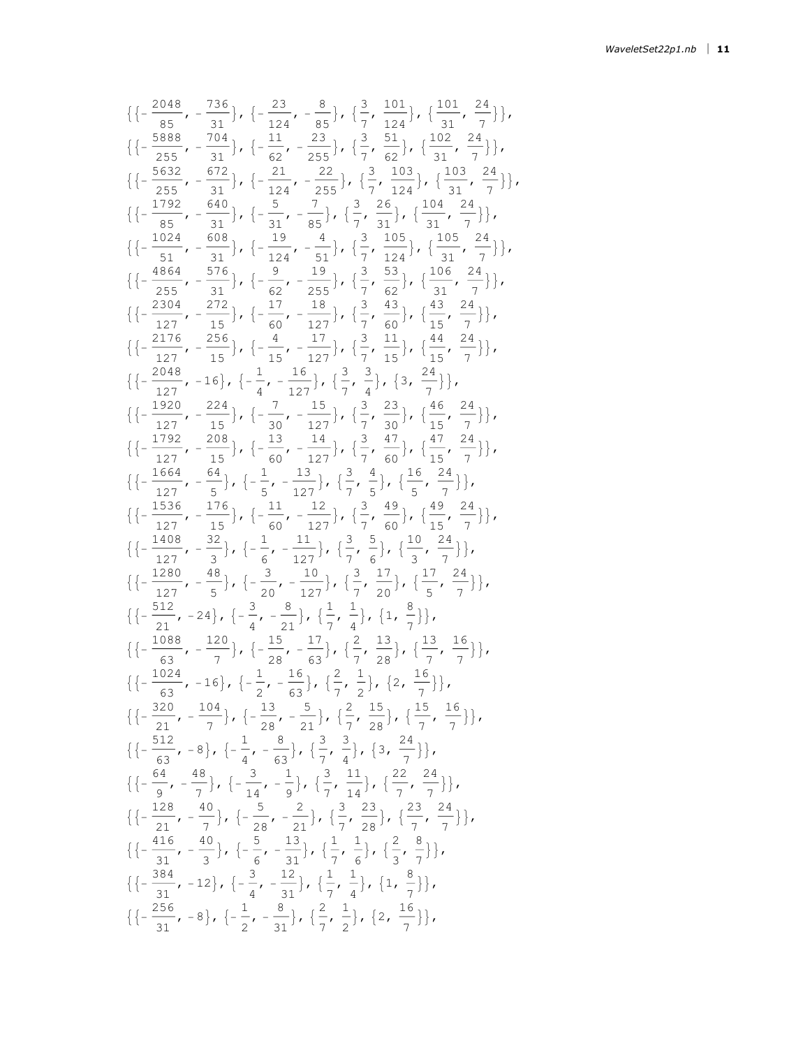$$\{\{-\frac{2048}{85}, -\frac{736}{31}\}, \{-\frac{23}{124}, -\frac{8}{85}\}, \{\frac{3}{7}, \frac{101}{124}\}, \{\frac{101}{31}, \frac{24}{7}\}\},$$
$$\{\{-\frac{5888}{255}, -\frac{704}{31}\}, \{-\frac{11}{62}, -\frac{23}{255}\}, \{\frac{3}{7}, \frac{51}{62}\}, \{\frac{102}{31}, \frac{24}{7}\}\},$$
$$\{\{-\frac{5632}{255}, -\frac{672}{31}\}, \{-\frac{21}{124}, -\frac{22}{255}\}, \{\frac{3}{7}, \frac{103}{124}\}, \{\frac{103}{31}, \frac{24}{7}\}\},$$
$$\{\{-\frac{1792}{85}, -\frac{640}{31}\}, \{-\frac{5}{31}, -\frac{7}{85}\}, \{\frac{3}{7}, \frac{26}{31}\}, \{\frac{104}{31}, \frac{24}{7}\}\},$$
$$\{\{-\frac{1024}{51}, -\frac{608}{31}\}, \{-\frac{19}{124}, -\frac{4}{51}\}, \{\frac{3}{7}, \frac{105}{124}\}, \{\frac{105}{31}, \frac{24}{7}\}\},$$
$$\{\{-\frac{4864}{255}, -\frac{576}{31}\}, \{-\frac{9}{62}, -\frac{19}{255}\}, \{\frac{3}{7}, \frac{53}{62}\}, \{\frac{106}{31}, \frac{24}{7}\}\},$$
$$\{\{-\frac{2304}{127}, -\frac{272}{15}\}, \{-\frac{17}{60}, -\frac{18}{127}\}, \{\frac{3}{7}, \frac{43}{60}\}, \{\frac{43}{15}, \frac{24}{7}\}\},$$
$$\{\{-\frac{2176}{127}, -\frac{256}{15}\}, \{-\frac{4}{15}, -\frac{17}{127}\}, \{\frac{3}{7}, \frac{11}{15}\}, \{\frac{44}{15}, \frac{24}{7}\}\},$$
$$\{\{-\frac{2048}{127}, -16\}, \{-\frac{1}{4}, -\frac{16}{127}\}, \{\frac{3}{7}, \frac{3}{4}\}, \{3, \frac{24}{7}\}\},$$
$$\{\{-\frac{1920}{127}, -\frac{224}{15}\}, \{-\frac{7}{30}, -\frac{15}{127}\}, \{\frac{3}{7}, \frac{23}{30}\}, \{\frac{46}{15}, \frac{24}{7}\}\},$$
$$\{\{-\frac{1792}{127}, -\frac{208}{15}\}, \{-\frac{13}{60}, -\frac{14}{127}\}, \{\frac{3}{7}, \frac{47}{60}\}, \{\frac{47}{15}, \frac{24}{7}\}\},$$
$$\{\{-\frac{1664}{127}, -\frac{64}{5}\}, \{-\frac{1}{5}, -\frac{13}{127}\}, \{\frac{3}{7}, \frac{4}{5}\}, \{\frac{16}{5}, \frac{24}{7}\}\},$$
$$\{\{-\frac{1536}{127}, -\frac{176}{15}\}, \{-\frac{11}{60}, -\frac{12}{127}\}, \{\frac{3}{7}, \frac{49}{60}\}, \{\frac{49}{15}, \frac{24}{7}\}\},$$
$$\{\{-\frac{1408}{127}, -\frac{32}{3}\}, \{-\frac{1}{6}, -\frac{11}{127}\}, \{\frac{3}{7}, \frac{5}{6}\}, \{\frac{10}{3}, \frac{24}{7}\}\},$$
$$\{\{-\frac{1280}{127}, -\frac{48}{5}\}, \{-\frac{3}{20}, -\frac{10}{127}\}, \{\frac{3}{7}, \frac{17}{20}\}, \{\frac{17}{5}, \frac{24}{7}\}\},$$
$$\{\{-\frac{512}{21}, -24\}, \{-\frac{3}{4}, -\frac{8}{21}\}, \{\frac{1}{7}, \frac{1}{4}\}, \{1, \frac{8}{7}\}\},$$
$$\{\{-\frac{1088}{63}, -\frac{120}{7}\}, \{-\frac{15}{28}, -\frac{17}{63}\}, \{\frac{2}{7}, \frac{13}{28}\}, \{\frac{13}{7}, \frac{16}{7}\}\},$$
$$\{\{-\frac{1024}{63}, -16\}, \{-\frac{1}{2}, -\frac{16}{63}\}, \{\frac{2}{7}, \frac{1}{2}\}, \{2, \frac{16}{7}\}\},$$
$$\{\{-\frac{320}{21}, -\frac{104}{7}\}, \{-\frac{13}{28}, -\frac{5}{21}\}, \{\frac{2}{7}, \frac{15}{28}\}, \{\frac{15}{7}, \frac{16}{7}\}\},$$
$$\{\{-\frac{512}{63}, -8\}, \{-\frac{1}{4}, -\frac{8}{63}\}, \{\frac{3}{7}, \frac{3}{4}\}, \{3, \frac{24}{7}\}\},$$
$$\{\{-\frac{64}{9}, -\frac{48}{7}\}, \{-\frac{3}{14}, -\frac{1}{9}\}, \{\frac{3}{7}, \frac{11}{14}\}, \{\frac{22}{7}, \frac{24}{7}\}\},$$
$$\{\{-\frac{128}{21}, -\frac{40}{7}\}, \{-\frac{5}{28}, -\frac{2}{21}\}, \{\frac{3}{7}, \frac{23}{28}\}, \{\frac{23}{7}, \frac{24}{7}\}\},$$
$$\{\{-\frac{416}{31}, -\frac{40}{3}\}, \{-\frac{5}{6}, -\frac{13}{31}\}, \{\frac{1}{7}, \frac{1}{6}\}, \{\frac{2}{3}, \frac{8}{7}\}\},$$
$$\{\{-\frac{384}{31}, -12\}, \{-\frac{3}{4}, -\frac{12}{31}\}, \{\frac{1}{7}, \frac{1}{4}\}, \{1, \frac{8}{7}\}\},$$
$$\{\{-\frac{256}{31}, -8\}, \{-\frac{1}{2}, -\frac{8}{31}\}, \{\frac{2}{7}, \frac{1}{2}\}, \{2, \frac{16}{7}\}\},$$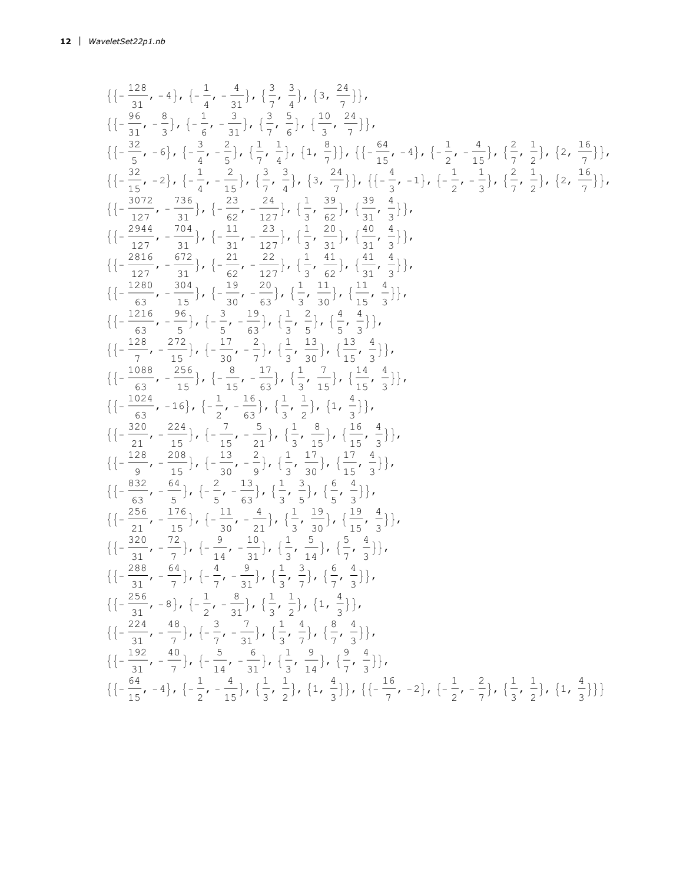$$\{\{-\tfrac{128}{31}, -4\}, \{-\tfrac{1}{4}, -\tfrac{4}{31}\}, \{\tfrac{3}{7}, \tfrac{3}{4}\}, \{3, \tfrac{24}{7}\}\},$$
$$\{\{-\tfrac{96}{31}, -\tfrac{8}{3}\}, \{-\tfrac{1}{6}, -\tfrac{3}{31}\}, \{\tfrac{3}{7}, \tfrac{5}{6}\}, \{\tfrac{10}{3}, \tfrac{24}{7}\}\},$$
$$\{\{-\tfrac{32}{5}, -6\}, \{-\tfrac{3}{4}, -\tfrac{2}{5}\}, \{\tfrac{1}{7}, \tfrac{1}{4}\}, \{1, \tfrac{8}{7}\}\}, \{\{-\tfrac{64}{15}, -4\}, \{-\tfrac{1}{2}, -\tfrac{4}{15}\}, \{\tfrac{2}{7}, \tfrac{1}{2}\}, \{2, \tfrac{16}{7}\}\},$$
$$\{\{-\tfrac{32}{15}, -2\}, \{-\tfrac{1}{4}, -\tfrac{2}{15}\}, \{\tfrac{3}{7}, \tfrac{3}{4}\}, \{3, \tfrac{24}{7}\}\}, \{\{-\tfrac{4}{3}, -1\}, \{-\tfrac{1}{2}, -\tfrac{1}{3}\}, \{\tfrac{2}{7}, \tfrac{1}{2}\}, \{2, \tfrac{16}{7}\}\},$$
$$\{\{-\tfrac{3072}{127}, -\tfrac{736}{31}\}, \{-\tfrac{23}{62}, -\tfrac{24}{127}\}, \{\tfrac{1}{3}, \tfrac{39}{62}\}, \{\tfrac{39}{31}, \tfrac{4}{3}\}\},$$
$$\{\{-\tfrac{2944}{127}, -\tfrac{704}{31}\}, \{-\tfrac{11}{31}, -\tfrac{23}{127}\}, \{\tfrac{1}{3}, \tfrac{20}{31}\}, \{\tfrac{40}{31}, \tfrac{4}{3}\}\},$$
$$\{\{-\tfrac{2816}{127}, -\tfrac{672}{31}\}, \{-\tfrac{21}{62}, -\tfrac{22}{127}\}, \{\tfrac{1}{3}, \tfrac{41}{62}\}, \{\tfrac{41}{31}, \tfrac{4}{3}\}\},$$
$$\{\{-\tfrac{1280}{63}, -\tfrac{304}{15}\}, \{-\tfrac{19}{30}, -\tfrac{20}{63}\}, \{\tfrac{1}{3}, \tfrac{11}{30}\}, \{\tfrac{11}{15}, \tfrac{4}{3}\}\},$$
$$\{\{-\tfrac{1216}{63}, -\tfrac{96}{5}\}, \{-\tfrac{3}{5}, -\tfrac{19}{63}\}, \{\tfrac{1}{3}, \tfrac{2}{5}\}, \{\tfrac{4}{5}, \tfrac{4}{3}\}\},$$
$$\{\{-\tfrac{128}{7}, -\tfrac{272}{15}\}, \{-\tfrac{17}{30}, -\tfrac{2}{7}\}, \{\tfrac{1}{3}, \tfrac{13}{30}\}, \{\tfrac{13}{15}, \tfrac{4}{3}\}\},$$
$$\{\{-\tfrac{1088}{63}, -\tfrac{256}{15}\}, \{-\tfrac{8}{15}, -\tfrac{17}{63}\}, \{\tfrac{1}{3}, \tfrac{7}{15}\}, \{\tfrac{14}{15}, \tfrac{4}{3}\}\},$$
$$\{\{-\tfrac{1024}{63}, -16\}, \{-\tfrac{1}{2}, -\tfrac{16}{63}\}, \{\tfrac{1}{3}, \tfrac{1}{2}\}, \{1, \tfrac{4}{3}\}\},$$
$$\{\{-\tfrac{320}{21}, -\tfrac{224}{15}\}, \{-\tfrac{7}{15}, -\tfrac{5}{21}\}, \{\tfrac{1}{3}, \tfrac{8}{15}\}, \{\tfrac{16}{15}, \tfrac{4}{3}\}\},$$
$$\{\{-\tfrac{128}{9}, -\tfrac{208}{15}\}, \{-\tfrac{13}{30}, -\tfrac{2}{9}\}, \{\tfrac{1}{3}, \tfrac{17}{30}\}, \{\tfrac{17}{15}, \tfrac{4}{3}\}\},$$
$$\{\{-\tfrac{832}{63}, -\tfrac{64}{5}\}, \{-\tfrac{2}{5}, -\tfrac{13}{63}\}, \{\tfrac{1}{3}, \tfrac{3}{5}\}, \{\tfrac{6}{5}, \tfrac{4}{3}\}\},$$
$$\{\{-\tfrac{256}{21}, -\tfrac{176}{15}\}, \{-\tfrac{11}{30}, -\tfrac{4}{21}\}, \{\tfrac{1}{3}, \tfrac{19}{30}\}, \{\tfrac{19}{15}, \tfrac{4}{3}\}\},$$
$$\{\{-\tfrac{320}{31}, -\tfrac{72}{7}\}, \{-\tfrac{9}{14}, -\tfrac{10}{31}\}, \{\tfrac{1}{3}, \tfrac{5}{14}\}, \{\tfrac{5}{7}, \tfrac{4}{3}\}\},$$
$$\{\{-\tfrac{288}{31}, -\tfrac{64}{7}\}, \{-\tfrac{4}{7}, -\tfrac{9}{31}\}, \{\tfrac{1}{3}, \tfrac{3}{7}\}, \{\tfrac{6}{7}, \tfrac{4}{3}\}\},$$
$$\{\{-\tfrac{256}{31}, -8\}, \{-\tfrac{1}{2}, -\tfrac{8}{31}\}, \{\tfrac{1}{3}, \tfrac{1}{2}\}, \{1, \tfrac{4}{3}\}\},$$
$$\{\{-\tfrac{224}{31}, -\tfrac{48}{7}\}, \{-\tfrac{3}{7}, -\tfrac{7}{31}\}, \{\tfrac{1}{3}, \tfrac{4}{7}\}, \{\tfrac{8}{7}, \tfrac{4}{3}\}\},$$
$$\{\{-\tfrac{192}{31}, -\tfrac{40}{7}\}, \{-\tfrac{5}{14}, -\tfrac{6}{31}\}, \{\tfrac{1}{3}, \tfrac{9}{14}\}, \{\tfrac{9}{7}, \tfrac{4}{3}\}\},$$
$$\{\{-\tfrac{64}{15}, -4\}, \{-\tfrac{1}{2}, -\tfrac{4}{15}\}, \{\tfrac{1}{3}, \tfrac{1}{2}\}, \{1, \tfrac{4}{3}\}\}, \{\{-\tfrac{16}{7}, -2\}, \{-\tfrac{1}{2}, -\tfrac{2}{7}\}, \{\tfrac{1}{3}, \tfrac{1}{2}\}, \{1, \tfrac{4}{3}\}\}\}$$